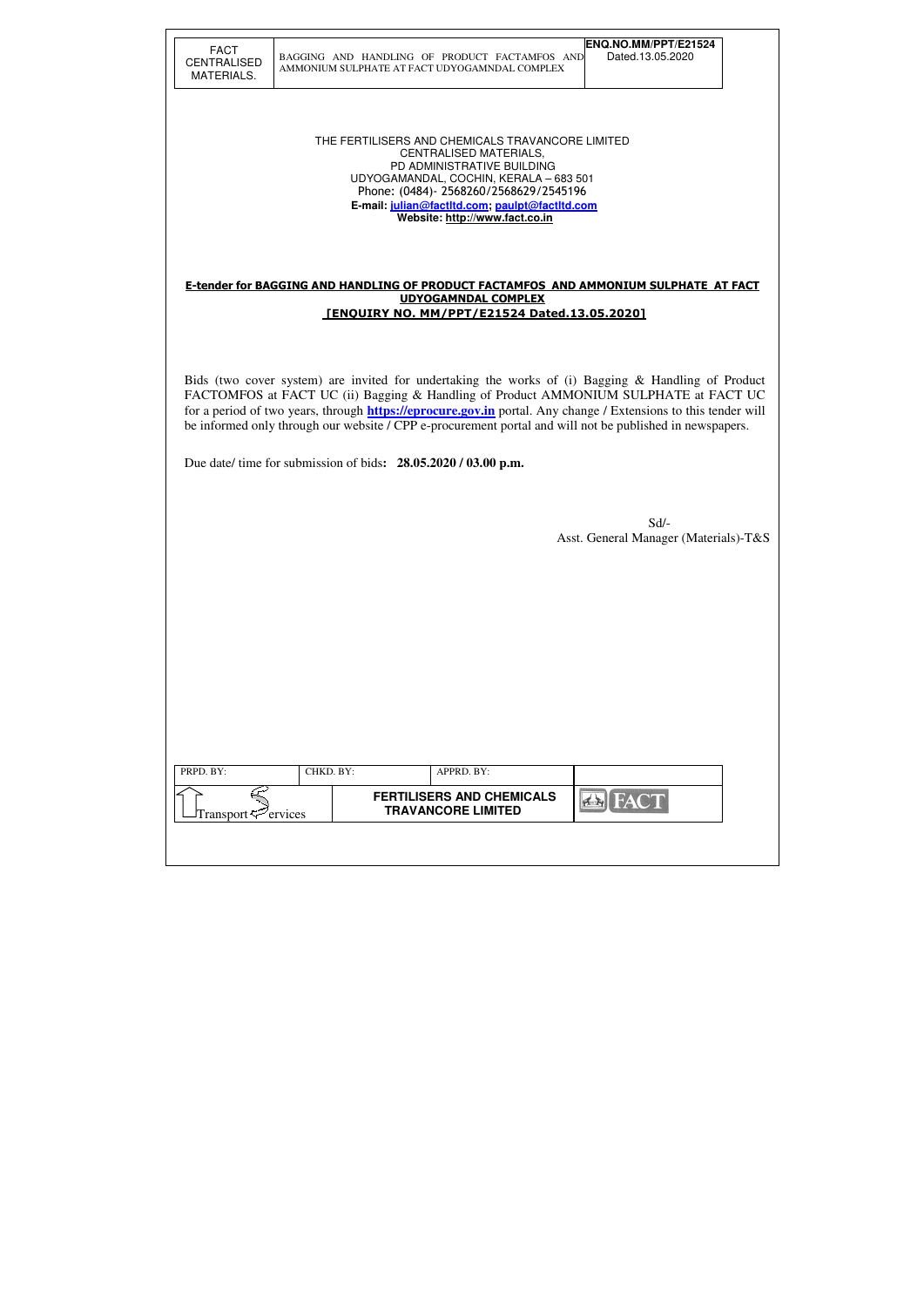THE FERTILISERS AND CHEMICALS TRAVANCORE LIMITED
CENTRALISED MATERIALS,
PD ADMINISTRATIVE BUILDING
UDYOGAMANDAL, COCHIN, KERALA – 683 501
Phone: (0484)- 2568260/2568629/2545196
**E-mail: julian@factltd.com; paulpt@factltd.com**
**Website: http://www.fact.co.in**

**E-tender for BAGGING AND HANDLING OF PRODUCT FACTAMFOS AND AMMONIUM SULPHATE AT FACT UDYOGAMNDAL COMPLEX**
**[ENQUIRY NO. MM/PPT/E21524 Dated.13.05.2020]**

Bids (two cover system) are invited for undertaking the works of (i) Bagging & Handling of Product FACTOMFOS at FACT UC (ii) Bagging & Handling of Product AMMONIUM SULPHATE at FACT UC for a period of two years, through **https://eprocure.gov.in** portal. Any change / Extensions to this tender will be informed only through our website / CPP e-procurement portal and will not be published in newspapers.

Due date/ time for submission of bids**: 28.05.2020 / 03.00 p.m.**

Sd/-
Asst. General Manager (Materials)-T&S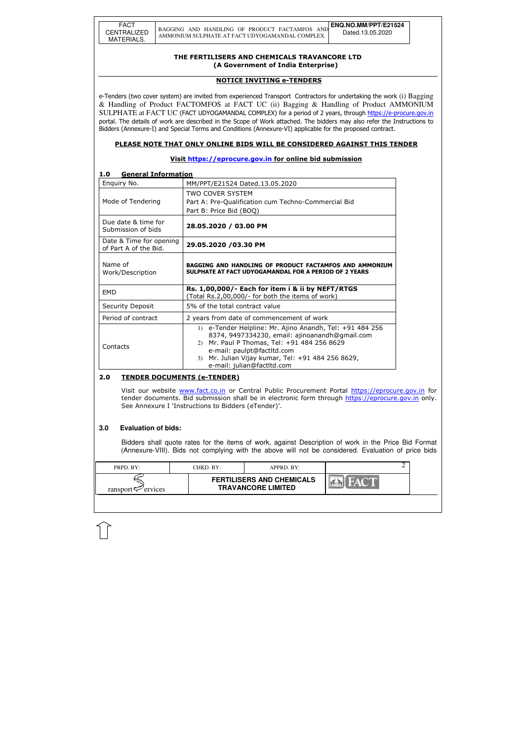# THE FERTILISERS AND CHEMICALS TRAVANCORE LTD
## (A Government of India Enterprise)

## NOTICE INVITING e-TENDERS

e-Tenders (two cover system) are invited from experienced Transport Contractors for undertaking the work (i) Bagging & Handling of Product FACTOMFOS at FACT UC (ii) Bagging & Handling of Product AMMONIUM SULPHATE at FACT UC (FACT UDYOGAMANDAL COMPLEX) for a period of 2 years, through https://e-procure.gov.in portal. The details of work are described in the Scope of Work attached. The bidders may also refer the Instructions to Bidders (Annexure-I) and Special Terms and Conditions (Annexure-VI) applicable for the proposed contract.

**PLEASE NOTE THAT ONLY ONLINE BIDS WILL BE CONSIDERED AGAINST THIS TENDER**

**Visit https://eprocure.gov.in for online bid submission**

### 1.0 General Information

| | |
|---|---|
| Enquiry No. | MM/PPT/E21524 Dated.13.05.2020 |
| Mode of Tendering | TWO COVER SYSTEM<br>Part A: Pre-Qualification cum Techno-Commercial Bid<br>Part B: Price Bid (BOQ) |
| Due date & time for Submission of bids | **28.05.2020 / 03.00 PM** |
| Date & Time for opening of Part A of the Bid. | **29.05.2020 /03.30 PM** |
| Name of Work/Description | **BAGGING AND HANDLING OF PRODUCT FACTAMFOS AND AMMONIUM SULPHATE AT FACT UDYOGAMANDAL FOR A PERIOD OF 2 YEARS** |
| EMD | **Rs. 1,00,000/- Each for item i & ii by NEFT/RTGS**<br>(Total Rs.2,00,000/- for both the items of work) |
| Security Deposit | 5% of the total contract value |
| Period of contract | 2 years from date of commencement of work |
| Contacts | 1) e-Tender Helpline: Mr. Ajino Anandh, Tel: +91 484 256 8374, 9497334230, email: ajinoanandh@gmail.com<br>2) Mr. Paul P Thomas, Tel: +91 484 256 8629 e-mail: paulpt@factltd.com<br>3) Mr. Julian Vijay kumar, Tel: +91 484 256 8629, e-mail: julian@factltd.com |

### 2.0 TENDER DOCUMENTS (e-TENDER)

Visit our website www.fact.co.in or Central Public Procurement Portal https://eprocure.gov.in for tender documents. Bid submission shall be in electronic form through https://eprocure.gov.in only. See Annexure I 'Instructions to Bidders (eTender)'.

### 3.0 Evaluation of bids:

Bidders shall quote rates for the items of work, against Description of work in the Price Bid Format (Annexure-VIII). Bids not complying with the above will not be considered. Evaluation of price bids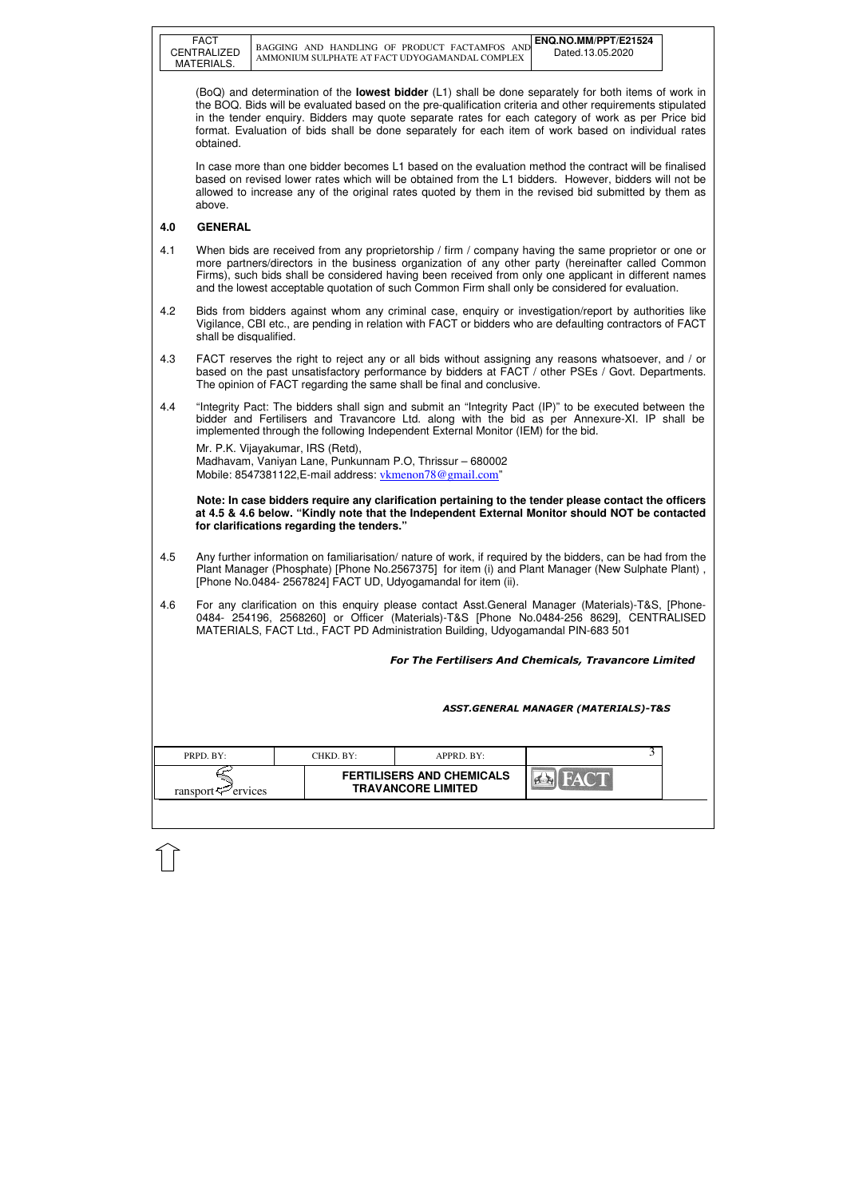(BoQ) and determination of the **lowest bidder** (L1) shall be done separately for both items of work in the BOQ. Bids will be evaluated based on the pre-qualification criteria and other requirements stipulated in the tender enquiry. Bidders may quote separate rates for each category of work as per Price bid format. Evaluation of bids shall be done separately for each item of work based on individual rates obtained.

In case more than one bidder becomes L1 based on the evaluation method the contract will be finalised based on revised lower rates which will be obtained from the L1 bidders. However, bidders will not be allowed to increase any of the original rates quoted by them in the revised bid submitted by them as above.

## 4.0 GENERAL

4.1 When bids are received from any proprietorship / firm / company having the same proprietor or one or more partners/directors in the business organization of any other party (hereinafter called Common Firms), such bids shall be considered having been received from only one applicant in different names and the lowest acceptable quotation of such Common Firm shall only be considered for evaluation.

4.2 Bids from bidders against whom any criminal case, enquiry or investigation/report by authorities like Vigilance, CBI etc., are pending in relation with FACT or bidders who are defaulting contractors of FACT shall be disqualified.

4.3 FACT reserves the right to reject any or all bids without assigning any reasons whatsoever, and / or based on the past unsatisfactory performance by bidders at FACT / other PSEs / Govt. Departments. The opinion of FACT regarding the same shall be final and conclusive.

4.4 "Integrity Pact: The bidders shall sign and submit an "Integrity Pact (IP)" to be executed between the bidder and Fertilisers and Travancore Ltd. along with the bid as per Annexure-XI. IP shall be implemented through the following Independent External Monitor (IEM) for the bid.

Mr. P.K. Vijayakumar, IRS (Retd),
Madhavam, Vaniyan Lane, Punkunnam P.O, Thrissur – 680002
Mobile: 8547381122,E-mail address: vkmenon78@gmail.com"

**Note: In case bidders require any clarification pertaining to the tender please contact the officers at 4.5 & 4.6 below. "Kindly note that the Independent External Monitor should NOT be contacted for clarifications regarding the tenders."**

4.5 Any further information on familiarisation/ nature of work, if required by the bidders, can be had from the Plant Manager (Phosphate) [Phone No.2567375] for item (i) and Plant Manager (New Sulphate Plant) , [Phone No.0484- 2567824] FACT UD, Udyogamandal for item (ii).

4.6 For any clarification on this enquiry please contact Asst.General Manager (Materials)-T&S, [Phone-0484- 254196, 2568260] or Officer (Materials)-T&S [Phone No.0484-256 8629], CENTRALISED MATERIALS, FACT Ltd., FACT PD Administration Building, Udyogamandal PIN-683 501

*For The Fertilisers And Chemicals, Travancore Limited*

*ASST.GENERAL MANAGER (MATERIALS)-T&S*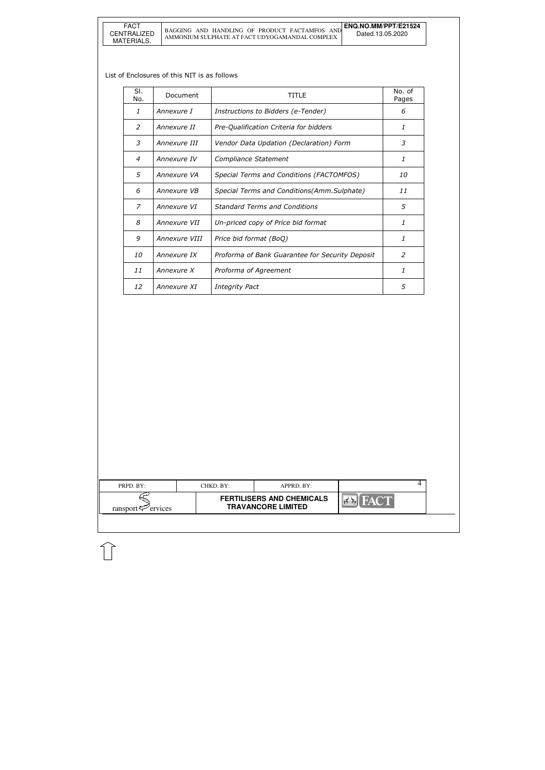List of Enclosures of this NIT is as follows

| Sl. No. | Document | TITLE | No. of Pages |
|---|---|---|---|
| *1* | *Annexure I* | *Instructions to Bidders (e-Tender)* | *6* |
| *2* | *Annexure II* | *Pre-Qualification Criteria for bidders* | *1* |
| *3* | *Annexure III* | *Vendor Data Updation (Declaration) Form* | *3* |
| *4* | *Annexure IV* | *Compliance Statement* | *1* |
| *5* | *Annexure VA* | *Special Terms and Conditions (FACTOMFOS)* | *10* |
| *6* | *Annexure VB* | *Special Terms and Conditions(Amm.Sulphate)* | *11* |
| *7* | *Annexure VI* | *Standard Terms and Conditions* | *5* |
| *8* | *Annexure VII* | *Un-priced copy of Price bid format* | *1* |
| *9* | *Annexure VIII* | *Price bid format (BoQ)* | *1* |
| *10* | *Annexure IX* | *Proforma of Bank Guarantee for Security Deposit* | *2* |
| *11* | *Annexure X* | *Proforma of Agreement* | *1* |
| *12* | *Annexure XI* | *Integrity Pact* | *5* |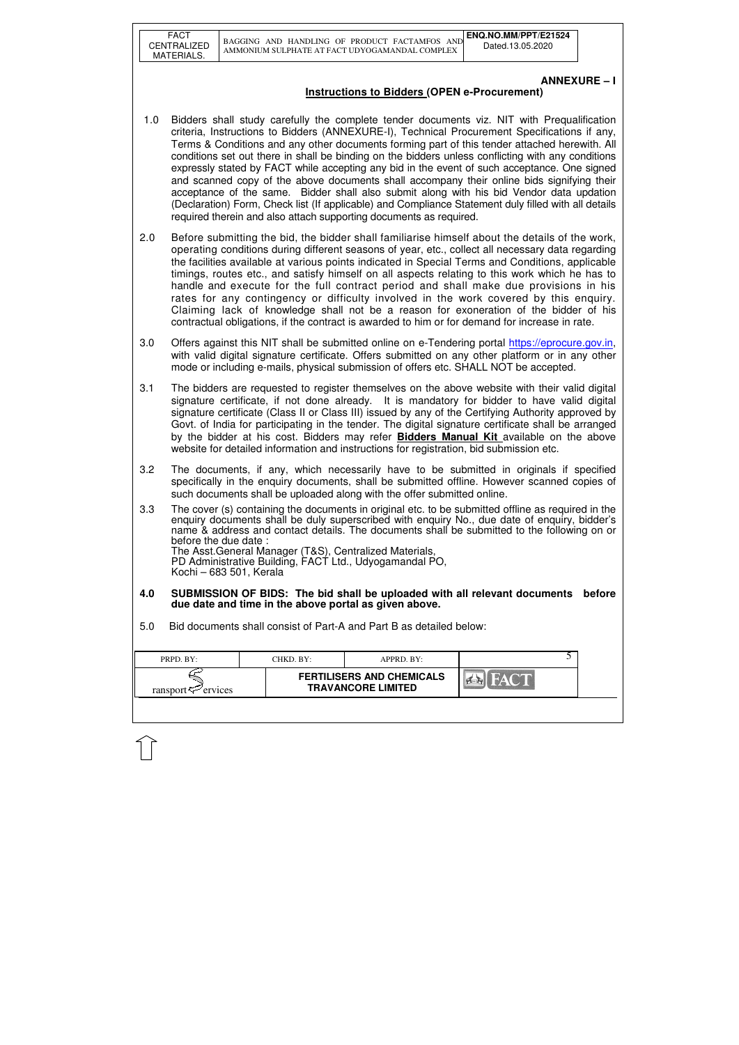## ANNEXURE – I

### Instructions to Bidders (OPEN e-Procurement)

1.0 Bidders shall study carefully the complete tender documents viz. NIT with Prequalification criteria, Instructions to Bidders (ANNEXURE-I), Technical Procurement Specifications if any, Terms & Conditions and any other documents forming part of this tender attached herewith. All conditions set out there in shall be binding on the bidders unless conflicting with any conditions expressly stated by FACT while accepting any bid in the event of such acceptance. One signed and scanned copy of the above documents shall accompany their online bids signifying their acceptance of the same. Bidder shall also submit along with his bid Vendor data updation (Declaration) Form, Check list (If applicable) and Compliance Statement duly filled with all details required therein and also attach supporting documents as required.

2.0 Before submitting the bid, the bidder shall familiarise himself about the details of the work, operating conditions during different seasons of year, etc., collect all necessary data regarding the facilities available at various points indicated in Special Terms and Conditions, applicable timings, routes etc., and satisfy himself on all aspects relating to this work which he has to handle and execute for the full contract period and shall make due provisions in his rates for any contingency or difficulty involved in the work covered by this enquiry. Claiming lack of knowledge shall not be a reason for exoneration of the bidder of his contractual obligations, if the contract is awarded to him or for demand for increase in rate.

3.0 Offers against this NIT shall be submitted online on e-Tendering portal https://eprocure.gov.in, with valid digital signature certificate. Offers submitted on any other platform or in any other mode or including e-mails, physical submission of offers etc. SHALL NOT be accepted.

3.1 The bidders are requested to register themselves on the above website with their valid digital signature certificate, if not done already. It is mandatory for bidder to have valid digital signature certificate (Class II or Class III) issued by any of the Certifying Authority approved by Govt. of India for participating in the tender. The digital signature certificate shall be arranged by the bidder at his cost. Bidders may refer **Bidders Manual Kit** available on the above website for detailed information and instructions for registration, bid submission etc.

3.2 The documents, if any, which necessarily have to be submitted in originals if specified specifically in the enquiry documents, shall be submitted offline. However scanned copies of such documents shall be uploaded along with the offer submitted online.

3.3 The cover (s) containing the documents in original etc. to be submitted offline as required in the enquiry documents shall be duly superscribed with enquiry No., due date of enquiry, bidder's name & address and contact details. The documents shall be submitted to the following on or before the due date :
The Asst.General Manager (T&S), Centralized Materials,
PD Administrative Building, FACT Ltd., Udyogamandal PO,
Kochi – 683 501, Kerala

**4.0 SUBMISSION OF BIDS: The bid shall be uploaded with all relevant documents before due date and time in the above portal as given above.**

5.0 Bid documents shall consist of Part-A and Part B as detailed below: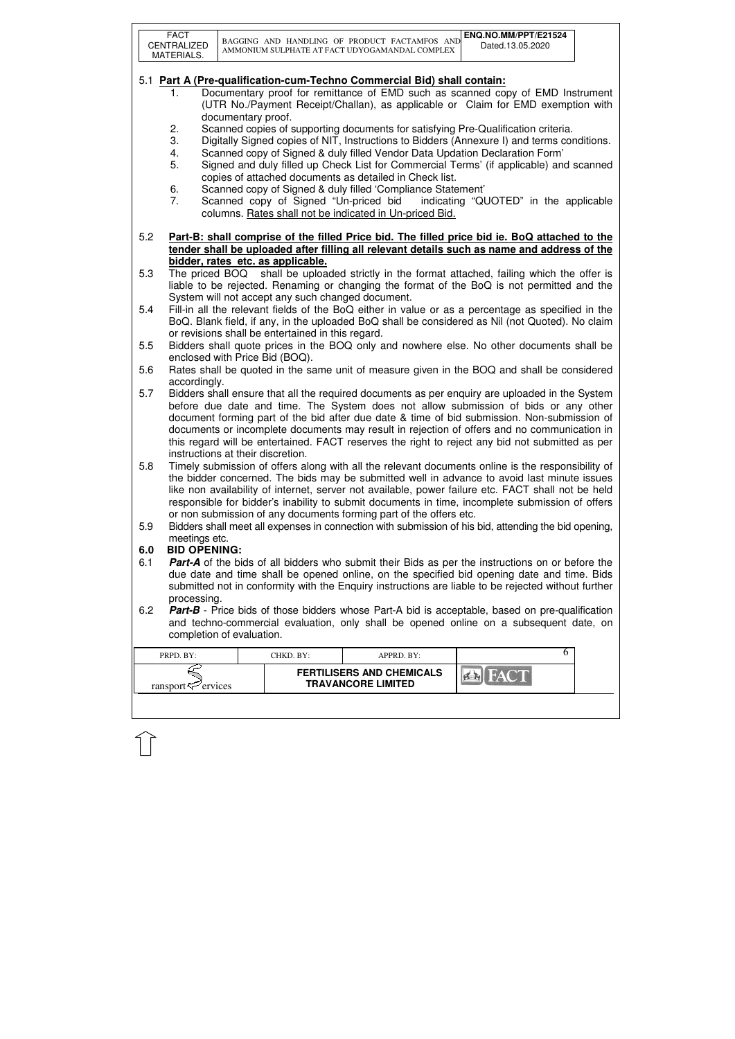### 5.1 Part A (Pre-qualification-cum-Techno Commercial Bid) shall contain:

1. Documentary proof for remittance of EMD such as scanned copy of EMD Instrument (UTR No./Payment Receipt/Challan), as applicable or Claim for EMD exemption with documentary proof.
2. Scanned copies of supporting documents for satisfying Pre-Qualification criteria.
3. Digitally Signed copies of NIT, Instructions to Bidders (Annexure I) and terms conditions.
4. Scanned copy of Signed & duly filled Vendor Data Updation Declaration Form'
5. Signed and duly filled up Check List for Commercial Terms' (if applicable) and scanned copies of attached documents as detailed in Check list.
6. Scanned copy of Signed & duly filled 'Compliance Statement'
7. Scanned copy of Signed "Un-priced bid indicating "QUOTED" in the applicable columns. Rates shall not be indicated in Un-priced Bid.

5.2 **Part-B: shall comprise of the filled Price bid. The filled price bid ie. BoQ attached to the tender shall be uploaded after filling all relevant details such as name and address of the bidder, rates etc. as applicable.**

5.3 The priced BOQ shall be uploaded strictly in the format attached, failing which the offer is liable to be rejected. Renaming or changing the format of the BoQ is not permitted and the System will not accept any such changed document.

5.4 Fill-in all the relevant fields of the BoQ either in value or as a percentage as specified in the BoQ. Blank field, if any, in the uploaded BoQ shall be considered as Nil (not Quoted). No claim or revisions shall be entertained in this regard.

5.5 Bidders shall quote prices in the BOQ only and nowhere else. No other documents shall be enclosed with Price Bid (BOQ).

5.6 Rates shall be quoted in the same unit of measure given in the BOQ and shall be considered accordingly.

5.7 Bidders shall ensure that all the required documents as per enquiry are uploaded in the System before due date and time. The System does not allow submission of bids or any other document forming part of the bid after due date & time of bid submission. Non-submission of documents or incomplete documents may result in rejection of offers and no communication in this regard will be entertained. FACT reserves the right to reject any bid not submitted as per instructions at their discretion.

5.8 Timely submission of offers along with all the relevant documents online is the responsibility of the bidder concerned. The bids may be submitted well in advance to avoid last minute issues like non availability of internet, server not available, power failure etc. FACT shall not be held responsible for bidder's inability to submit documents in time, incomplete submission of offers or non submission of any documents forming part of the offers etc.

5.9 Bidders shall meet all expenses in connection with submission of his bid, attending the bid opening, meetings etc.

## 6.0 BID OPENING:

6.1 ***Part-A*** of the bids of all bidders who submit their Bids as per the instructions on or before the due date and time shall be opened online, on the specified bid opening date and time. Bids submitted not in conformity with the Enquiry instructions are liable to be rejected without further processing.

6.2 ***Part-B*** - Price bids of those bidders whose Part-A bid is acceptable, based on pre-qualification and techno-commercial evaluation, only shall be opened online on a subsequent date, on completion of evaluation.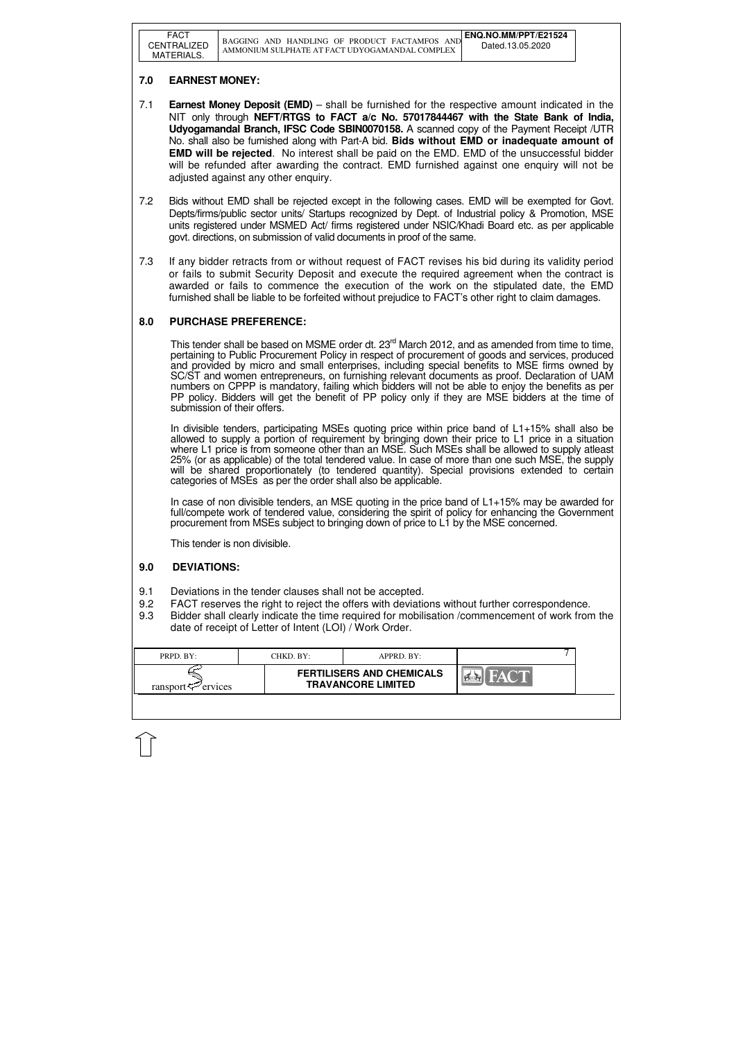## 7.0 EARNEST MONEY:

7.1 **Earnest Money Deposit (EMD)** – shall be furnished for the respective amount indicated in the NIT only through **NEFT/RTGS to FACT a/c No. 57017844467 with the State Bank of India, Udyogamandal Branch, IFSC Code SBIN0070158.** A scanned copy of the Payment Receipt /UTR No. shall also be furnished along with Part-A bid. **Bids without EMD or inadequate amount of EMD will be rejected**. No interest shall be paid on the EMD. EMD of the unsuccessful bidder will be refunded after awarding the contract. EMD furnished against one enquiry will not be adjusted against any other enquiry.

7.2 Bids without EMD shall be rejected except in the following cases. EMD will be exempted for Govt. Depts/firms/public sector units/ Startups recognized by Dept. of Industrial policy & Promotion, MSE units registered under MSMED Act/ firms registered under NSIC/Khadi Board etc. as per applicable govt. directions, on submission of valid documents in proof of the same.

7.3 If any bidder retracts from or without request of FACT revises his bid during its validity period or fails to submit Security Deposit and execute the required agreement when the contract is awarded or fails to commence the execution of the work on the stipulated date, the EMD furnished shall be liable to be forfeited without prejudice to FACT's other right to claim damages.

## 8.0 PURCHASE PREFERENCE:

This tender shall be based on MSME order dt. 23rd March 2012, and as amended from time to time, pertaining to Public Procurement Policy in respect of procurement of goods and services, produced and provided by micro and small enterprises, including special benefits to MSE firms owned by SC/ST and women entrepreneurs, on furnishing relevant documents as proof. Declaration of UAM numbers on CPPP is mandatory, failing which bidders will not be able to enjoy the benefits as per PP policy. Bidders will get the benefit of PP policy only if they are MSE bidders at the time of submission of their offers.

In divisible tenders, participating MSEs quoting price within price band of L1+15% shall also be allowed to supply a portion of requirement by bringing down their price to L1 price in a situation where L1 price is from someone other than an MSE. Such MSEs shall be allowed to supply atleast 25% (or as applicable) of the total tendered value. In case of more than one such MSE, the supply will be shared proportionately (to tendered quantity). Special provisions extended to certain categories of MSEs as per the order shall also be applicable.

In case of non divisible tenders, an MSE quoting in the price band of L1+15% may be awarded for full/compete work of tendered value, considering the spirit of policy for enhancing the Government procurement from MSEs subject to bringing down of price to L1 by the MSE concerned.

This tender is non divisible.

## 9.0 DEVIATIONS:

9.1 Deviations in the tender clauses shall not be accepted.

9.2 FACT reserves the right to reject the offers with deviations without further correspondence.

9.3 Bidder shall clearly indicate the time required for mobilisation /commencement of work from the date of receipt of Letter of Intent (LOI) / Work Order.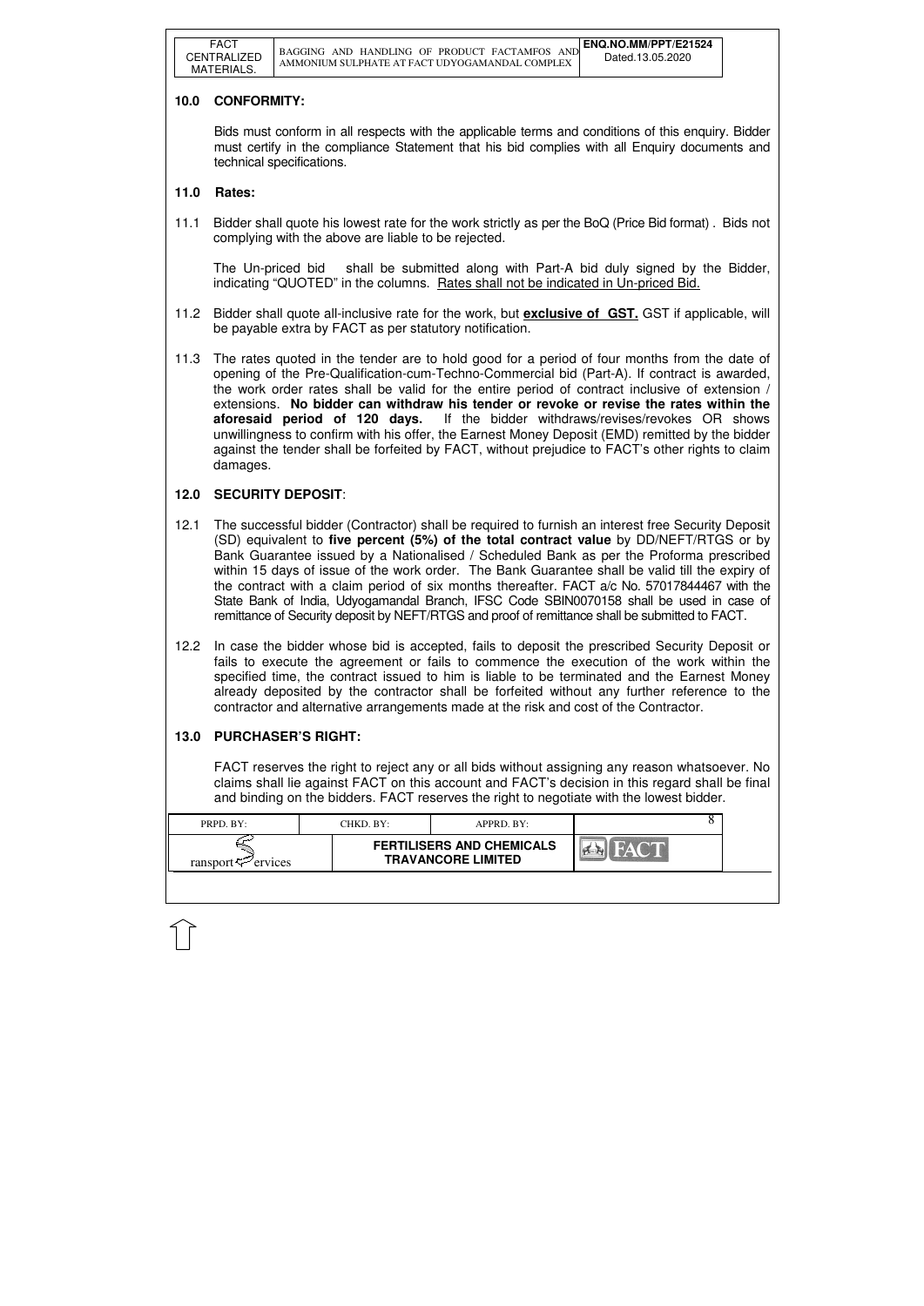## 10.0 CONFORMITY:

Bids must conform in all respects with the applicable terms and conditions of this enquiry. Bidder must certify in the compliance Statement that his bid complies with all Enquiry documents and technical specifications.

## 11.0 Rates:

11.1 Bidder shall quote his lowest rate for the work strictly as per the BoQ (Price Bid format) . Bids not complying with the above are liable to be rejected.

The Un-priced bid shall be submitted along with Part-A bid duly signed by the Bidder, indicating "QUOTED" in the columns. Rates shall not be indicated in Un-priced Bid.

11.2 Bidder shall quote all-inclusive rate for the work, but **exclusive of GST.** GST if applicable, will be payable extra by FACT as per statutory notification.

11.3 The rates quoted in the tender are to hold good for a period of four months from the date of opening of the Pre-Qualification-cum-Techno-Commercial bid (Part-A). If contract is awarded, the work order rates shall be valid for the entire period of contract inclusive of extension / extensions. **No bidder can withdraw his tender or revoke or revise the rates within the aforesaid period of 120 days.** If the bidder withdraws/revises/revokes OR shows unwillingness to confirm with his offer, the Earnest Money Deposit (EMD) remitted by the bidder against the tender shall be forfeited by FACT, without prejudice to FACT's other rights to claim damages.

## 12.0 SECURITY DEPOSIT:

12.1 The successful bidder (Contractor) shall be required to furnish an interest free Security Deposit (SD) equivalent to **five percent (5%) of the total contract value** by DD/NEFT/RTGS or by Bank Guarantee issued by a Nationalised / Scheduled Bank as per the Proforma prescribed within 15 days of issue of the work order. The Bank Guarantee shall be valid till the expiry of the contract with a claim period of six months thereafter. FACT a/c No. 57017844467 with the State Bank of India, Udyogamandal Branch, IFSC Code SBIN0070158 shall be used in case of remittance of Security deposit by NEFT/RTGS and proof of remittance shall be submitted to FACT.

12.2 In case the bidder whose bid is accepted, fails to deposit the prescribed Security Deposit or fails to execute the agreement or fails to commence the execution of the work within the specified time, the contract issued to him is liable to be terminated and the Earnest Money already deposited by the contractor shall be forfeited without any further reference to the contractor and alternative arrangements made at the risk and cost of the Contractor.

## 13.0 PURCHASER'S RIGHT:

FACT reserves the right to reject any or all bids without assigning any reason whatsoever. No claims shall lie against FACT on this account and FACT's decision in this regard shall be final and binding on the bidders. FACT reserves the right to negotiate with the lowest bidder.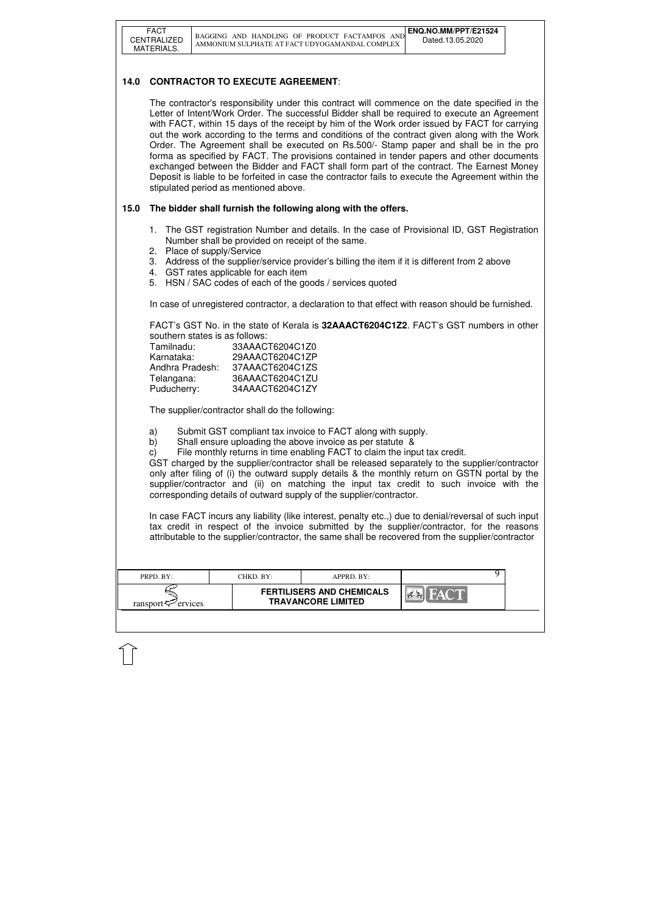## 14.0 CONTRACTOR TO EXECUTE AGREEMENT:

The contractor's responsibility under this contract will commence on the date specified in the Letter of Intent/Work Order. The successful Bidder shall be required to execute an Agreement with FACT, within 15 days of the receipt by him of the Work order issued by FACT for carrying out the work according to the terms and conditions of the contract given along with the Work Order. The Agreement shall be executed on Rs.500/- Stamp paper and shall be in the pro forma as specified by FACT. The provisions contained in tender papers and other documents exchanged between the Bidder and FACT shall form part of the contract. The Earnest Money Deposit is liable to be forfeited in case the contractor fails to execute the Agreement within the stipulated period as mentioned above.

## 15.0 The bidder shall furnish the following along with the offers.

1. The GST registration Number and details. In the case of Provisional ID, GST Registration Number shall be provided on receipt of the same.
2. Place of supply/Service
3. Address of the supplier/service provider's billing the item if it is different from 2 above
4. GST rates applicable for each item
5. HSN / SAC codes of each of the goods / services quoted

In case of unregistered contractor, a declaration to that effect with reason should be furnished.

FACT's GST No. in the state of Kerala is **32AAACT6204C1Z2**. FACT's GST numbers in other southern states is as follows:

| | |
|---|---|
| Tamilnadu: | 33AAACT6204C1Z0 |
| Karnataka: | 29AAACT6204C1ZP |
| Andhra Pradesh: | 37AAACT6204C1ZS |
| Telangana: | 36AAACT6204C1ZU |
| Puducherry: | 34AAACT6204C1ZY |

The supplier/contractor shall do the following:

a) Submit GST compliant tax invoice to FACT along with supply.
b) Shall ensure uploading the above invoice as per statute &
c) File monthly returns in time enabling FACT to claim the input tax credit.

GST charged by the supplier/contractor shall be released separately to the supplier/contractor only after filing of (i) the outward supply details & the monthly return on GSTN portal by the supplier/contractor and (ii) on matching the input tax credit to such invoice with the corresponding details of outward supply of the supplier/contractor.

In case FACT incurs any liability (like interest, penalty etc.,) due to denial/reversal of such input tax credit in respect of the invoice submitted by the supplier/contractor, for the reasons attributable to the supplier/contractor, the same shall be recovered from the supplier/contractor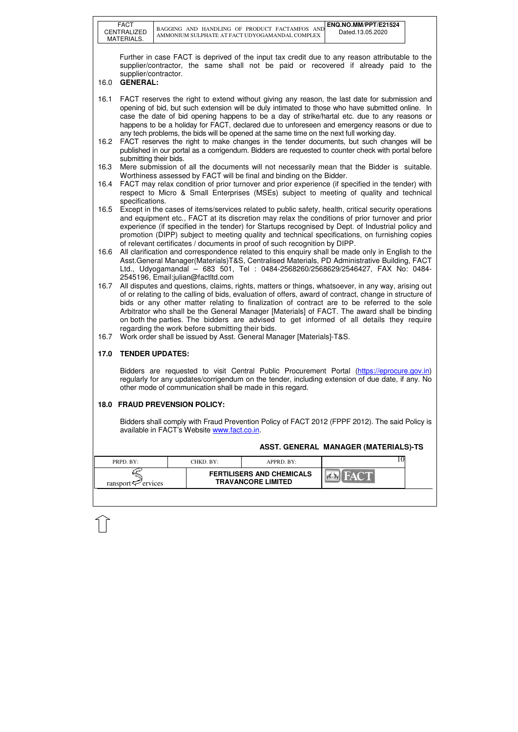Further in case FACT is deprived of the input tax credit due to any reason attributable to the supplier/contractor, the same shall not be paid or recovered if already paid to the supplier/contractor.

## 16.0 GENERAL:

16.1 FACT reserves the right to extend without giving any reason, the last date for submission and opening of bid, but such extension will be duly intimated to those who have submitted online. In case the date of bid opening happens to be a day of strike/hartal etc. due to any reasons or happens to be a holiday for FACT, declared due to unforeseen and emergency reasons or due to any tech problems, the bids will be opened at the same time on the next full working day.

16.2 FACT reserves the right to make changes in the tender documents, but such changes will be published in our portal as a corrigendum. Bidders are requested to counter check with portal before submitting their bids.

16.3 Mere submission of all the documents will not necessarily mean that the Bidder is suitable. Worthiness assessed by FACT will be final and binding on the Bidder.

16.4 FACT may relax condition of prior turnover and prior experience (if specified in the tender) with respect to Micro & Small Enterprises (MSEs) subject to meeting of quality and technical specifications.

16.5 Except in the cases of items/services related to public safety, health, critical security operations and equipment etc., FACT at its discretion may relax the conditions of prior turnover and prior experience (if specified in the tender) for Startups recognised by Dept. of Industrial policy and promotion (DIPP) subject to meeting quality and technical specifications, on furnishing copies of relevant certificates / documents in proof of such recognition by DIPP.

16.6 All clarification and correspondence related to this enquiry shall be made only in English to the Asst.General Manager(Materials)T&S, Centralised Materials, PD Administrative Building, FACT Ltd., Udyogamandal – 683 501, Tel : 0484-2568260/2568629/2546427, FAX No: 0484-2545196, Email:julian@factltd.com

16.7 All disputes and questions, claims, rights, matters or things, whatsoever, in any way, arising out of or relating to the calling of bids, evaluation of offers, award of contract, change in structure of bids or any other matter relating to finalization of contract are to be referred to the sole Arbitrator who shall be the General Manager [Materials] of FACT. The award shall be binding on both the parties. The bidders are advised to get informed of all details they require regarding the work before submitting their bids.

16.7 Work order shall be issued by Asst. General Manager [Materials]-T&S.

## 17.0 TENDER UPDATES:

Bidders are requested to visit Central Public Procurement Portal (https://eprocure.gov.in) regularly for any updates/corrigendum on the tender, including extension of due date, if any. No other mode of communication shall be made in this regard.

## 18.0 FRAUD PREVENSION POLICY:

Bidders shall comply with Fraud Prevention Policy of FACT 2012 (FPPF 2012). The said Policy is available in FACT's Website www.fact.co.in.

**ASST. GENERAL MANAGER (MATERIALS)-TS**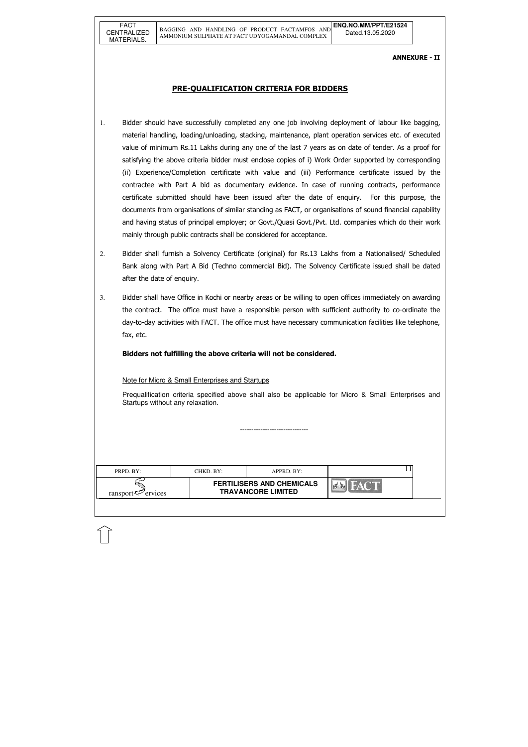**ANNEXURE - II**

## PRE-QUALIFICATION CRITERIA FOR BIDDERS

1. Bidder should have successfully completed any one job involving deployment of labour like bagging, material handling, loading/unloading, stacking, maintenance, plant operation services etc. of executed value of minimum Rs.11 Lakhs during any one of the last 7 years as on date of tender. As a proof for satisfying the above criteria bidder must enclose copies of i) Work Order supported by corresponding (ii) Experience/Completion certificate with value and (iii) Performance certificate issued by the contractee with Part A bid as documentary evidence. In case of running contracts, performance certificate submitted should have been issued after the date of enquiry. For this purpose, the documents from organisations of similar standing as FACT, or organisations of sound financial capability and having status of principal employer; or Govt./Quasi Govt./Pvt. Ltd. companies which do their work mainly through public contracts shall be considered for acceptance.

2. Bidder shall furnish a Solvency Certificate (original) for Rs.13 Lakhs from a Nationalised/ Scheduled Bank along with Part A Bid (Techno commercial Bid). The Solvency Certificate issued shall be dated after the date of enquiry.

3. Bidder shall have Office in Kochi or nearby areas or be willing to open offices immediately on awarding the contract. The office must have a responsible person with sufficient authority to co-ordinate the day-to-day activities with FACT. The office must have necessary communication facilities like telephone, fax, etc.

**Bidders not fulfilling the above criteria will not be considered.**

Note for Micro & Small Enterprises and Startups

Prequalification criteria specified above shall also be applicable for Micro & Small Enterprises and Startups without any relaxation.

------------------------------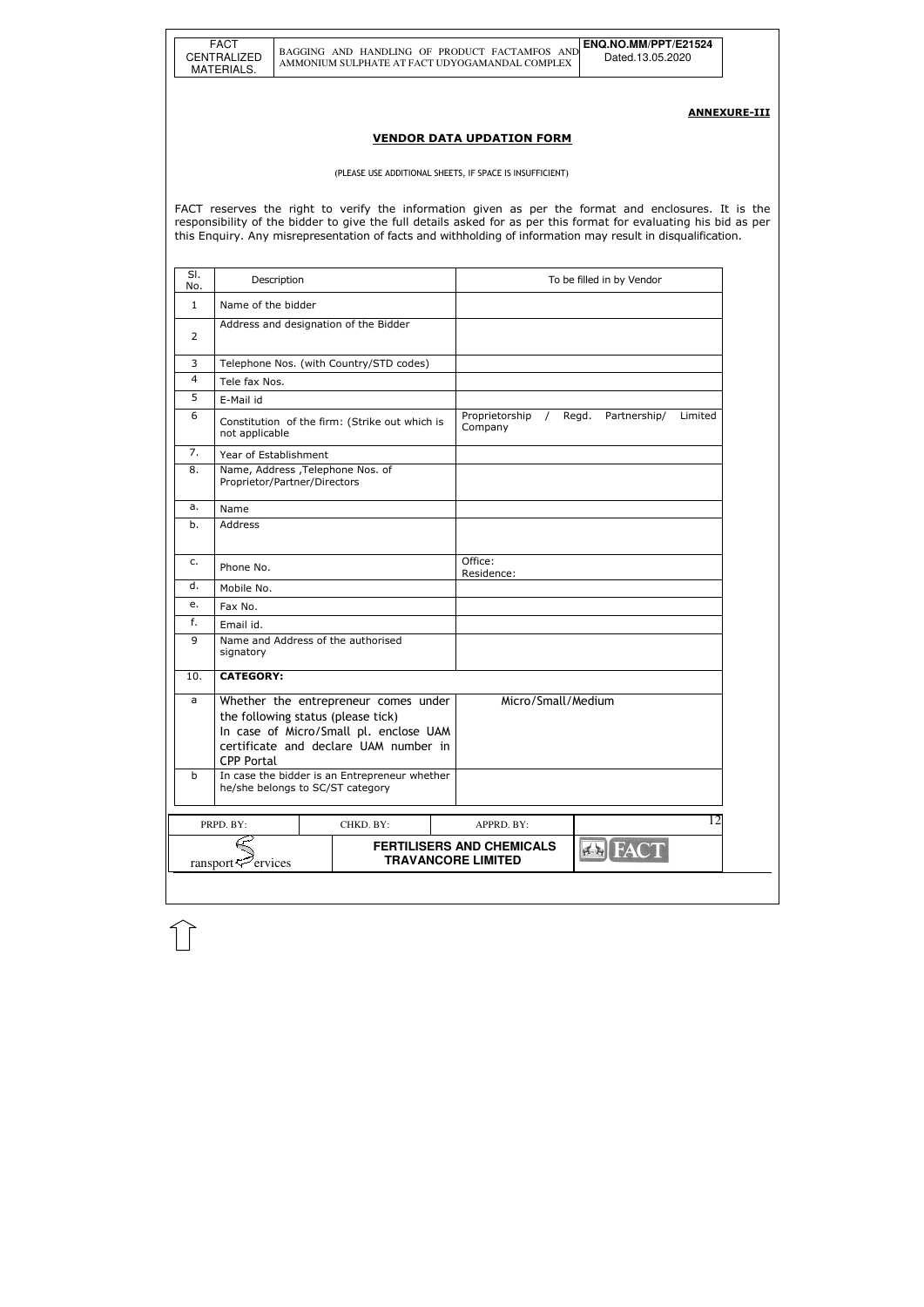**ANNEXURE-III**

## VENDOR DATA UPDATION FORM

(PLEASE USE ADDITIONAL SHEETS, IF SPACE IS INSUFFICIENT)

FACT reserves the right to verify the information given as per the format and enclosures. It is the responsibility of the bidder to give the full details asked for as per this format for evaluating his bid as per this Enquiry. Any misrepresentation of facts and withholding of information may result in disqualification.

| Sl. No. | Description | To be filled in by Vendor |
|---|---|---|
| 1 | Name of the bidder | |
| 2 | Address and designation of the Bidder | |
| 3 | Telephone Nos. (with Country/STD codes) | |
| 4 | Tele fax Nos. | |
| 5 | E-Mail id | |
| 6 | Constitution of the firm: (Strike out which is not applicable | Proprietorship / Regd. Partnership/ Limited Company |
| 7. | Year of Establishment | |
| 8. | Name, Address ,Telephone Nos. of Proprietor/Partner/Directors | |
| a. | Name | |
| b. | Address | |
| c. | Phone No. | Office:<br>Residence: |
| d. | Mobile No. | |
| e. | Fax No. | |
| f. | Email id. | |
| 9 | Name and Address of the authorised signatory | |
| 10. | **CATEGORY:** | |
| a | Whether the entrepreneur comes under the following status (please tick)<br>In case of Micro/Small pl. enclose UAM certificate and declare UAM number in CPP Portal | Micro/Small/Medium |
| b | In case the bidder is an Entrepreneur whether he/she belongs to SC/ST category | |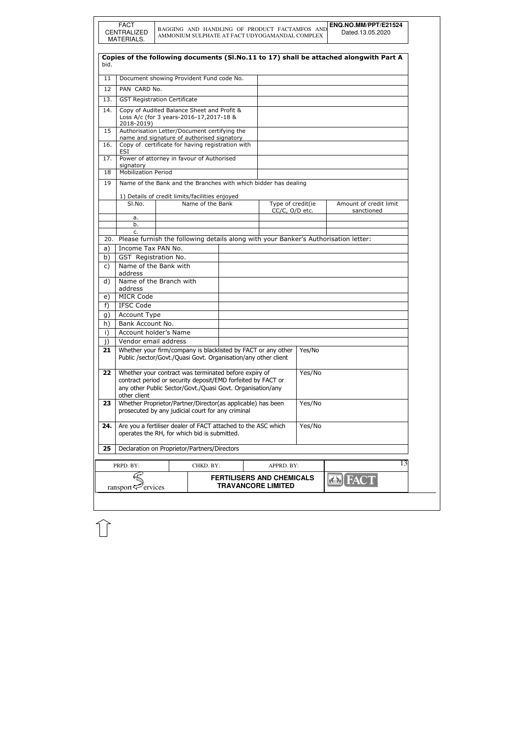**Copies of the following documents (Sl.No.11 to 17) shall be attached alongwith Part A** bid.

| | | | |
|---|---|---|---|
| 11 | Document showing Provident Fund code No. | | |
| 12 | PAN CARD No. | | |
| 13. | GST Registration Certificate | | |
| 14. | Copy of Audited Balance Sheet and Profit & Loss A/c (for 3 years-2016-17,2017-18 & 2018-2019) | | |
| 15 | Authorisation Letter/Document certifying the name and signature of authorised signatory | | |
| 16. | Copy of certificate for having registration with ESI | | |
| 17. | Power of attorney in favour of Authorised signatory | | |
| 18 | Mobilization Period | | |
| 19 | Name of the Bank and the Branches with which bidder has dealing<br><br>1) Details of credit limits/facilities enjoyed | | |

| | Sl.No. | Name of the Bank | Type of credit(ie CC/C, O/D etc. | Amount of credit limit sanctioned |
|---|---|---|---|---|
| | a. | | | |
| | b. | | | |
| | c. | | | |

20. Please furnish the following details along with your Banker's Authorisation letter:

| | | |
|---|---|---|
| a) | Income Tax PAN No. | |
| b) | GST Registration No. | |
| c) | Name of the Bank with address | |
| d) | Name of the Branch with address | |
| e) | MICR Code | |
| f) | IFSC Code | |
| g) | Account Type | |
| h) | Bank Account No. | |
| i) | Account holder's Name | |
| j) | Vendor email address | |

| | | |
|---|---|---|
| **21** | Whether your firm/company is blacklisted by FACT or any other Public /sector/Govt./Quasi Govt. Organisation/any other client | Yes/No |
| **22** | Whether your contract was terminated before expiry of contract period or security deposit/EMD forfeited by FACT or any other Public Sector/Govt./Quasi Govt. Organisation/any other client | Yes/No |
| **23** | Whether Proprietor/Partner/Director(as applicable) has been prosecuted by any judicial court for any criminal | Yes/No |
| **24.** | Are you a fertiliser dealer of FACT attached to the ASC which operates the RH, for which bid is submitted. | Yes/No |
| **25** | Declaration on Proprietor/Partners/Directors | |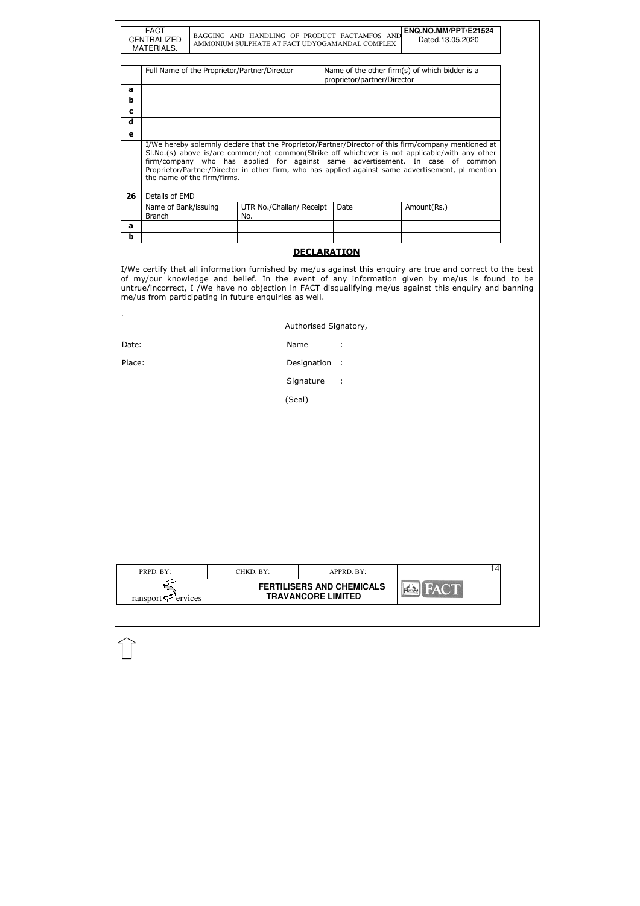|   | Full Name of the Proprietor/Partner/Director | Name of the other firm(s) of which bidder is a proprietor/partner/Director |
|---|---|---|
| a |   |   |
| b |   |   |
| c |   |   |
| d |   |   |
| e |   |   |
|   | I/We hereby solemnly declare that the Proprietor/Partner/Director of this firm/company mentioned at Sl.No.(s) above is/are common/not common(Strike off whichever is not applicable/with any other firm/company who has applied for against same advertisement. In case of common Proprietor/Partner/Director in other firm, who has applied against same advertisement, pl mention the name of the firm/firms. |   |

| 26 | Details of EMD | | | |
|---|---|---|---|---|
|   | Name of Bank/issuing Branch | UTR No./Challan/ Receipt No. | Date | Amount(Rs.) |
| a |   |   |   |   |
| b |   |   |   |   |

## DECLARATION

I/We certify that all information furnished by me/us against this enquiry are true and correct to the best of my/our knowledge and belief. In the event of any information given by me/us is found to be untrue/incorrect, I /We have no objection in FACT disqualifying me/us against this enquiry and banning me/us from participating in future enquiries as well.

.

Authorised Signatory,

Date: Name :

Place: Designation :

Signature :

(Seal)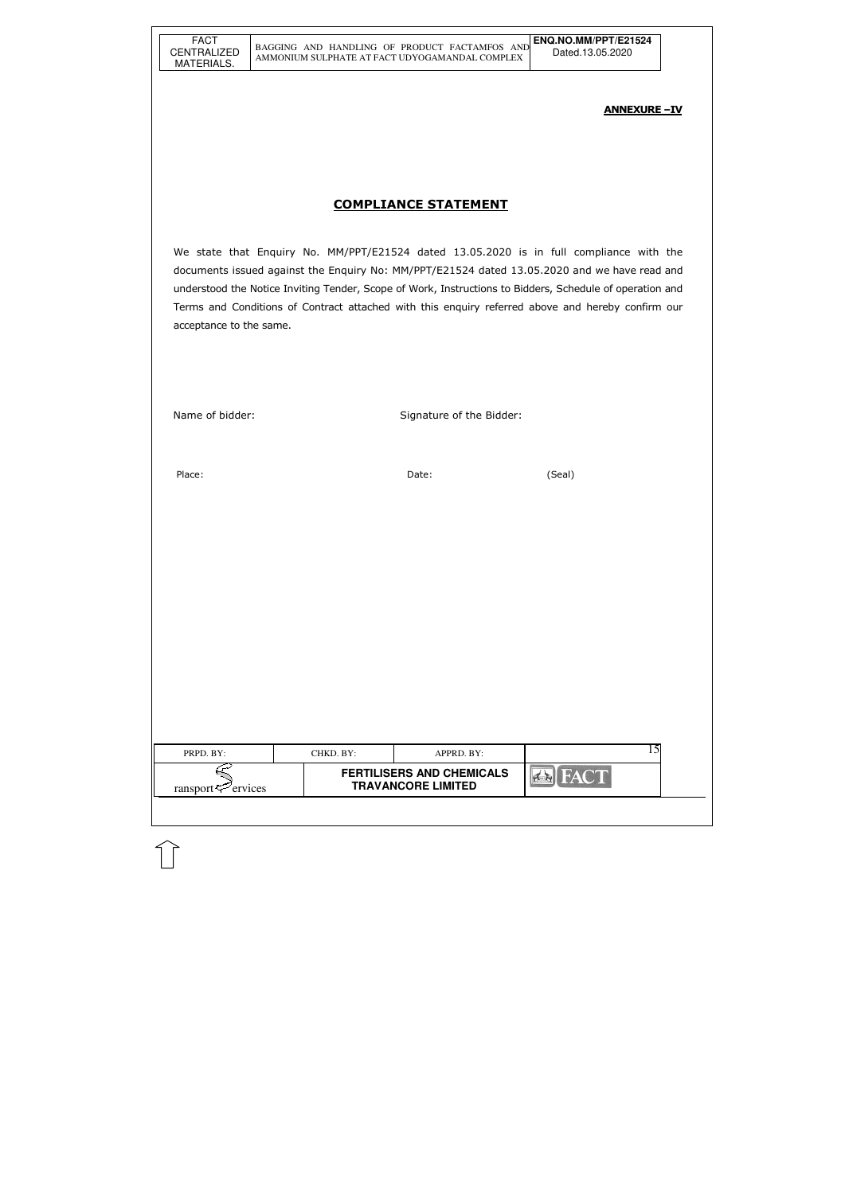**ANNEXURE –IV**

## COMPLIANCE STATEMENT

We state that Enquiry No. MM/PPT/E21524 dated 13.05.2020 is in full compliance with the documents issued against the Enquiry No: MM/PPT/E21524 dated 13.05.2020 and we have read and understood the Notice Inviting Tender, Scope of Work, Instructions to Bidders, Schedule of operation and Terms and Conditions of Contract attached with this enquiry referred above and hereby confirm our acceptance to the same.

Name of bidder: Signature of the Bidder:

Place: Date: (Seal)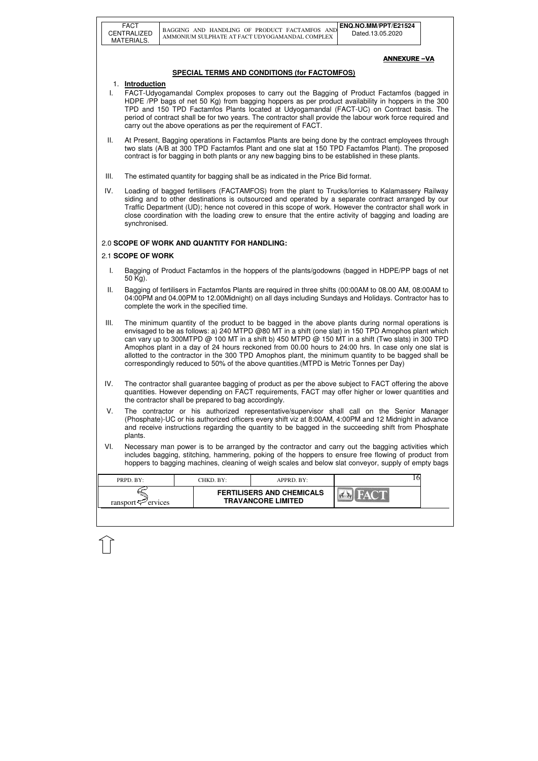**ANNEXURE –VA**

## SPECIAL TERMS AND CONDITIONS (for FACTOMFOS)

### 1. Introduction

I. FACT-Udyogamandal Complex proposes to carry out the Bagging of Product Factamfos (bagged in HDPE /PP bags of net 50 Kg) from bagging hoppers as per product availability in hoppers in the 300 TPD and 150 TPD Factamfos Plants located at Udyogamandal (FACT-UC) on Contract basis. The period of contract shall be for two years. The contractor shall provide the labour work force required and carry out the above operations as per the requirement of FACT.

II. At Present, Bagging operations in Factamfos Plants are being done by the contract employees through two slats (A/B at 300 TPD Factamfos Plant and one slat at 150 TPD Factamfos Plant). The proposed contract is for bagging in both plants or any new bagging bins to be established in these plants.

III. The estimated quantity for bagging shall be as indicated in the Price Bid format.

IV. Loading of bagged fertilisers (FACTAMFOS) from the plant to Trucks/lorries to Kalamassery Railway siding and to other destinations is outsourced and operated by a separate contract arranged by our Traffic Department (UD); hence not covered in this scope of work. However the contractor shall work in close coordination with the loading crew to ensure that the entire activity of bagging and loading are synchronised.

### 2.0 SCOPE OF WORK AND QUANTITY FOR HANDLING:

### 2.1 SCOPE OF WORK

I. Bagging of Product Factamfos in the hoppers of the plants/godowns (bagged in HDPE/PP bags of net 50 Kg).

II. Bagging of fertilisers in Factamfos Plants are required in three shifts (00:00AM to 08.00 AM, 08:00AM to 04:00PM and 04.00PM to 12.00Midnight) on all days including Sundays and Holidays. Contractor has to complete the work in the specified time.

III. The minimum quantity of the product to be bagged in the above plants during normal operations is envisaged to be as follows: a) 240 MTPD @80 MT in a shift (one slat) in 150 TPD Amophos plant which can vary up to 300MTPD @ 100 MT in a shift b) 450 MTPD @ 150 MT in a shift (Two slats) in 300 TPD Amophos plant in a day of 24 hours reckoned from 00.00 hours to 24:00 hrs. In case only one slat is allotted to the contractor in the 300 TPD Amophos plant, the minimum quantity to be bagged shall be correspondingly reduced to 50% of the above quantities.(MTPD is Metric Tonnes per Day)

IV. The contractor shall guarantee bagging of product as per the above subject to FACT offering the above quantities. However depending on FACT requirements, FACT may offer higher or lower quantities and the contractor shall be prepared to bag accordingly.

V. The contractor or his authorized representative/supervisor shall call on the Senior Manager (Phosphate)-UC or his authorized officers every shift viz at 8:00AM, 4:00PM and 12 Midnight in advance and receive instructions regarding the quantity to be bagged in the succeeding shift from Phosphate plants.

VI. Necessary man power is to be arranged by the contractor and carry out the bagging activities which includes bagging, stitching, hammering, poking of the hoppers to ensure free flowing of product from hoppers to bagging machines, cleaning of weigh scales and below slat conveyor, supply of empty bags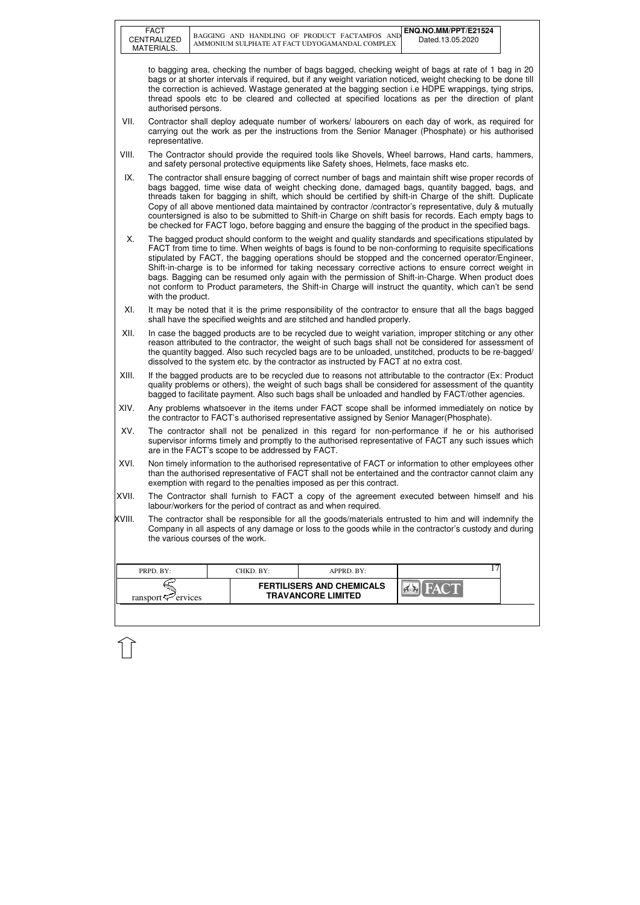to bagging area, checking the number of bags bagged, checking weight of bags at rate of 1 bag in 20 bags or at shorter intervals if required, but if any weight variation noticed, weight checking to be done till the correction is achieved. Wastage generated at the bagging section i.e HDPE wrappings, tying strips, thread spools etc to be cleared and collected at specified locations as per the direction of plant authorised persons.

VII. Contractor shall deploy adequate number of workers/ labourers on each day of work, as required for carrying out the work as per the instructions from the Senior Manager (Phosphate) or his authorised representative.

VIII. The Contractor should provide the required tools like Shovels, Wheel barrows, Hand carts, hammers, and safety personal protective equipments like Safety shoes, Helmets, face masks etc.

IX. The contractor shall ensure bagging of correct number of bags and maintain shift wise proper records of bags bagged, time wise data of weight checking done, damaged bags, quantity bagged, bags, and threads taken for bagging in shift, which should be certified by shift-in Charge of the shift. Duplicate Copy of all above mentioned data maintained by contractor /contractor's representative, duly & mutually countersigned is also to be submitted to Shift-in Charge on shift basis for records. Each empty bags to be checked for FACT logo, before bagging and ensure the bagging of the product in the specified bags.

X. The bagged product should conform to the weight and quality standards and specifications stipulated by FACT from time to time. When weights of bags is found to be non-conforming to requisite specifications stipulated by FACT, the bagging operations should be stopped and the concerned operator/Engineer, Shift-in-charge is to be informed for taking necessary corrective actions to ensure correct weight in bags. Bagging can be resumed only again with the permission of Shift-in-Charge. When product does not conform to Product parameters, the Shift-in Charge will instruct the quantity, which can't be send with the product.

XI. It may be noted that it is the prime responsibility of the contractor to ensure that all the bags bagged shall have the specified weights and are stitched and handled properly.

XII. In case the bagged products are to be recycled due to weight variation, improper stitching or any other reason attributed to the contractor, the weight of such bags shall not be considered for assessment of the quantity bagged. Also such recycled bags are to be unloaded, unstitched, products to be re-bagged/ dissolved to the system etc. by the contractor as instructed by FACT at no extra cost.

XIII. If the bagged products are to be recycled due to reasons not attributable to the contractor (Ex: Product quality problems or others), the weight of such bags shall be considered for assessment of the quantity bagged to facilitate payment. Also such bags shall be unloaded and handled by FACT/other agencies.

XIV. Any problems whatsoever in the items under FACT scope shall be informed immediately on notice by the contractor to FACT's authorised representative assigned by Senior Manager(Phosphate).

XV. The contractor shall not be penalized in this regard for non-performance if he or his authorised supervisor informs timely and promptly to the authorised representative of FACT any such issues which are in the FACT's scope to be addressed by FACT.

XVI. Non timely information to the authorised representative of FACT or information to other employees other than the authorised representative of FACT shall not be entertained and the contractor cannot claim any exemption with regard to the penalties imposed as per this contract.

XVII. The Contractor shall furnish to FACT a copy of the agreement executed between himself and his labour/workers for the period of contract as and when required.

XVIII. The contractor shall be responsible for all the goods/materials entrusted to him and will indemnify the Company in all aspects of any damage or loss to the goods while in the contractor's custody and during the various courses of the work.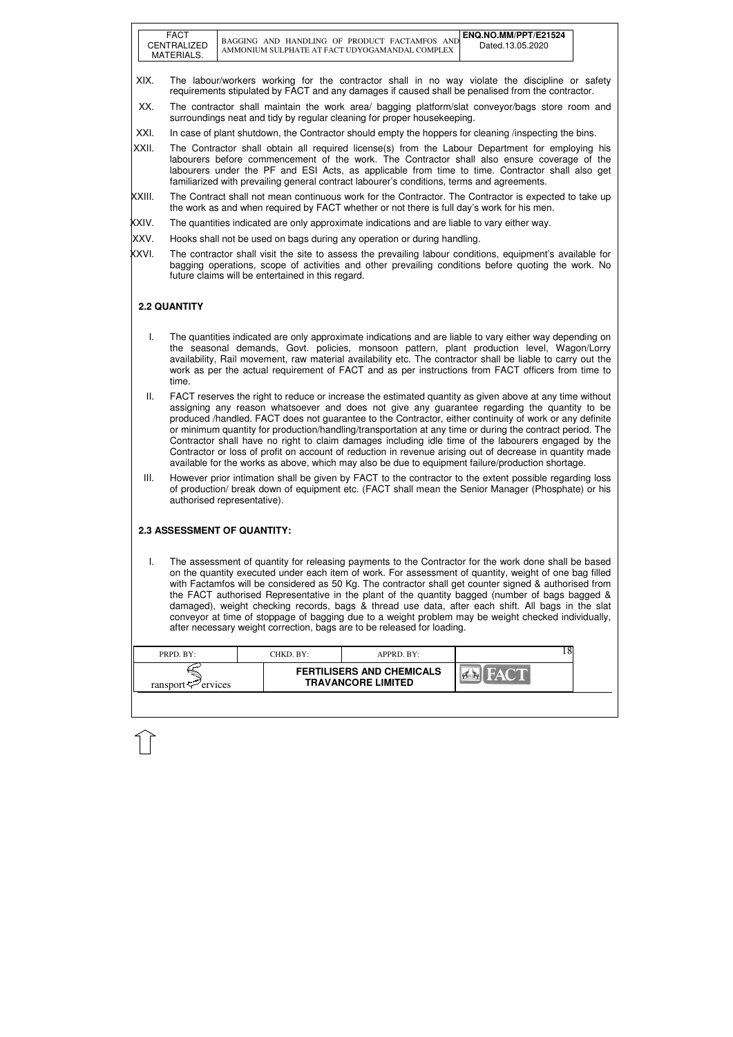XIX. The labour/workers working for the contractor shall in no way violate the discipline or safety requirements stipulated by FACT and any damages if caused shall be penalised from the contractor.

XX. The contractor shall maintain the work area/ bagging platform/slat conveyor/bags store room and surroundings neat and tidy by regular cleaning for proper housekeeping.

XXI. In case of plant shutdown, the Contractor should empty the hoppers for cleaning /inspecting the bins.

XXII. The Contractor shall obtain all required license(s) from the Labour Department for employing his labourers before commencement of the work. The Contractor shall also ensure coverage of the labourers under the PF and ESI Acts, as applicable from time to time. Contractor shall also get familiarized with prevailing general contract labourer's conditions, terms and agreements.

XXIII. The Contract shall not mean continuous work for the Contractor. The Contractor is expected to take up the work as and when required by FACT whether or not there is full day's work for his men.

XXIV. The quantities indicated are only approximate indications and are liable to vary either way.

XXV. Hooks shall not be used on bags during any operation or during handling.

XXVI. The contractor shall visit the site to assess the prevailing labour conditions, equipment's available for bagging operations, scope of activities and other prevailing conditions before quoting the work. No future claims will be entertained in this regard.

## 2.2 QUANTITY

I. The quantities indicated are only approximate indications and are liable to vary either way depending on the seasonal demands, Govt. policies, monsoon pattern, plant production level, Wagon/Lorry availability, Rail movement, raw material availability etc. The contractor shall be liable to carry out the work as per the actual requirement of FACT and as per instructions from FACT officers from time to time.

II. FACT reserves the right to reduce or increase the estimated quantity as given above at any time without assigning any reason whatsoever and does not give any guarantee regarding the quantity to be produced /handled. FACT does not guarantee to the Contractor, either continuity of work or any definite or minimum quantity for production/handling/transportation at any time or during the contract period. The Contractor shall have no right to claim damages including idle time of the labourers engaged by the Contractor or loss of profit on account of reduction in revenue arising out of decrease in quantity made available for the works as above, which may also be due to equipment failure/production shortage.

III. However prior intimation shall be given by FACT to the contractor to the extent possible regarding loss of production/ break down of equipment etc. (FACT shall mean the Senior Manager (Phosphate) or his authorised representative).

## 2.3 ASSESSMENT OF QUANTITY:

I. The assessment of quantity for releasing payments to the Contractor for the work done shall be based on the quantity executed under each item of work. For assessment of quantity, weight of one bag filled with Factamfos will be considered as 50 Kg. The contractor shall get counter signed & authorised from the FACT authorised Representative in the plant of the quantity bagged (number of bags bagged & damaged), weight checking records, bags & thread use data, after each shift. All bags in the slat conveyor at time of stoppage of bagging due to a weight problem may be weight checked individually, after necessary weight correction, bags are to be released for loading.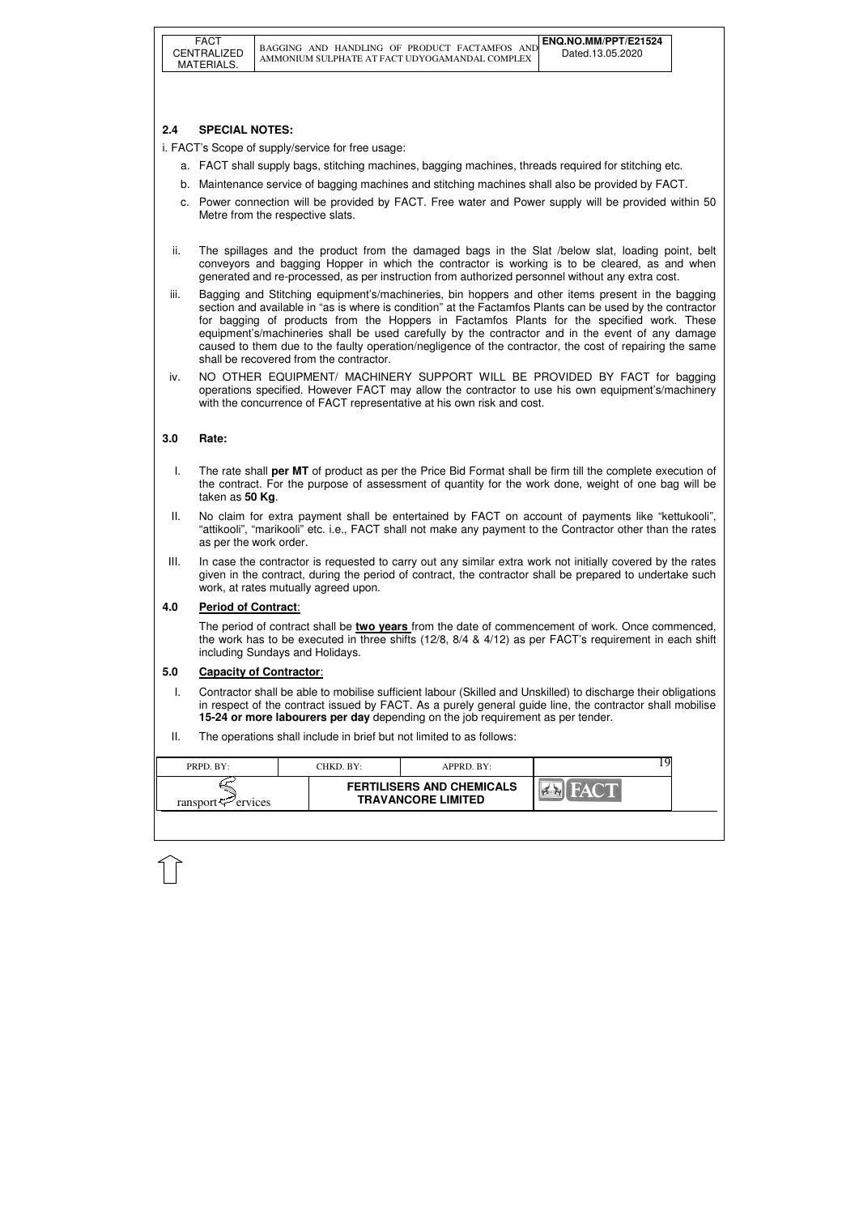## 2.4 SPECIAL NOTES:

i. FACT's Scope of supply/service for free usage:

a. FACT shall supply bags, stitching machines, bagging machines, threads required for stitching etc.

b. Maintenance service of bagging machines and stitching machines shall also be provided by FACT.

c. Power connection will be provided by FACT. Free water and Power supply will be provided within 50 Metre from the respective slats.

ii. The spillages and the product from the damaged bags in the Slat /below slat, loading point, belt conveyors and bagging Hopper in which the contractor is working is to be cleared, as and when generated and re-processed, as per instruction from authorized personnel without any extra cost.

iii. Bagging and Stitching equipment's/machineries, bin hoppers and other items present in the bagging section and available in "as is where is condition" at the Factamfos Plants can be used by the contractor for bagging of products from the Hoppers in Factamfos Plants for the specified work. These equipment's/machineries shall be used carefully by the contractor and in the event of any damage caused to them due to the faulty operation/negligence of the contractor, the cost of repairing the same shall be recovered from the contractor.

iv. NO OTHER EQUIPMENT/ MACHINERY SUPPORT WILL BE PROVIDED BY FACT for bagging operations specified. However FACT may allow the contractor to use his own equipment's/machinery with the concurrence of FACT representative at his own risk and cost.

## 3.0 Rate:

I. The rate shall **per MT** of product as per the Price Bid Format shall be firm till the complete execution of the contract. For the purpose of assessment of quantity for the work done, weight of one bag will be taken as **50 Kg**.

II. No claim for extra payment shall be entertained by FACT on account of payments like "kettukooli", "attikooli", "marikooli" etc. i.e., FACT shall not make any payment to the Contractor other than the rates as per the work order.

III. In case the contractor is requested to carry out any similar extra work not initially covered by the rates given in the contract, during the period of contract, the contractor shall be prepared to undertake such work, at rates mutually agreed upon.

## 4.0 Period of Contract:

The period of contract shall be **two years** from the date of commencement of work. Once commenced, the work has to be executed in three shifts (12/8, 8/4 & 4/12) as per FACT's requirement in each shift including Sundays and Holidays.

## 5.0 Capacity of Contractor:

I. Contractor shall be able to mobilise sufficient labour (Skilled and Unskilled) to discharge their obligations in respect of the contract issued by FACT. As a purely general guide line, the contractor shall mobilise **15-24 or more labourers per day** depending on the job requirement as per tender.

II. The operations shall include in brief but not limited to as follows: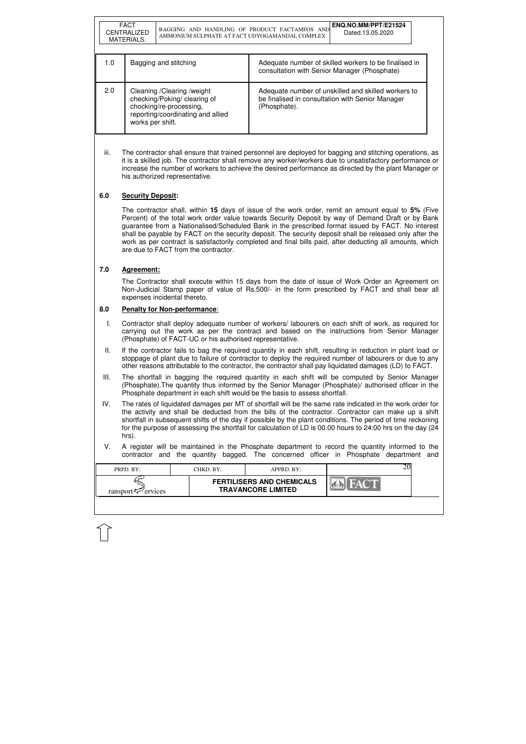| 1.0 | Bagging and stitching | Adequate number of skilled workers to be finalised in consultation with Senior Manager (Phosphate) |
|---|---|---|
| 2.0 | Cleaning /Clearing /weight checking/Poking/ clearing of chocking/re-processing, reporting/coordinating and allied works per shift. | Adequate number of unskilled and skilled workers to be finalised in consultation with Senior Manager (Phosphate). |

iii. The contractor shall ensure that trained personnel are deployed for bagging and stitching operations, as it is a skilled job. The contractor shall remove any worker/workers due to unsatisfactory performance or increase the number of workers to achieve the desired performance as directed by the plant Manager or his authorized representative.

## 6.0 Security Deposit:

The contractor shall, within **15** days of issue of the work order, remit an amount equal to **5%** (Five Percent) of the total work order value towards Security Deposit by way of Demand Draft or by Bank guarantee from a Nationalised/Scheduled Bank in the prescribed format issued by FACT. No interest shall be payable by FACT on the security deposit. The security deposit shall be released only after the work as per contract is satisfactorily completed and final bills paid, after deducting all amounts, which are due to FACT from the contractor.

## 7.0 Agreement:

The Contractor shall execute within 15 days from the date of issue of Work Order an Agreement on Non-Judicial Stamp paper of value of Rs.500/- in the form prescribed by FACT and shall bear all expenses incidental thereto.

## 8.0 Penalty for Non-performance:

I. Contractor shall deploy adequate number of workers/ labourers on each shift of work, as required for carrying out the work as per the contract and based on the instructions from Senior Manager (Phosphate) of FACT-UC or his authorised representative.

II. If the contractor fails to bag the required quantity in each shift, resulting in reduction in plant load or stoppage of plant due to failure of contractor to deploy the required number of labourers or due to any other reasons attributable to the contractor, the contractor shall pay liquidated damages (LD) to FACT.

III. The shortfall in bagging the required quantity in each shift will be computed by Senior Manager (Phosphate).The quantity thus informed by the Senior Manager (Phosphate)/ authorised officer in the Phosphate department in each shift would be the basis to assess shortfall.

IV. The rates of liquidated damages per MT of shortfall will be the same rate indicated in the work order for the activity and shall be deducted from the bills of the contractor. Contractor can make up a shift shortfall in subsequent shifts of the day if possible by the plant conditions. The period of time reckoning for the purpose of assessing the shortfall for calculation of LD is 00.00 hours to 24:00 hrs on the day (24 hrs).

V. A register will be maintained in the Phosphate department to record the quantity informed to the contractor and the quantity bagged. The concerned officer in Phosphate department and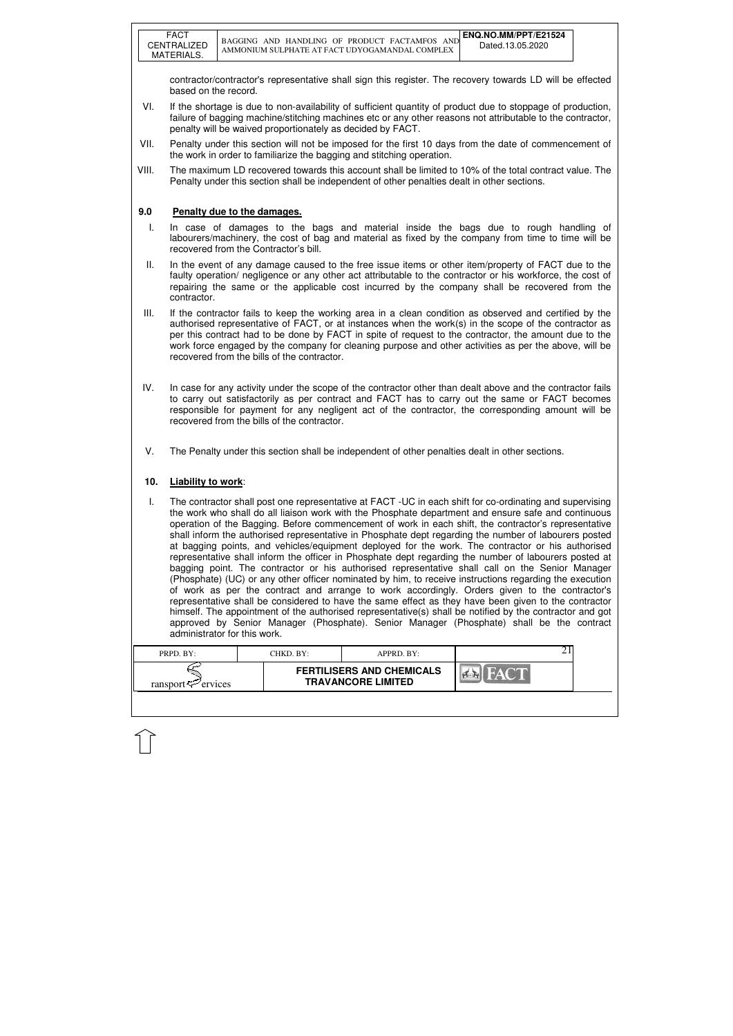contractor/contractor's representative shall sign this register. The recovery towards LD will be effected based on the record.

VI. If the shortage is due to non-availability of sufficient quantity of product due to stoppage of production, failure of bagging machine/stitching machines etc or any other reasons not attributable to the contractor, penalty will be waived proportionately as decided by FACT.

VII. Penalty under this section will not be imposed for the first 10 days from the date of commencement of the work in order to familiarize the bagging and stitching operation.

VIII. The maximum LD recovered towards this account shall be limited to 10% of the total contract value. The Penalty under this section shall be independent of other penalties dealt in other sections.

## 9.0 Penalty due to the damages.

I. In case of damages to the bags and material inside the bags due to rough handling of labourers/machinery, the cost of bag and material as fixed by the company from time to time will be recovered from the Contractor's bill.

II. In the event of any damage caused to the free issue items or other item/property of FACT due to the faulty operation/ negligence or any other act attributable to the contractor or his workforce, the cost of repairing the same or the applicable cost incurred by the company shall be recovered from the contractor.

III. If the contractor fails to keep the working area in a clean condition as observed and certified by the authorised representative of FACT, or at instances when the work(s) in the scope of the contractor as per this contract had to be done by FACT in spite of request to the contractor, the amount due to the work force engaged by the company for cleaning purpose and other activities as per the above, will be recovered from the bills of the contractor.

IV. In case for any activity under the scope of the contractor other than dealt above and the contractor fails to carry out satisfactorily as per contract and FACT has to carry out the same or FACT becomes responsible for payment for any negligent act of the contractor, the corresponding amount will be recovered from the bills of the contractor.

V. The Penalty under this section shall be independent of other penalties dealt in other sections.

## 10. Liability to work:

I. The contractor shall post one representative at FACT -UC in each shift for co-ordinating and supervising the work who shall do all liaison work with the Phosphate department and ensure safe and continuous operation of the Bagging. Before commencement of work in each shift, the contractor's representative shall inform the authorised representative in Phosphate dept regarding the number of labourers posted at bagging points, and vehicles/equipment deployed for the work. The contractor or his authorised representative shall inform the officer in Phosphate dept regarding the number of labourers posted at bagging point. The contractor or his authorised representative shall call on the Senior Manager (Phosphate) (UC) or any other officer nominated by him, to receive instructions regarding the execution of work as per the contract and arrange to work accordingly. Orders given to the contractor's representative shall be considered to have the same effect as they have been given to the contractor himself. The appointment of the authorised representative(s) shall be notified by the contractor and got approved by Senior Manager (Phosphate). Senior Manager (Phosphate) shall be the contract administrator for this work.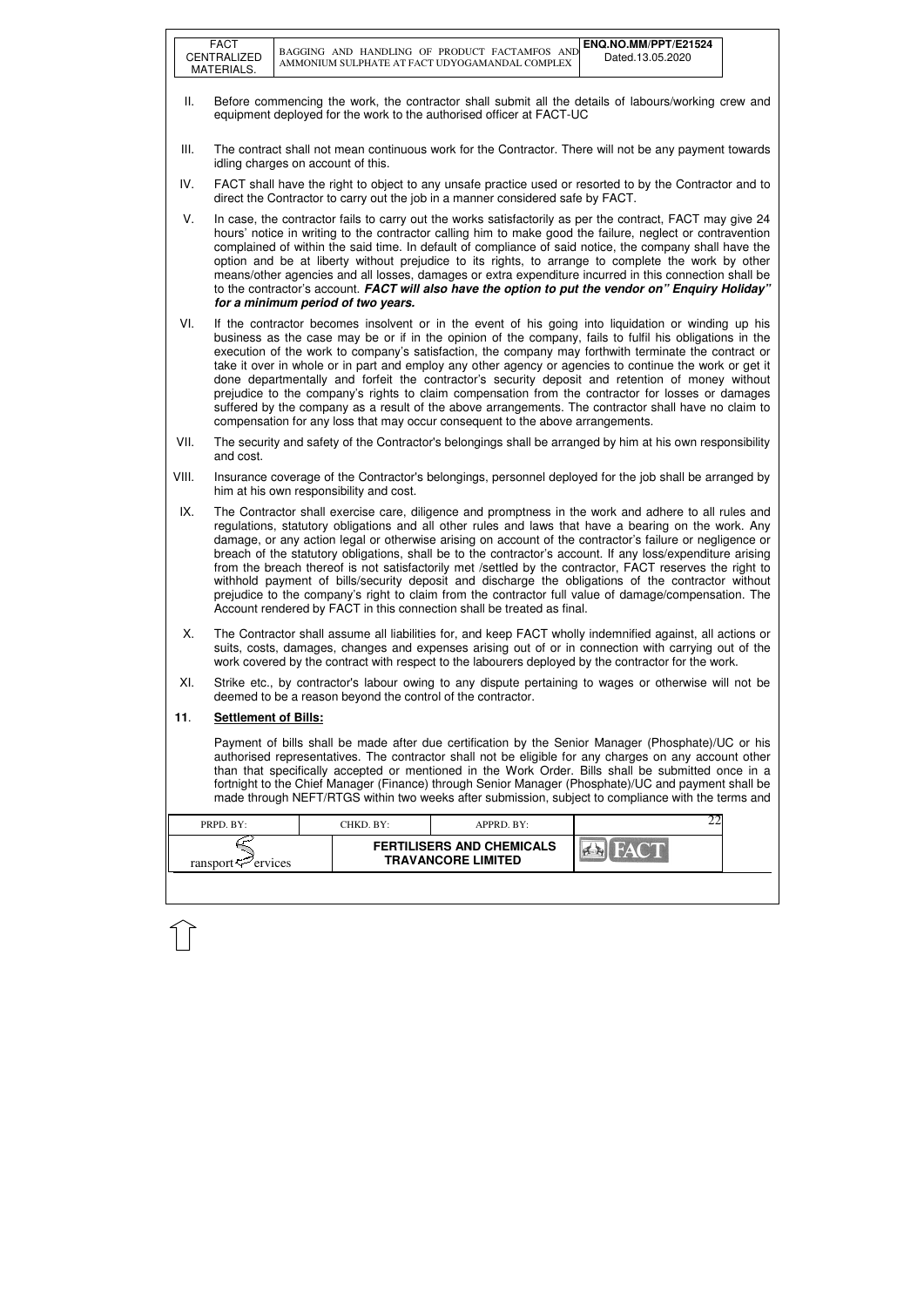II. Before commencing the work, the contractor shall submit all the details of labours/working crew and equipment deployed for the work to the authorised officer at FACT-UC

III. The contract shall not mean continuous work for the Contractor. There will not be any payment towards idling charges on account of this.

IV. FACT shall have the right to object to any unsafe practice used or resorted to by the Contractor and to direct the Contractor to carry out the job in a manner considered safe by FACT.

V. In case, the contractor fails to carry out the works satisfactorily as per the contract, FACT may give 24 hours' notice in writing to the contractor calling him to make good the failure, neglect or contravention complained of within the said time. In default of compliance of said notice, the company shall have the option and be at liberty without prejudice to its rights, to arrange to complete the work by other means/other agencies and all losses, damages or extra expenditure incurred in this connection shall be to the contractor's account. ***FACT will also have the option to put the vendor on" Enquiry Holiday" for a minimum period of two years.***

VI. If the contractor becomes insolvent or in the event of his going into liquidation or winding up his business as the case may be or if in the opinion of the company, fails to fulfil his obligations in the execution of the work to company's satisfaction, the company may forthwith terminate the contract or take it over in whole or in part and employ any other agency or agencies to continue the work or get it done departmentally and forfeit the contractor's security deposit and retention of money without prejudice to the company's rights to claim compensation from the contractor for losses or damages suffered by the company as a result of the above arrangements. The contractor shall have no claim to compensation for any loss that may occur consequent to the above arrangements.

VII. The security and safety of the Contractor's belongings shall be arranged by him at his own responsibility and cost.

VIII. Insurance coverage of the Contractor's belongings, personnel deployed for the job shall be arranged by him at his own responsibility and cost.

IX. The Contractor shall exercise care, diligence and promptness in the work and adhere to all rules and regulations, statutory obligations and all other rules and laws that have a bearing on the work. Any damage, or any action legal or otherwise arising on account of the contractor's failure or negligence or breach of the statutory obligations, shall be to the contractor's account. If any loss/expenditure arising from the breach thereof is not satisfactorily met /settled by the contractor, FACT reserves the right to withhold payment of bills/security deposit and discharge the obligations of the contractor without prejudice to the company's right to claim from the contractor full value of damage/compensation. The Account rendered by FACT in this connection shall be treated as final.

X. The Contractor shall assume all liabilities for, and keep FACT wholly indemnified against, all actions or suits, costs, damages, changes and expenses arising out of or in connection with carrying out of the work covered by the contract with respect to the labourers deployed by the contractor for the work.

XI. Strike etc., by contractor's labour owing to any dispute pertaining to wages or otherwise will not be deemed to be a reason beyond the control of the contractor.

**11. Settlement of Bills:**

Payment of bills shall be made after due certification by the Senior Manager (Phosphate)/UC or his authorised representatives. The contractor shall not be eligible for any charges on any account other than that specifically accepted or mentioned in the Work Order. Bills shall be submitted once in a fortnight to the Chief Manager (Finance) through Senior Manager (Phosphate)/UC and payment shall be made through NEFT/RTGS within two weeks after submission, subject to compliance with the terms and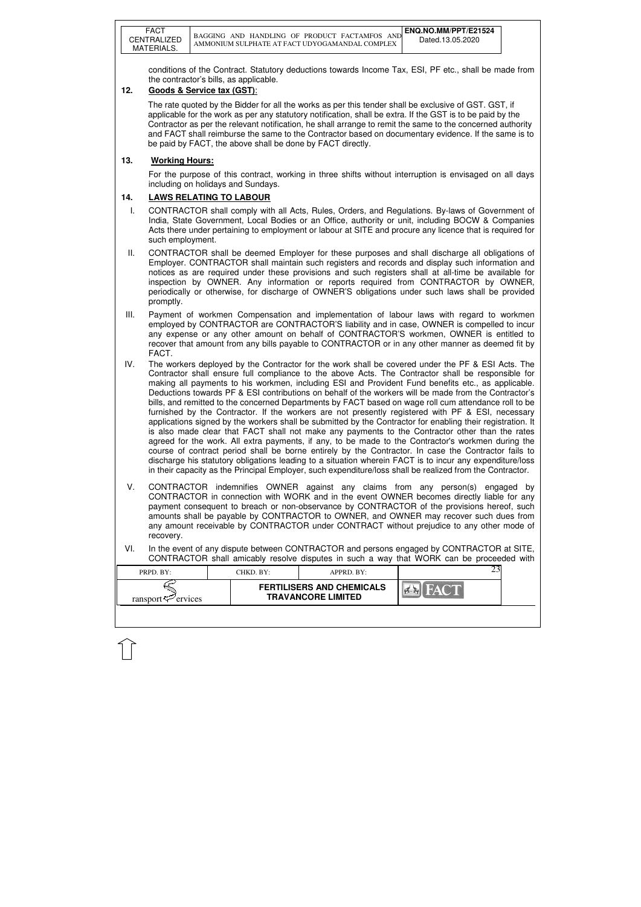conditions of the Contract. Statutory deductions towards Income Tax, ESI, PF etc., shall be made from the contractor's bills, as applicable.

## 12. Goods & Service tax (GST):

The rate quoted by the Bidder for all the works as per this tender shall be exclusive of GST. GST, if applicable for the work as per any statutory notification, shall be extra. If the GST is to be paid by the Contractor as per the relevant notification, he shall arrange to remit the same to the concerned authority and FACT shall reimburse the same to the Contractor based on documentary evidence. If the same is to be paid by FACT, the above shall be done by FACT directly.

## 13. Working Hours:

For the purpose of this contract, working in three shifts without interruption is envisaged on all days including on holidays and Sundays.

## 14. LAWS RELATING TO LABOUR

I. CONTRACTOR shall comply with all Acts, Rules, Orders, and Regulations. By-laws of Government of India, State Government, Local Bodies or an Office, authority or unit, including BOCW & Companies Acts there under pertaining to employment or labour at SITE and procure any licence that is required for such employment.

II. CONTRACTOR shall be deemed Employer for these purposes and shall discharge all obligations of Employer. CONTRACTOR shall maintain such registers and records and display such information and notices as are required under these provisions and such registers shall at all-time be available for inspection by OWNER. Any information or reports required from CONTRACTOR by OWNER, periodically or otherwise, for discharge of OWNER'S obligations under such laws shall be provided promptly.

III. Payment of workmen Compensation and implementation of labour laws with regard to workmen employed by CONTRACTOR are CONTRACTOR'S liability and in case, OWNER is compelled to incur any expense or any other amount on behalf of CONTRACTOR'S workmen, OWNER is entitled to recover that amount from any bills payable to CONTRACTOR or in any other manner as deemed fit by FACT.

IV. The workers deployed by the Contractor for the work shall be covered under the PF & ESI Acts. The Contractor shall ensure full compliance to the above Acts. The Contractor shall be responsible for making all payments to his workmen, including ESI and Provident Fund benefits etc., as applicable. Deductions towards PF & ESI contributions on behalf of the workers will be made from the Contractor's bills, and remitted to the concerned Departments by FACT based on wage roll cum attendance roll to be furnished by the Contractor. If the workers are not presently registered with PF & ESI, necessary applications signed by the workers shall be submitted by the Contractor for enabling their registration. It is also made clear that FACT shall not make any payments to the Contractor other than the rates agreed for the work. All extra payments, if any, to be made to the Contractor's workmen during the course of contract period shall be borne entirely by the Contractor. In case the Contractor fails to discharge his statutory obligations leading to a situation wherein FACT is to incur any expenditure/loss in their capacity as the Principal Employer, such expenditure/loss shall be realized from the Contractor.

V. CONTRACTOR indemnifies OWNER against any claims from any person(s) engaged by CONTRACTOR in connection with WORK and in the event OWNER becomes directly liable for any payment consequent to breach or non-observance by CONTRACTOR of the provisions hereof, such amounts shall be payable by CONTRACTOR to OWNER, and OWNER may recover such dues from any amount receivable by CONTRACTOR under CONTRACT without prejudice to any other mode of recovery.

VI. In the event of any dispute between CONTRACTOR and persons engaged by CONTRACTOR at SITE, CONTRACTOR shall amicably resolve disputes in such a way that WORK can be proceeded with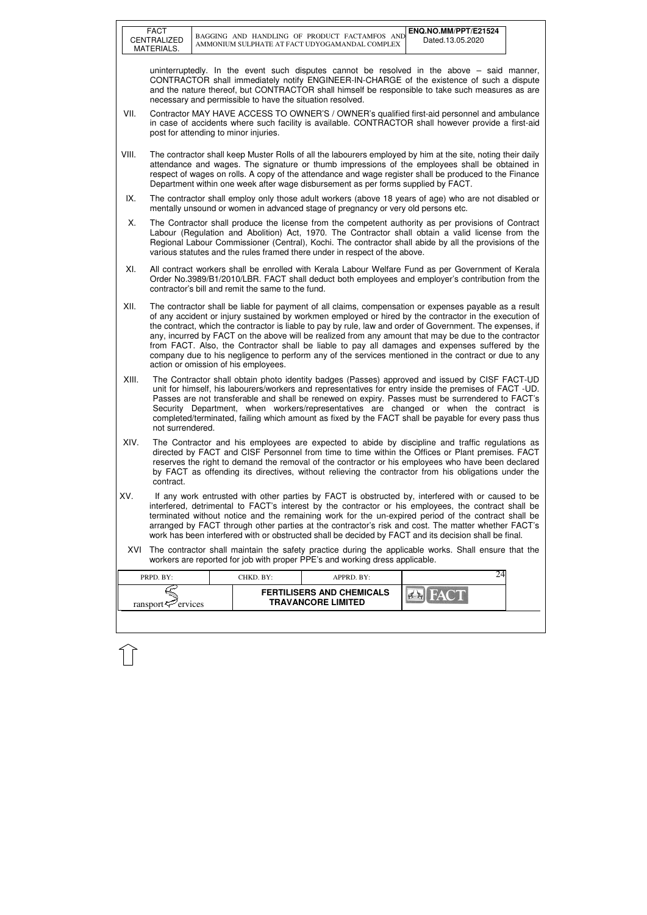uninterruptedly. In the event such disputes cannot be resolved in the above – said manner, CONTRACTOR shall immediately notify ENGINEER-IN-CHARGE of the existence of such a dispute and the nature thereof, but CONTRACTOR shall himself be responsible to take such measures as are necessary and permissible to have the situation resolved.

VII. Contractor MAY HAVE ACCESS TO OWNER'S / OWNER's qualified first-aid personnel and ambulance in case of accidents where such facility is available. CONTRACTOR shall however provide a first-aid post for attending to minor injuries.

VIII. The contractor shall keep Muster Rolls of all the labourers employed by him at the site, noting their daily attendance and wages. The signature or thumb impressions of the employees shall be obtained in respect of wages on rolls. A copy of the attendance and wage register shall be produced to the Finance Department within one week after wage disbursement as per forms supplied by FACT.

IX. The contractor shall employ only those adult workers (above 18 years of age) who are not disabled or mentally unsound or women in advanced stage of pregnancy or very old persons etc.

X. The Contractor shall produce the license from the competent authority as per provisions of Contract Labour (Regulation and Abolition) Act, 1970. The Contractor shall obtain a valid license from the Regional Labour Commissioner (Central), Kochi. The contractor shall abide by all the provisions of the various statutes and the rules framed there under in respect of the above.

XI. All contract workers shall be enrolled with Kerala Labour Welfare Fund as per Government of Kerala Order No.3989/B1/2010/LBR. FACT shall deduct both employees and employer's contribution from the contractor's bill and remit the same to the fund.

XII. The contractor shall be liable for payment of all claims, compensation or expenses payable as a result of any accident or injury sustained by workmen employed or hired by the contractor in the execution of the contract, which the contractor is liable to pay by rule, law and order of Government. The expenses, if any, incurred by FACT on the above will be realized from any amount that may be due to the contractor from FACT. Also, the Contractor shall be liable to pay all damages and expenses suffered by the company due to his negligence to perform any of the services mentioned in the contract or due to any action or omission of his employees.

XIII. The Contractor shall obtain photo identity badges (Passes) approved and issued by CISF FACT-UD unit for himself, his labourers/workers and representatives for entry inside the premises of FACT -UD. Passes are not transferable and shall be renewed on expiry. Passes must be surrendered to FACT's Security Department, when workers/representatives are changed or when the contract is completed/terminated, failing which amount as fixed by the FACT shall be payable for every pass thus not surrendered.

XIV. The Contractor and his employees are expected to abide by discipline and traffic regulations as directed by FACT and CISF Personnel from time to time within the Offices or Plant premises. FACT reserves the right to demand the removal of the contractor or his employees who have been declared by FACT as offending its directives, without relieving the contractor from his obligations under the contract.

XV. If any work entrusted with other parties by FACT is obstructed by, interfered with or caused to be interfered, detrimental to FACT's interest by the contractor or his employees, the contract shall be terminated without notice and the remaining work for the un-expired period of the contract shall be arranged by FACT through other parties at the contractor's risk and cost. The matter whether FACT's work has been interfered with or obstructed shall be decided by FACT and its decision shall be final.

XVI The contractor shall maintain the safety practice during the applicable works. Shall ensure that the workers are reported for job with proper PPE's and working dress applicable.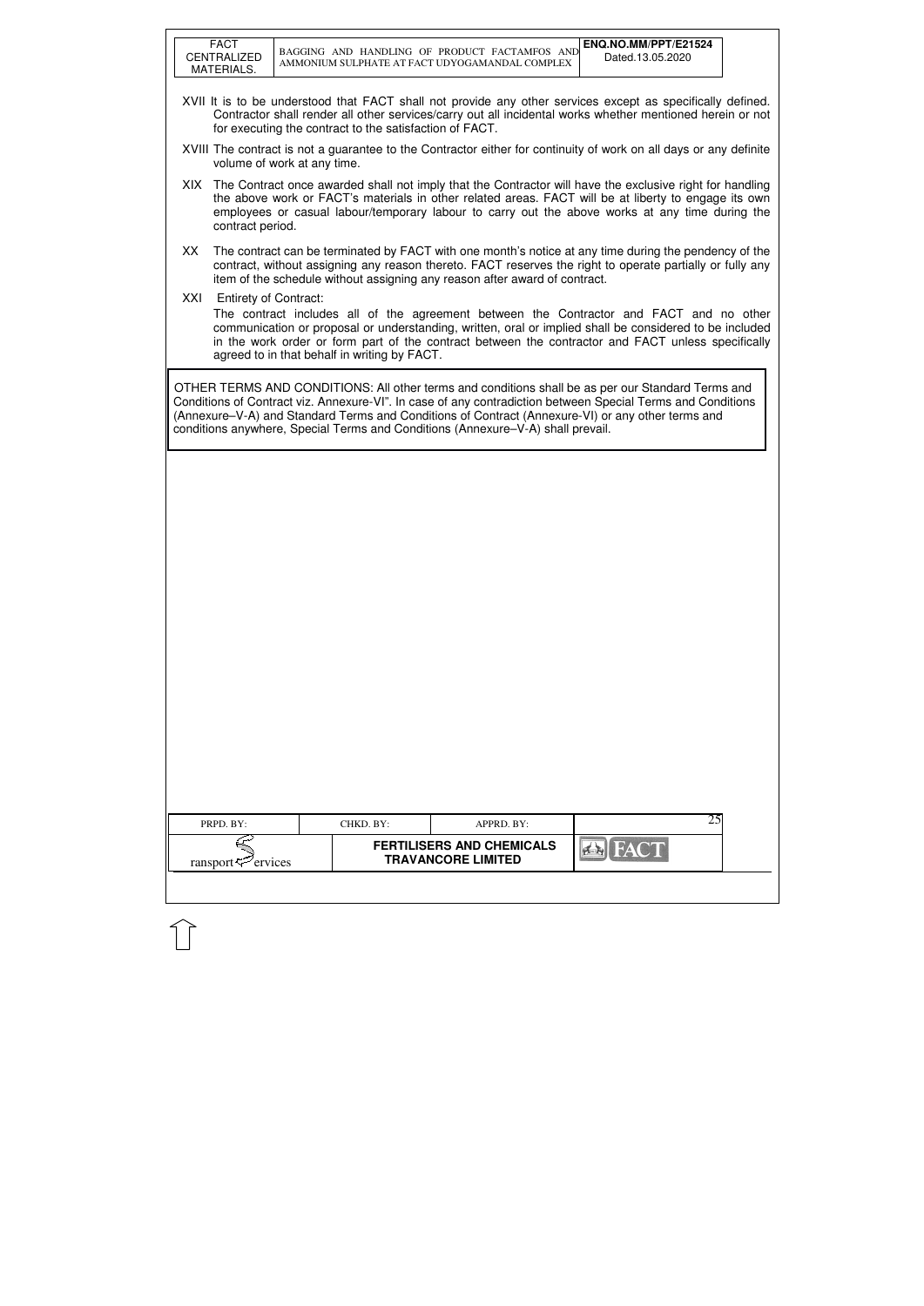XVII It is to be understood that FACT shall not provide any other services except as specifically defined. Contractor shall render all other services/carry out all incidental works whether mentioned herein or not for executing the contract to the satisfaction of FACT.

XVIII The contract is not a guarantee to the Contractor either for continuity of work on all days or any definite volume of work at any time.

XIX The Contract once awarded shall not imply that the Contractor will have the exclusive right for handling the above work or FACT's materials in other related areas. FACT will be at liberty to engage its own employees or casual labour/temporary labour to carry out the above works at any time during the contract period.

XX The contract can be terminated by FACT with one month's notice at any time during the pendency of the contract, without assigning any reason thereto. FACT reserves the right to operate partially or fully any item of the schedule without assigning any reason after award of contract.

XXI Entirety of Contract:
The contract includes all of the agreement between the Contractor and FACT and no other communication or proposal or understanding, written, oral or implied shall be considered to be included in the work order or form part of the contract between the contractor and FACT unless specifically agreed to in that behalf in writing by FACT.

OTHER TERMS AND CONDITIONS: All other terms and conditions shall be as per our Standard Terms and Conditions of Contract viz. Annexure-VI". In case of any contradiction between Special Terms and Conditions (Annexure–V-A) and Standard Terms and Conditions of Contract (Annexure-VI) or any other terms and conditions anywhere, Special Terms and Conditions (Annexure–V-A) shall prevail.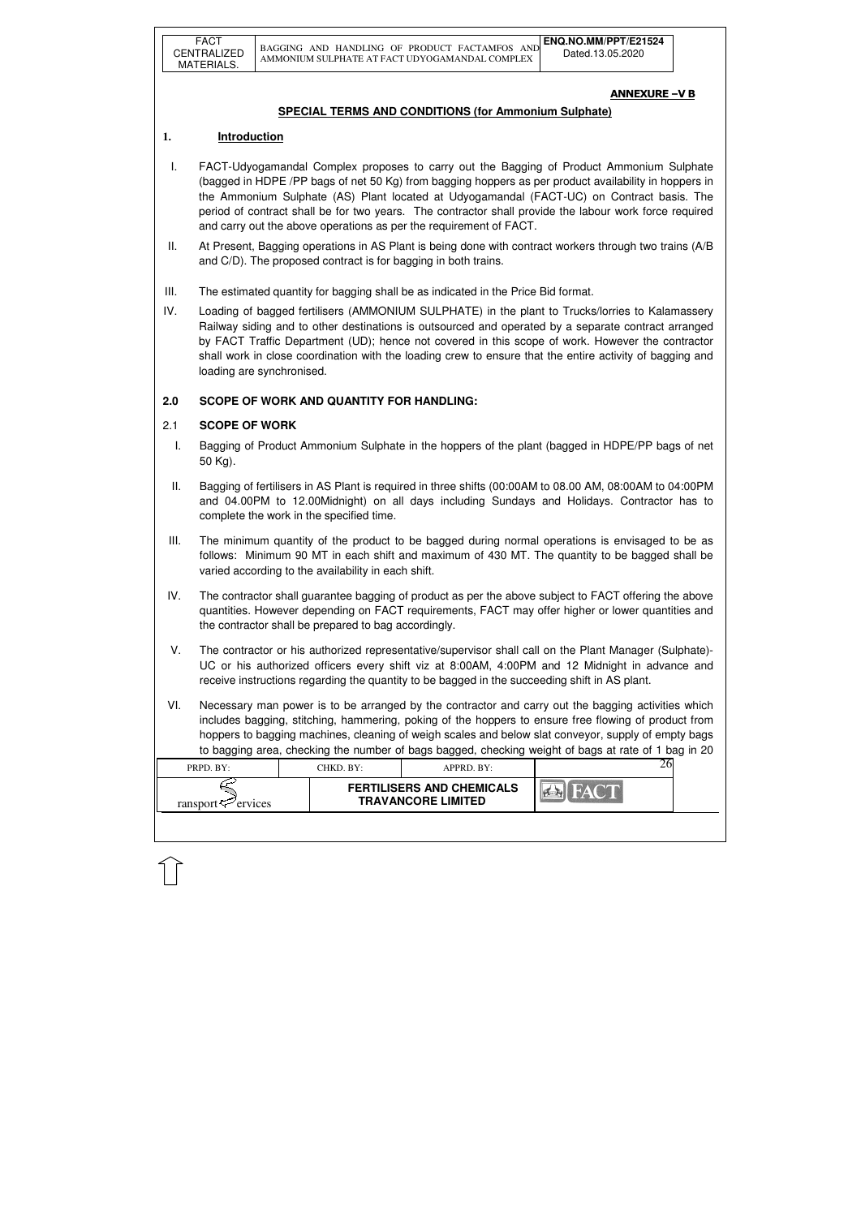**ANNEXURE –V B**

## SPECIAL TERMS AND CONDITIONS (for Ammonium Sulphate)

### 1. Introduction

I. FACT-Udyogamandal Complex proposes to carry out the Bagging of Product Ammonium Sulphate (bagged in HDPE /PP bags of net 50 Kg) from bagging hoppers as per product availability in hoppers in the Ammonium Sulphate (AS) Plant located at Udyogamandal (FACT-UC) on Contract basis. The period of contract shall be for two years. The contractor shall provide the labour work force required and carry out the above operations as per the requirement of FACT.

II. At Present, Bagging operations in AS Plant is being done with contract workers through two trains (A/B and C/D). The proposed contract is for bagging in both trains.

III. The estimated quantity for bagging shall be as indicated in the Price Bid format.

IV. Loading of bagged fertilisers (AMMONIUM SULPHATE) in the plant to Trucks/lorries to Kalamassery Railway siding and to other destinations is outsourced and operated by a separate contract arranged by FACT Traffic Department (UD); hence not covered in this scope of work. However the contractor shall work in close coordination with the loading crew to ensure that the entire activity of bagging and loading are synchronised.

### 2.0 SCOPE OF WORK AND QUANTITY FOR HANDLING:

### 2.1 SCOPE OF WORK

I. Bagging of Product Ammonium Sulphate in the hoppers of the plant (bagged in HDPE/PP bags of net 50 Kg).

II. Bagging of fertilisers in AS Plant is required in three shifts (00:00AM to 08.00 AM, 08:00AM to 04:00PM and 04.00PM to 12.00Midnight) on all days including Sundays and Holidays. Contractor has to complete the work in the specified time.

III. The minimum quantity of the product to be bagged during normal operations is envisaged to be as follows: Minimum 90 MT in each shift and maximum of 430 MT. The quantity to be bagged shall be varied according to the availability in each shift.

IV. The contractor shall guarantee bagging of product as per the above subject to FACT offering the above quantities. However depending on FACT requirements, FACT may offer higher or lower quantities and the contractor shall be prepared to bag accordingly.

V. The contractor or his authorized representative/supervisor shall call on the Plant Manager (Sulphate)-UC or his authorized officers every shift viz at 8:00AM, 4:00PM and 12 Midnight in advance and receive instructions regarding the quantity to be bagged in the succeeding shift in AS plant.

VI. Necessary man power is to be arranged by the contractor and carry out the bagging activities which includes bagging, stitching, hammering, poking of the hoppers to ensure free flowing of product from hoppers to bagging machines, cleaning of weigh scales and below slat conveyor, supply of empty bags to bagging area, checking the number of bags bagged, checking weight of bags at rate of 1 bag in 20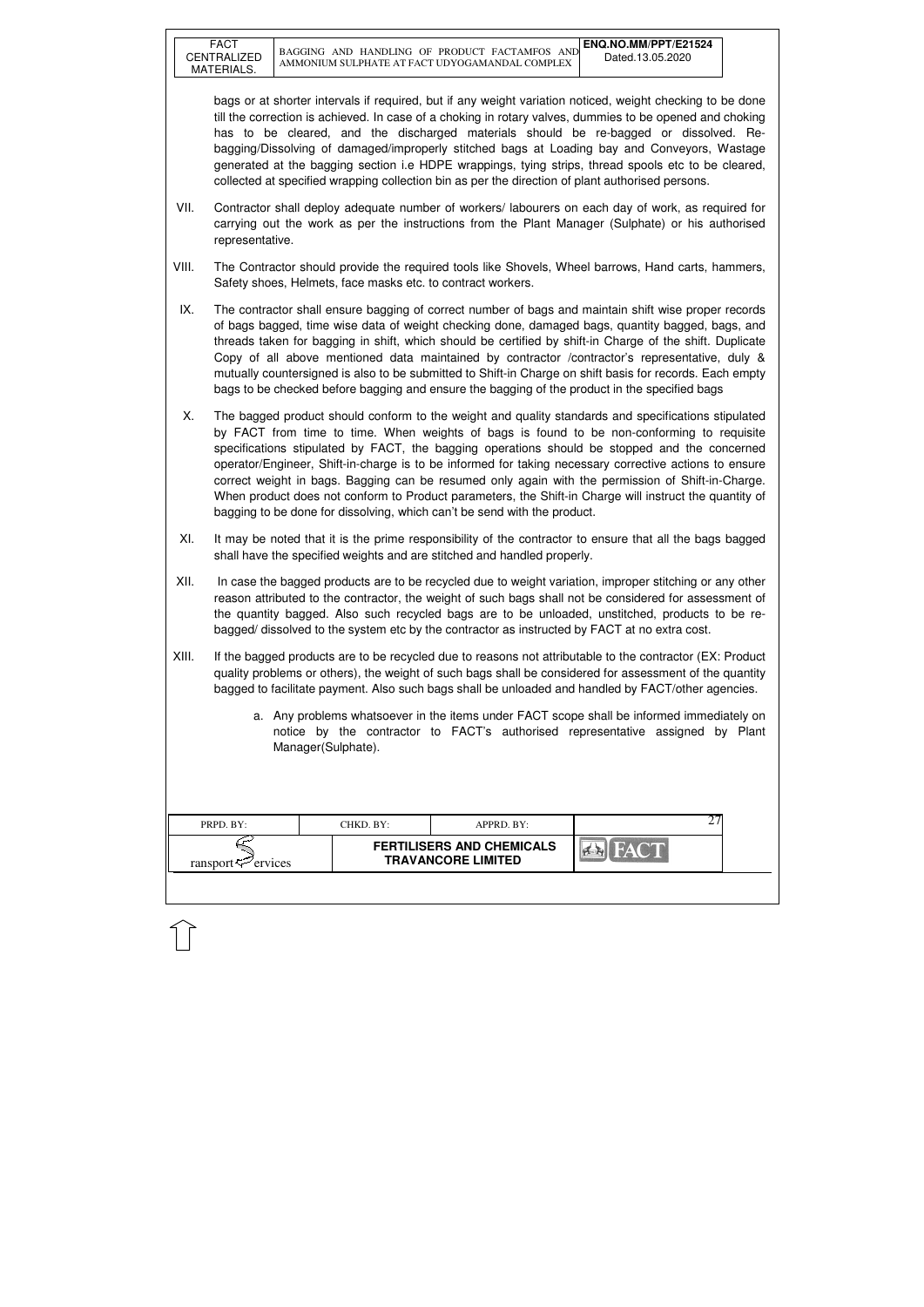bags or at shorter intervals if required, but if any weight variation noticed, weight checking to be done till the correction is achieved. In case of a choking in rotary valves, dummies to be opened and choking has to be cleared, and the discharged materials should be re-bagged or dissolved. Re-bagging/Dissolving of damaged/improperly stitched bags at Loading bay and Conveyors, Wastage generated at the bagging section i.e HDPE wrappings, tying strips, thread spools etc to be cleared, collected at specified wrapping collection bin as per the direction of plant authorised persons.

VII. Contractor shall deploy adequate number of workers/ labourers on each day of work, as required for carrying out the work as per the instructions from the Plant Manager (Sulphate) or his authorised representative.

VIII. The Contractor should provide the required tools like Shovels, Wheel barrows, Hand carts, hammers, Safety shoes, Helmets, face masks etc. to contract workers.

IX. The contractor shall ensure bagging of correct number of bags and maintain shift wise proper records of bags bagged, time wise data of weight checking done, damaged bags, quantity bagged, bags, and threads taken for bagging in shift, which should be certified by shift-in Charge of the shift. Duplicate Copy of all above mentioned data maintained by contractor /contractor's representative, duly & mutually countersigned is also to be submitted to Shift-in Charge on shift basis for records. Each empty bags to be checked before bagging and ensure the bagging of the product in the specified bags

X. The bagged product should conform to the weight and quality standards and specifications stipulated by FACT from time to time. When weights of bags is found to be non-conforming to requisite specifications stipulated by FACT, the bagging operations should be stopped and the concerned operator/Engineer, Shift-in-charge is to be informed for taking necessary corrective actions to ensure correct weight in bags. Bagging can be resumed only again with the permission of Shift-in-Charge. When product does not conform to Product parameters, the Shift-in Charge will instruct the quantity of bagging to be done for dissolving, which can't be send with the product.

XI. It may be noted that it is the prime responsibility of the contractor to ensure that all the bags bagged shall have the specified weights and are stitched and handled properly.

XII. In case the bagged products are to be recycled due to weight variation, improper stitching or any other reason attributed to the contractor, the weight of such bags shall not be considered for assessment of the quantity bagged. Also such recycled bags are to be unloaded, unstitched, products to be re-bagged/ dissolved to the system etc by the contractor as instructed by FACT at no extra cost.

XIII. If the bagged products are to be recycled due to reasons not attributable to the contractor (EX: Product quality problems or others), the weight of such bags shall be considered for assessment of the quantity bagged to facilitate payment. Also such bags shall be unloaded and handled by FACT/other agencies.

a. Any problems whatsoever in the items under FACT scope shall be informed immediately on notice by the contractor to FACT's authorised representative assigned by Plant Manager(Sulphate).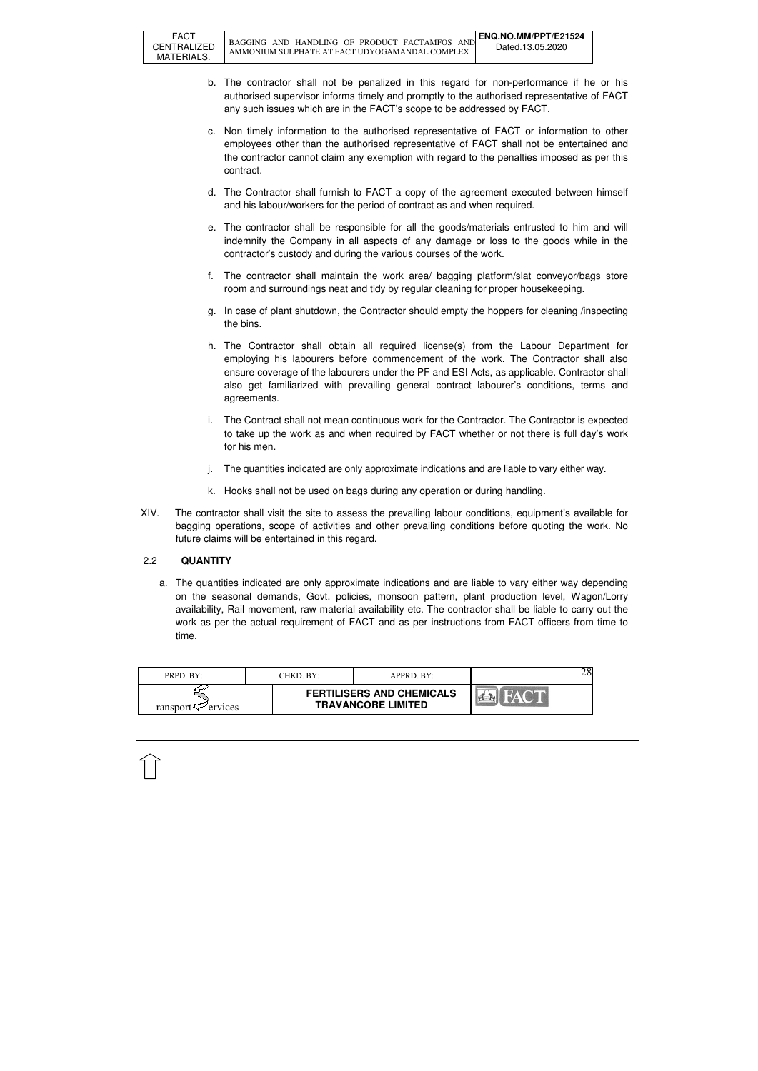b. The contractor shall not be penalized in this regard for non-performance if he or his authorised supervisor informs timely and promptly to the authorised representative of FACT any such issues which are in the FACT's scope to be addressed by FACT.

c. Non timely information to the authorised representative of FACT or information to other employees other than the authorised representative of FACT shall not be entertained and the contractor cannot claim any exemption with regard to the penalties imposed as per this contract.

d. The Contractor shall furnish to FACT a copy of the agreement executed between himself and his labour/workers for the period of contract as and when required.

e. The contractor shall be responsible for all the goods/materials entrusted to him and will indemnify the Company in all aspects of any damage or loss to the goods while in the contractor's custody and during the various courses of the work.

f. The contractor shall maintain the work area/ bagging platform/slat conveyor/bags store room and surroundings neat and tidy by regular cleaning for proper housekeeping.

g. In case of plant shutdown, the Contractor should empty the hoppers for cleaning /inspecting the bins.

h. The Contractor shall obtain all required license(s) from the Labour Department for employing his labourers before commencement of the work. The Contractor shall also ensure coverage of the labourers under the PF and ESI Acts, as applicable. Contractor shall also get familiarized with prevailing general contract labourer's conditions, terms and agreements.

i. The Contract shall not mean continuous work for the Contractor. The Contractor is expected to take up the work as and when required by FACT whether or not there is full day's work for his men.

j. The quantities indicated are only approximate indications and are liable to vary either way.

k. Hooks shall not be used on bags during any operation or during handling.

XIV. The contractor shall visit the site to assess the prevailing labour conditions, equipment's available for bagging operations, scope of activities and other prevailing conditions before quoting the work. No future claims will be entertained in this regard.

## 2.2 QUANTITY

a. The quantities indicated are only approximate indications and are liable to vary either way depending on the seasonal demands, Govt. policies, monsoon pattern, plant production level, Wagon/Lorry availability, Rail movement, raw material availability etc. The contractor shall be liable to carry out the work as per the actual requirement of FACT and as per instructions from FACT officers from time to time.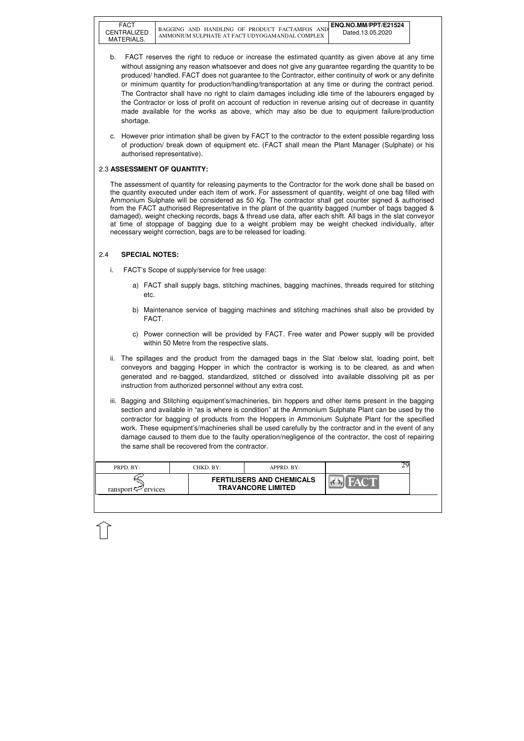b. FACT reserves the right to reduce or increase the estimated quantity as given above at any time without assigning any reason whatsoever and does not give any guarantee regarding the quantity to be produced/ handled. FACT does not guarantee to the Contractor, either continuity of work or any definite or minimum quantity for production/handling/transportation at any time or during the contract period. The Contractor shall have no right to claim damages including idle time of the labourers engaged by the Contractor or loss of profit on account of reduction in revenue arising out of decrease in quantity made available for the works as above, which may also be due to equipment failure/production shortage.

c. However prior intimation shall be given by FACT to the contractor to the extent possible regarding loss of production/ break down of equipment etc. (FACT shall mean the Plant Manager (Sulphate) or his authorised representative).

## 2.3 ASSESSMENT OF QUANTITY:

The assessment of quantity for releasing payments to the Contractor for the work done shall be based on the quantity executed under each item of work. For assessment of quantity, weight of one bag filled with Ammonium Sulphate will be considered as 50 Kg. The contractor shall get counter signed & authorised from the FACT authorised Representative in the plant of the quantity bagged (number of bags bagged & damaged), weight checking records, bags & thread use data, after each shift. All bags in the slat conveyor at time of stoppage of bagging due to a weight problem may be weight checked individually, after necessary weight correction, bags are to be released for loading.

## 2.4 SPECIAL NOTES:

i. FACT's Scope of supply/service for free usage:

a) FACT shall supply bags, stitching machines, bagging machines, threads required for stitching etc.

b) Maintenance service of bagging machines and stitching machines shall also be provided by FACT.

c) Power connection will be provided by FACT. Free water and Power supply will be provided within 50 Metre from the respective slats.

ii. The spillages and the product from the damaged bags in the Slat /below slat, loading point, belt conveyors and bagging Hopper in which the contractor is working is to be cleared, as and when generated and re-bagged, standardized, stitched or dissolved into available dissolving pit as per instruction from authorized personnel without any extra cost.

iii. Bagging and Stitching equipment's/machineries, bin hoppers and other items present in the bagging section and available in "as is where is condition" at the Ammonium Sulphate Plant can be used by the contractor for bagging of products from the Hoppers in Ammonium Sulphate Plant for the specified work. These equipment's/machineries shall be used carefully by the contractor and in the event of any damage caused to them due to the faulty operation/negligence of the contractor, the cost of repairing the same shall be recovered from the contractor.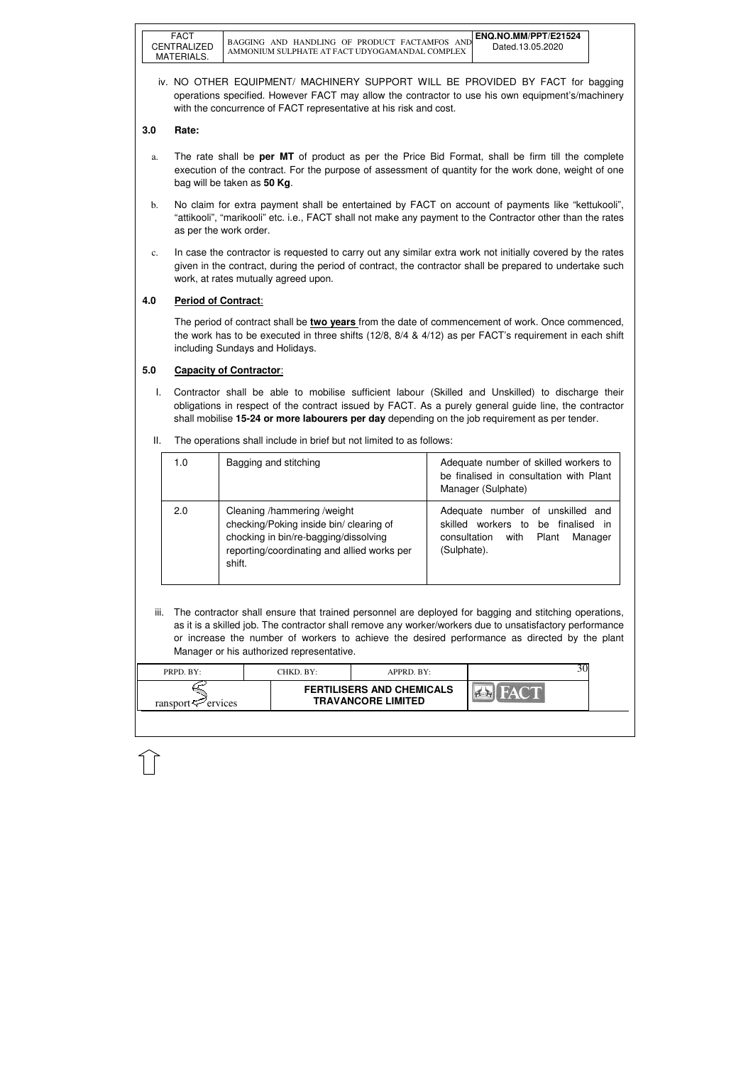iv. NO OTHER EQUIPMENT/ MACHINERY SUPPORT WILL BE PROVIDED BY FACT for bagging operations specified. However FACT may allow the contractor to use his own equipment's/machinery with the concurrence of FACT representative at his risk and cost.

## 3.0 Rate:

a. The rate shall be **per MT** of product as per the Price Bid Format, shall be firm till the complete execution of the contract. For the purpose of assessment of quantity for the work done, weight of one bag will be taken as **50 Kg**.

b. No claim for extra payment shall be entertained by FACT on account of payments like "kettukooli", "attikooli", "marikooli" etc. i.e., FACT shall not make any payment to the Contractor other than the rates as per the work order.

c. In case the contractor is requested to carry out any similar extra work not initially covered by the rates given in the contract, during the period of contract, the contractor shall be prepared to undertake such work, at rates mutually agreed upon.

## 4.0 Period of Contract:

The period of contract shall be **two years** from the date of commencement of work. Once commenced, the work has to be executed in three shifts (12/8, 8/4 & 4/12) as per FACT's requirement in each shift including Sundays and Holidays.

## 5.0 Capacity of Contractor:

I. Contractor shall be able to mobilise sufficient labour (Skilled and Unskilled) to discharge their obligations in respect of the contract issued by FACT. As a purely general guide line, the contractor shall mobilise **15-24 or more labourers per day** depending on the job requirement as per tender.

II. The operations shall include in brief but not limited to as follows:

| 1.0 | Bagging and stitching | Adequate number of skilled workers to be finalised in consultation with Plant Manager (Sulphate) |
|---|---|---|
| 2.0 | Cleaning /hammering /weight checking/Poking inside bin/ clearing of chocking in bin/re-bagging/dissolving reporting/coordinating and allied works per shift. | Adequate number of unskilled and skilled workers to be finalised in consultation with Plant Manager (Sulphate). |

iii. The contractor shall ensure that trained personnel are deployed for bagging and stitching operations, as it is a skilled job. The contractor shall remove any worker/workers due to unsatisfactory performance or increase the number of workers to achieve the desired performance as directed by the plant Manager or his authorized representative.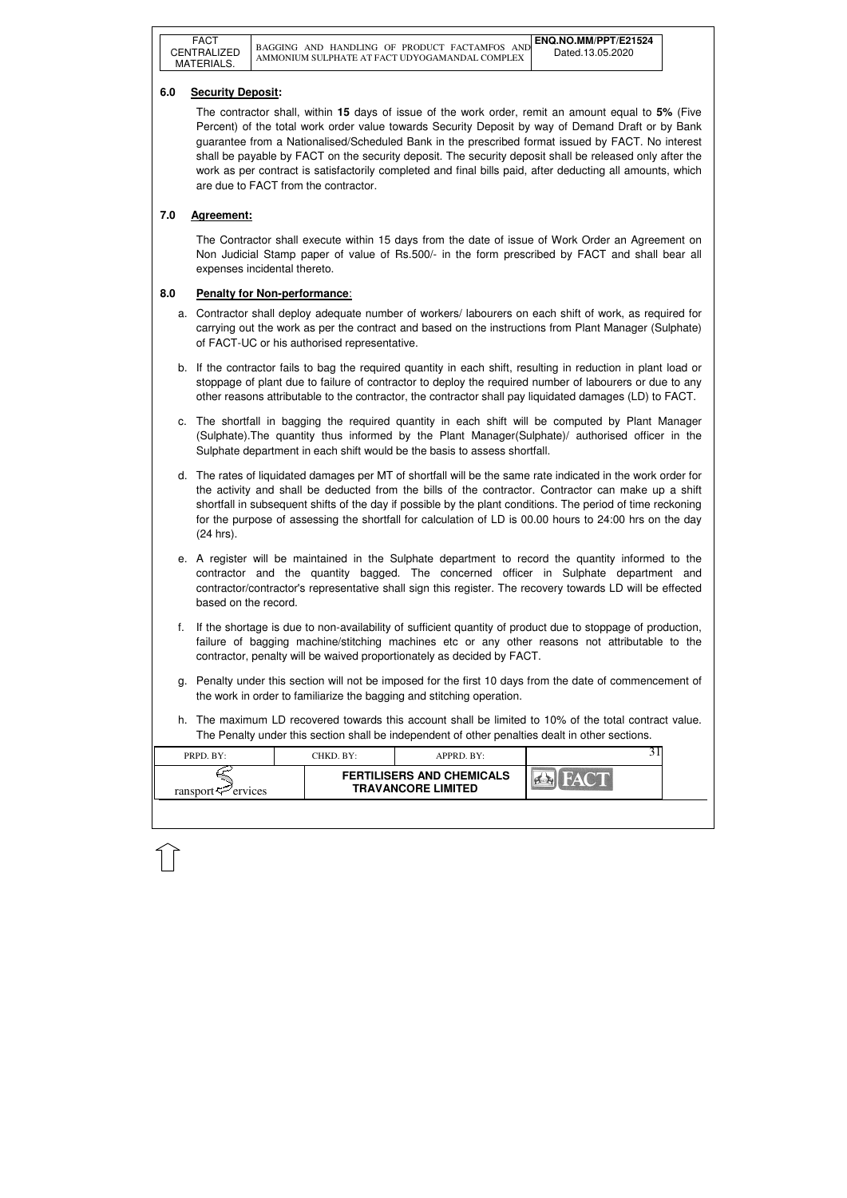## 6.0 Security Deposit:

The contractor shall, within **15** days of issue of the work order, remit an amount equal to **5%** (Five Percent) of the total work order value towards Security Deposit by way of Demand Draft or by Bank guarantee from a Nationalised/Scheduled Bank in the prescribed format issued by FACT. No interest shall be payable by FACT on the security deposit. The security deposit shall be released only after the work as per contract is satisfactorily completed and final bills paid, after deducting all amounts, which are due to FACT from the contractor.

## 7.0 Agreement:

The Contractor shall execute within 15 days from the date of issue of Work Order an Agreement on Non Judicial Stamp paper of value of Rs.500/- in the form prescribed by FACT and shall bear all expenses incidental thereto.

## 8.0 Penalty for Non-performance:

a. Contractor shall deploy adequate number of workers/ labourers on each shift of work, as required for carrying out the work as per the contract and based on the instructions from Plant Manager (Sulphate) of FACT-UC or his authorised representative.

b. If the contractor fails to bag the required quantity in each shift, resulting in reduction in plant load or stoppage of plant due to failure of contractor to deploy the required number of labourers or due to any other reasons attributable to the contractor, the contractor shall pay liquidated damages (LD) to FACT.

c. The shortfall in bagging the required quantity in each shift will be computed by Plant Manager (Sulphate).The quantity thus informed by the Plant Manager(Sulphate)/ authorised officer in the Sulphate department in each shift would be the basis to assess shortfall.

d. The rates of liquidated damages per MT of shortfall will be the same rate indicated in the work order for the activity and shall be deducted from the bills of the contractor. Contractor can make up a shift shortfall in subsequent shifts of the day if possible by the plant conditions. The period of time reckoning for the purpose of assessing the shortfall for calculation of LD is 00.00 hours to 24:00 hrs on the day (24 hrs).

e. A register will be maintained in the Sulphate department to record the quantity informed to the contractor and the quantity bagged. The concerned officer in Sulphate department and contractor/contractor's representative shall sign this register. The recovery towards LD will be effected based on the record.

f. If the shortage is due to non-availability of sufficient quantity of product due to stoppage of production, failure of bagging machine/stitching machines etc or any other reasons not attributable to the contractor, penalty will be waived proportionately as decided by FACT.

g. Penalty under this section will not be imposed for the first 10 days from the date of commencement of the work in order to familiarize the bagging and stitching operation.

h. The maximum LD recovered towards this account shall be limited to 10% of the total contract value. The Penalty under this section shall be independent of other penalties dealt in other sections.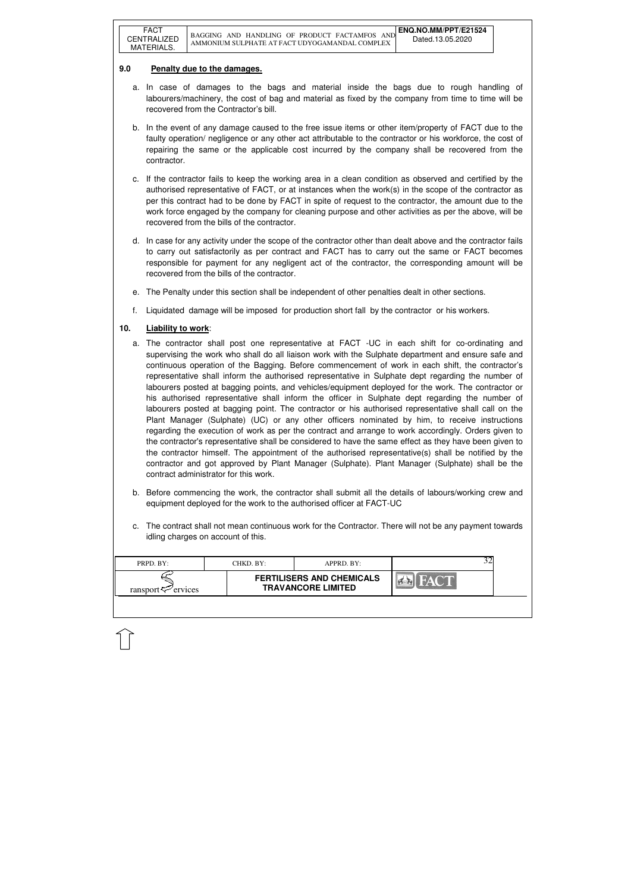## 9.0 Penalty due to the damages.

a. In case of damages to the bags and material inside the bags due to rough handling of labourers/machinery, the cost of bag and material as fixed by the company from time to time will be recovered from the Contractor's bill.

b. In the event of any damage caused to the free issue items or other item/property of FACT due to the faulty operation/ negligence or any other act attributable to the contractor or his workforce, the cost of repairing the same or the applicable cost incurred by the company shall be recovered from the contractor.

c. If the contractor fails to keep the working area in a clean condition as observed and certified by the authorised representative of FACT, or at instances when the work(s) in the scope of the contractor as per this contract had to be done by FACT in spite of request to the contractor, the amount due to the work force engaged by the company for cleaning purpose and other activities as per the above, will be recovered from the bills of the contractor.

d. In case for any activity under the scope of the contractor other than dealt above and the contractor fails to carry out satisfactorily as per contract and FACT has to carry out the same or FACT becomes responsible for payment for any negligent act of the contractor, the corresponding amount will be recovered from the bills of the contractor.

e. The Penalty under this section shall be independent of other penalties dealt in other sections.

f. Liquidated damage will be imposed for production short fall by the contractor or his workers.

## 10. Liability to work:

a. The contractor shall post one representative at FACT -UC in each shift for co-ordinating and supervising the work who shall do all liaison work with the Sulphate department and ensure safe and continuous operation of the Bagging. Before commencement of work in each shift, the contractor's representative shall inform the authorised representative in Sulphate dept regarding the number of labourers posted at bagging points, and vehicles/equipment deployed for the work. The contractor or his authorised representative shall inform the officer in Sulphate dept regarding the number of labourers posted at bagging point. The contractor or his authorised representative shall call on the Plant Manager (Sulphate) (UC) or any other officers nominated by him, to receive instructions regarding the execution of work as per the contract and arrange to work accordingly. Orders given to the contractor's representative shall be considered to have the same effect as they have been given to the contractor himself. The appointment of the authorised representative(s) shall be notified by the contractor and got approved by Plant Manager (Sulphate). Plant Manager (Sulphate) shall be the contract administrator for this work.

b. Before commencing the work, the contractor shall submit all the details of labours/working crew and equipment deployed for the work to the authorised officer at FACT-UC

c. The contract shall not mean continuous work for the Contractor. There will not be any payment towards idling charges on account of this.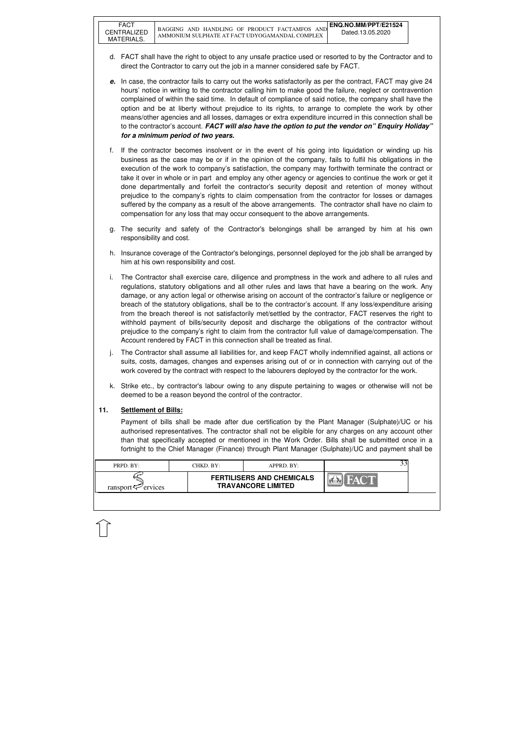d. FACT shall have the right to object to any unsafe practice used or resorted to by the Contractor and to direct the Contractor to carry out the job in a manner considered safe by FACT.

***e.*** In case, the contractor fails to carry out the works satisfactorily as per the contract, FACT may give 24 hours' notice in writing to the contractor calling him to make good the failure, neglect or contravention complained of within the said time. In default of compliance of said notice, the company shall have the option and be at liberty without prejudice to its rights, to arrange to complete the work by other means/other agencies and all losses, damages or extra expenditure incurred in this connection shall be to the contractor's account. ***FACT will also have the option to put the vendor on" Enquiry Holiday" for a minimum period of two years.***

f. If the contractor becomes insolvent or in the event of his going into liquidation or winding up his business as the case may be or if in the opinion of the company, fails to fulfil his obligations in the execution of the work to company's satisfaction, the company may forthwith terminate the contract or take it over in whole or in part and employ any other agency or agencies to continue the work or get it done departmentally and forfeit the contractor's security deposit and retention of money without prejudice to the company's rights to claim compensation from the contractor for losses or damages suffered by the company as a result of the above arrangements. The contractor shall have no claim to compensation for any loss that may occur consequent to the above arrangements.

g. The security and safety of the Contractor's belongings shall be arranged by him at his own responsibility and cost.

h. Insurance coverage of the Contractor's belongings, personnel deployed for the job shall be arranged by him at his own responsibility and cost.

i. The Contractor shall exercise care, diligence and promptness in the work and adhere to all rules and regulations, statutory obligations and all other rules and laws that have a bearing on the work. Any damage, or any action legal or otherwise arising on account of the contractor's failure or negligence or breach of the statutory obligations, shall be to the contractor's account. If any loss/expenditure arising from the breach thereof is not satisfactorily met/settled by the contractor, FACT reserves the right to withhold payment of bills/security deposit and discharge the obligations of the contractor without prejudice to the company's right to claim from the contractor full value of damage/compensation. The Account rendered by FACT in this connection shall be treated as final.

j. The Contractor shall assume all liabilities for, and keep FACT wholly indemnified against, all actions or suits, costs, damages, changes and expenses arising out of or in connection with carrying out of the work covered by the contract with respect to the labourers deployed by the contractor for the work.

k. Strike etc., by contractor's labour owing to any dispute pertaining to wages or otherwise will not be deemed to be a reason beyond the control of the contractor.

## 11. Settlement of Bills:

Payment of bills shall be made after due certification by the Plant Manager (Sulphate)/UC or his authorised representatives. The contractor shall not be eligible for any charges on any account other than that specifically accepted or mentioned in the Work Order. Bills shall be submitted once in a fortnight to the Chief Manager (Finance) through Plant Manager (Sulphate)/UC and payment shall be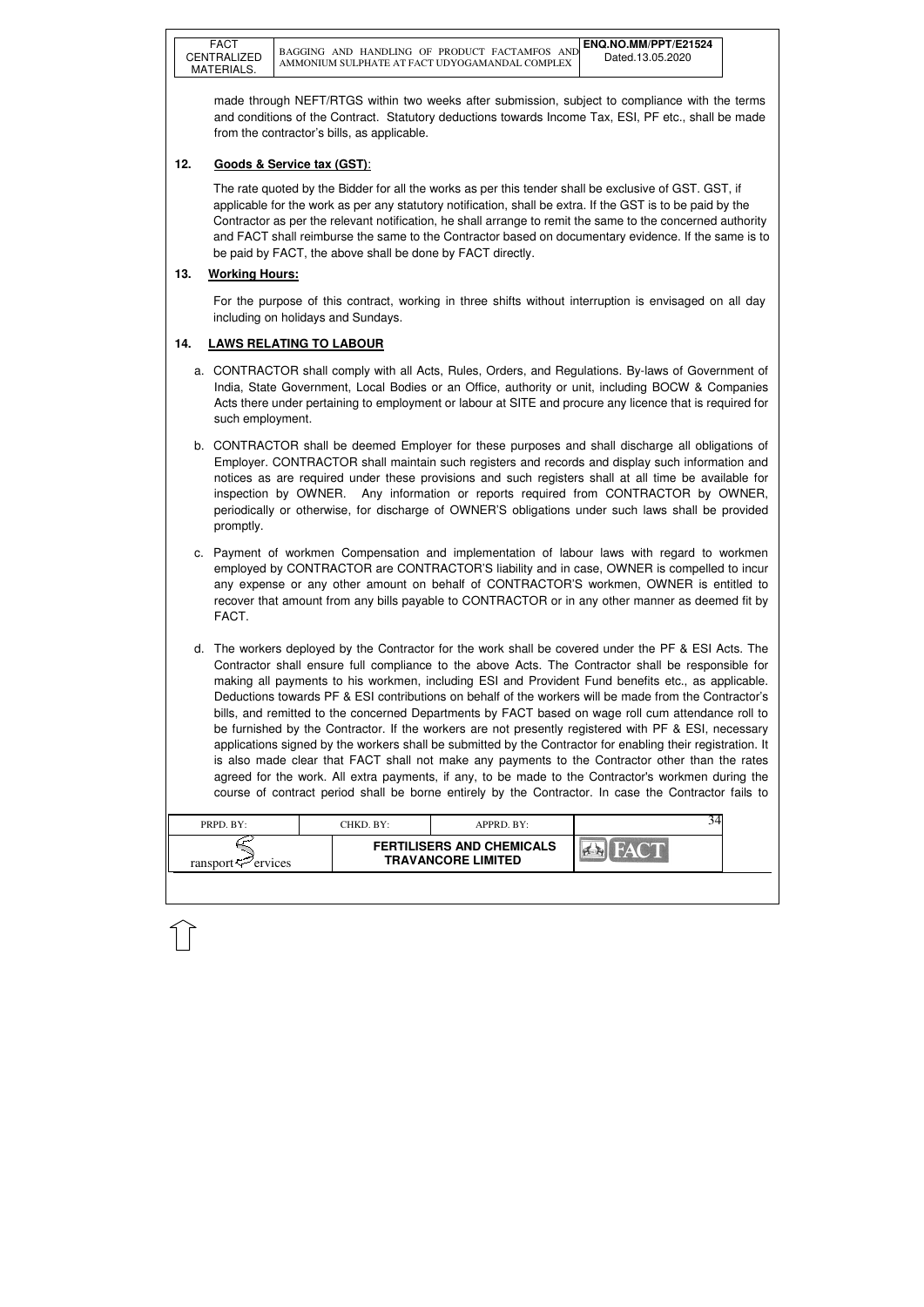made through NEFT/RTGS within two weeks after submission, subject to compliance with the terms and conditions of the Contract. Statutory deductions towards Income Tax, ESI, PF etc., shall be made from the contractor's bills, as applicable.

## 12. Goods & Service tax (GST):

The rate quoted by the Bidder for all the works as per this tender shall be exclusive of GST. GST, if applicable for the work as per any statutory notification, shall be extra. If the GST is to be paid by the Contractor as per the relevant notification, he shall arrange to remit the same to the concerned authority and FACT shall reimburse the same to the Contractor based on documentary evidence. If the same is to be paid by FACT, the above shall be done by FACT directly.

## 13. Working Hours:

For the purpose of this contract, working in three shifts without interruption is envisaged on all day including on holidays and Sundays.

## 14. LAWS RELATING TO LABOUR

a. CONTRACTOR shall comply with all Acts, Rules, Orders, and Regulations. By-laws of Government of India, State Government, Local Bodies or an Office, authority or unit, including BOCW & Companies Acts there under pertaining to employment or labour at SITE and procure any licence that is required for such employment.

b. CONTRACTOR shall be deemed Employer for these purposes and shall discharge all obligations of Employer. CONTRACTOR shall maintain such registers and records and display such information and notices as are required under these provisions and such registers shall at all time be available for inspection by OWNER. Any information or reports required from CONTRACTOR by OWNER, periodically or otherwise, for discharge of OWNER'S obligations under such laws shall be provided promptly.

c. Payment of workmen Compensation and implementation of labour laws with regard to workmen employed by CONTRACTOR are CONTRACTOR'S liability and in case, OWNER is compelled to incur any expense or any other amount on behalf of CONTRACTOR'S workmen, OWNER is entitled to recover that amount from any bills payable to CONTRACTOR or in any other manner as deemed fit by FACT.

d. The workers deployed by the Contractor for the work shall be covered under the PF & ESI Acts. The Contractor shall ensure full compliance to the above Acts. The Contractor shall be responsible for making all payments to his workmen, including ESI and Provident Fund benefits etc., as applicable. Deductions towards PF & ESI contributions on behalf of the workers will be made from the Contractor's bills, and remitted to the concerned Departments by FACT based on wage roll cum attendance roll to be furnished by the Contractor. If the workers are not presently registered with PF & ESI, necessary applications signed by the workers shall be submitted by the Contractor for enabling their registration. It is also made clear that FACT shall not make any payments to the Contractor other than the rates agreed for the work. All extra payments, if any, to be made to the Contractor's workmen during the course of contract period shall be borne entirely by the Contractor. In case the Contractor fails to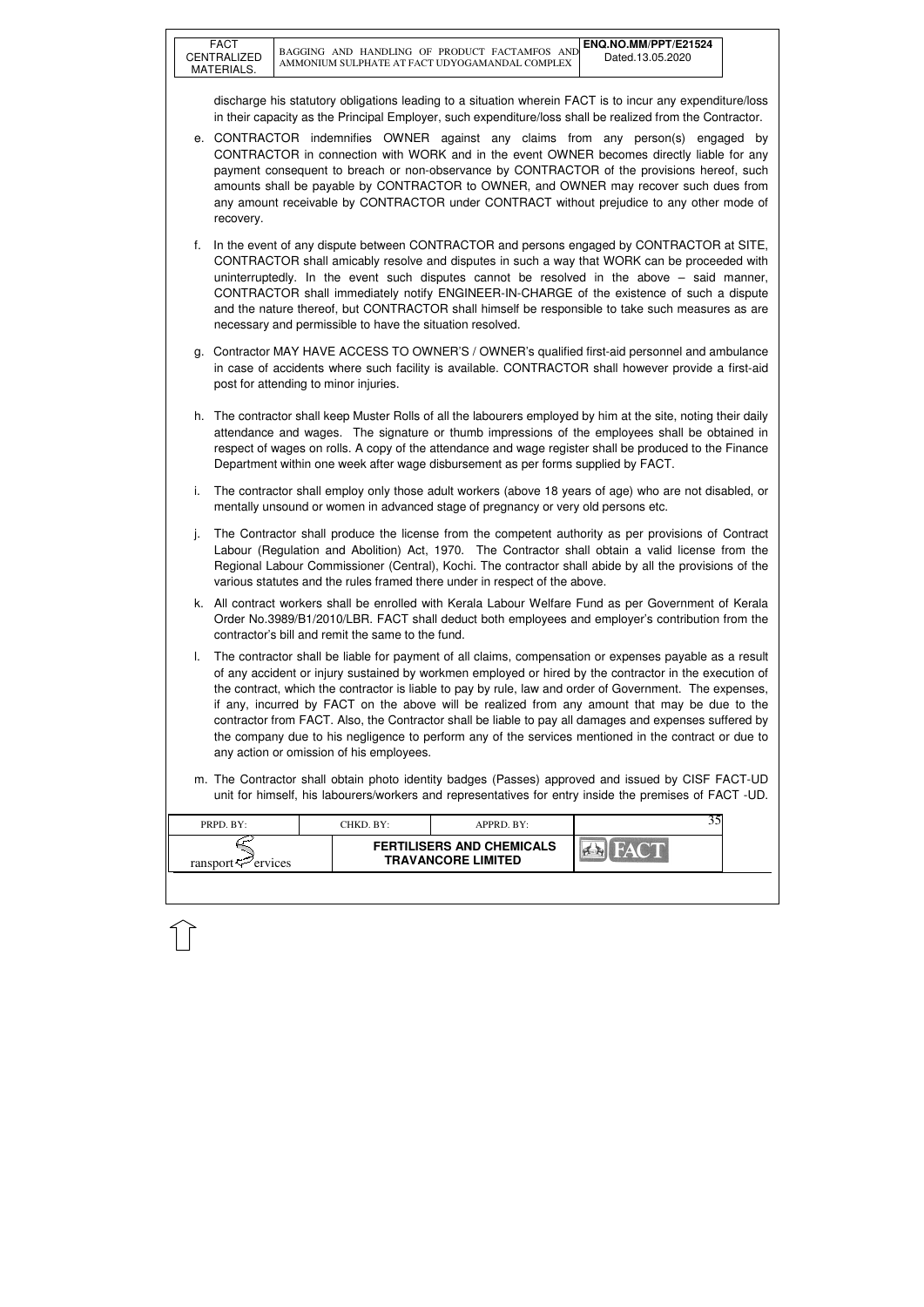discharge his statutory obligations leading to a situation wherein FACT is to incur any expenditure/loss in their capacity as the Principal Employer, such expenditure/loss shall be realized from the Contractor.

e. CONTRACTOR indemnifies OWNER against any claims from any person(s) engaged by CONTRACTOR in connection with WORK and in the event OWNER becomes directly liable for any payment consequent to breach or non-observance by CONTRACTOR of the provisions hereof, such amounts shall be payable by CONTRACTOR to OWNER, and OWNER may recover such dues from any amount receivable by CONTRACTOR under CONTRACT without prejudice to any other mode of recovery.

f. In the event of any dispute between CONTRACTOR and persons engaged by CONTRACTOR at SITE, CONTRACTOR shall amicably resolve and disputes in such a way that WORK can be proceeded with uninterruptedly. In the event such disputes cannot be resolved in the above – said manner, CONTRACTOR shall immediately notify ENGINEER-IN-CHARGE of the existence of such a dispute and the nature thereof, but CONTRACTOR shall himself be responsible to take such measures as are necessary and permissible to have the situation resolved.

g. Contractor MAY HAVE ACCESS TO OWNER'S / OWNER's qualified first-aid personnel and ambulance in case of accidents where such facility is available. CONTRACTOR shall however provide a first-aid post for attending to minor injuries.

h. The contractor shall keep Muster Rolls of all the labourers employed by him at the site, noting their daily attendance and wages. The signature or thumb impressions of the employees shall be obtained in respect of wages on rolls. A copy of the attendance and wage register shall be produced to the Finance Department within one week after wage disbursement as per forms supplied by FACT.

i. The contractor shall employ only those adult workers (above 18 years of age) who are not disabled, or mentally unsound or women in advanced stage of pregnancy or very old persons etc.

j. The Contractor shall produce the license from the competent authority as per provisions of Contract Labour (Regulation and Abolition) Act, 1970. The Contractor shall obtain a valid license from the Regional Labour Commissioner (Central), Kochi. The contractor shall abide by all the provisions of the various statutes and the rules framed there under in respect of the above.

k. All contract workers shall be enrolled with Kerala Labour Welfare Fund as per Government of Kerala Order No.3989/B1/2010/LBR. FACT shall deduct both employees and employer's contribution from the contractor's bill and remit the same to the fund.

l. The contractor shall be liable for payment of all claims, compensation or expenses payable as a result of any accident or injury sustained by workmen employed or hired by the contractor in the execution of the contract, which the contractor is liable to pay by rule, law and order of Government. The expenses, if any, incurred by FACT on the above will be realized from any amount that may be due to the contractor from FACT. Also, the Contractor shall be liable to pay all damages and expenses suffered by the company due to his negligence to perform any of the services mentioned in the contract or due to any action or omission of his employees.

m. The Contractor shall obtain photo identity badges (Passes) approved and issued by CISF FACT-UD unit for himself, his labourers/workers and representatives for entry inside the premises of FACT -UD.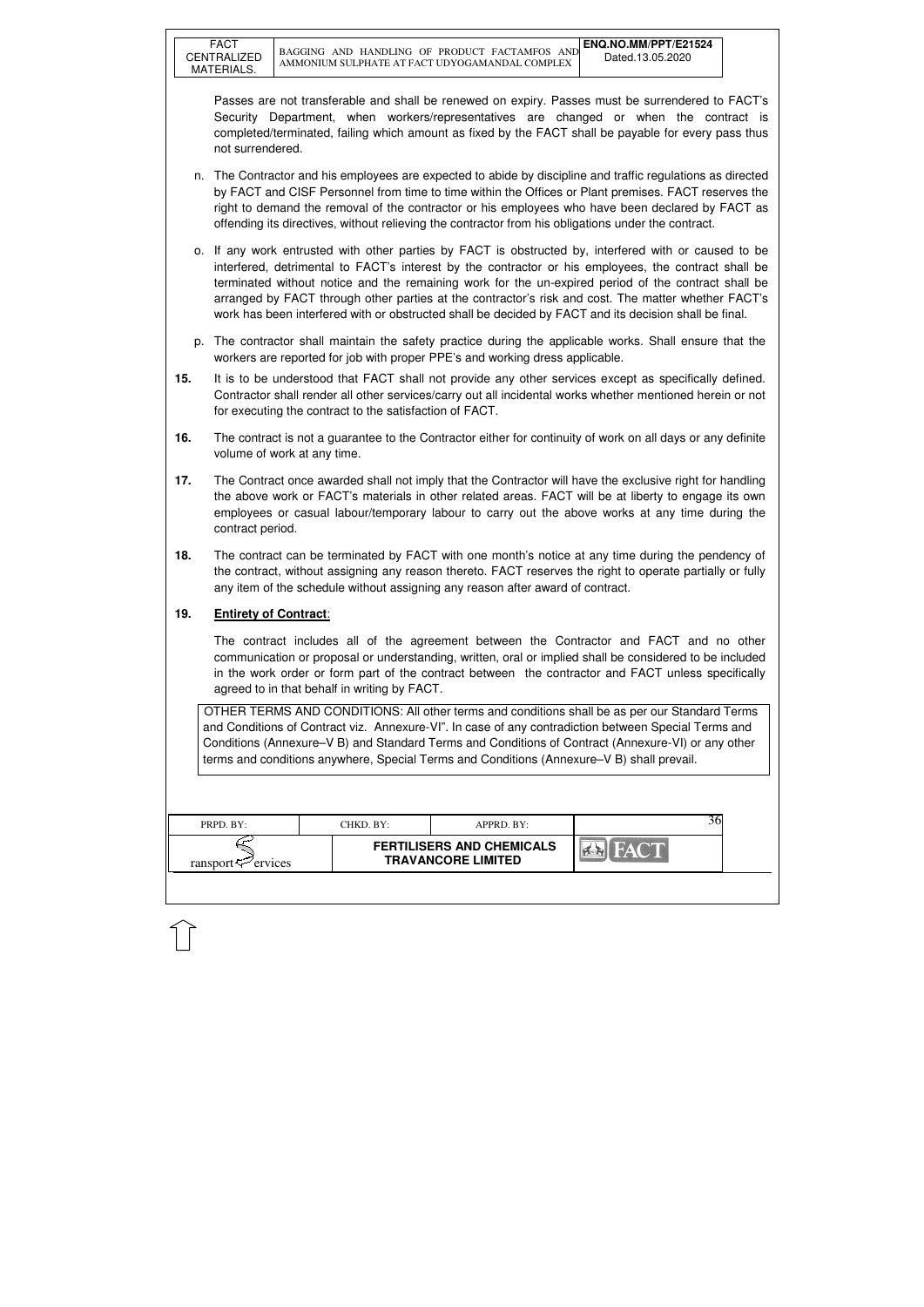Passes are not transferable and shall be renewed on expiry. Passes must be surrendered to FACT's Security Department, when workers/representatives are changed or when the contract is completed/terminated, failing which amount as fixed by the FACT shall be payable for every pass thus not surrendered.

n. The Contractor and his employees are expected to abide by discipline and traffic regulations as directed by FACT and CISF Personnel from time to time within the Offices or Plant premises. FACT reserves the right to demand the removal of the contractor or his employees who have been declared by FACT as offending its directives, without relieving the contractor from his obligations under the contract.

o. If any work entrusted with other parties by FACT is obstructed by, interfered with or caused to be interfered, detrimental to FACT's interest by the contractor or his employees, the contract shall be terminated without notice and the remaining work for the un-expired period of the contract shall be arranged by FACT through other parties at the contractor's risk and cost. The matter whether FACT's work has been interfered with or obstructed shall be decided by FACT and its decision shall be final.

p. The contractor shall maintain the safety practice during the applicable works. Shall ensure that the workers are reported for job with proper PPE's and working dress applicable.

**15.** It is to be understood that FACT shall not provide any other services except as specifically defined. Contractor shall render all other services/carry out all incidental works whether mentioned herein or not for executing the contract to the satisfaction of FACT.

**16.** The contract is not a guarantee to the Contractor either for continuity of work on all days or any definite volume of work at any time.

**17.** The Contract once awarded shall not imply that the Contractor will have the exclusive right for handling the above work or FACT's materials in other related areas. FACT will be at liberty to engage its own employees or casual labour/temporary labour to carry out the above works at any time during the contract period.

**18.** The contract can be terminated by FACT with one month's notice at any time during the pendency of the contract, without assigning any reason thereto. FACT reserves the right to operate partially or fully any item of the schedule without assigning any reason after award of contract.

**19.** **Entirety of Contract**:

The contract includes all of the agreement between the Contractor and FACT and no other communication or proposal or understanding, written, oral or implied shall be considered to be included in the work order or form part of the contract between the contractor and FACT unless specifically agreed to in that behalf in writing by FACT.

OTHER TERMS AND CONDITIONS: All other terms and conditions shall be as per our Standard Terms and Conditions of Contract viz. Annexure-VI". In case of any contradiction between Special Terms and Conditions (Annexure–V B) and Standard Terms and Conditions of Contract (Annexure-VI) or any other terms and conditions anywhere, Special Terms and Conditions (Annexure–V B) shall prevail.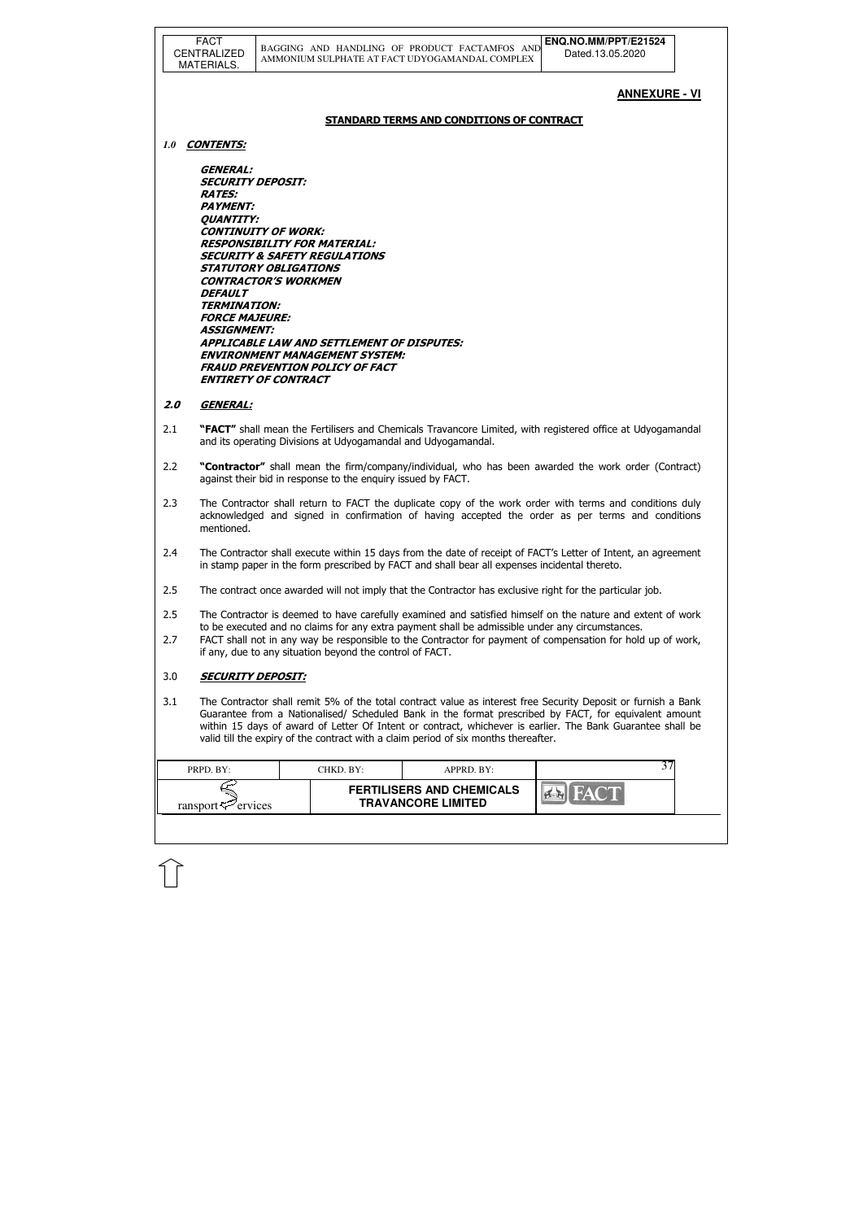**ANNEXURE - VI**

## STANDARD TERMS AND CONDITIONS OF CONTRACT

### *1.0 CONTENTS:*

***GENERAL:***
***SECURITY DEPOSIT:***
***RATES:***
***PAYMENT:***
***QUANTITY:***
***CONTINUITY OF WORK:***
***RESPONSIBILITY FOR MATERIAL:***
***SECURITY & SAFETY REGULATIONS***
***STATUTORY OBLIGATIONS***
***CONTRACTOR'S WORKMEN***
***DEFAULT***
***TERMINATION:***
***FORCE MAJEURE:***
***ASSIGNMENT:***
***APPLICABLE LAW AND SETTLEMENT OF DISPUTES:***
***ENVIRONMENT MANAGEMENT SYSTEM:***
***FRAUD PREVENTION POLICY OF FACT***
***ENTIRETY OF CONTRACT***

### 2.0 *GENERAL:*

2.1 **"FACT"** shall mean the Fertilisers and Chemicals Travancore Limited, with registered office at Udyogamandal and its operating Divisions at Udyogamandal and Udyogamandal.

2.2 **"Contractor"** shall mean the firm/company/individual, who has been awarded the work order (Contract) against their bid in response to the enquiry issued by FACT.

2.3 The Contractor shall return to FACT the duplicate copy of the work order with terms and conditions duly acknowledged and signed in confirmation of having accepted the order as per terms and conditions mentioned.

2.4 The Contractor shall execute within 15 days from the date of receipt of FACT's Letter of Intent, an agreement in stamp paper in the form prescribed by FACT and shall bear all expenses incidental thereto.

2.5 The contract once awarded will not imply that the Contractor has exclusive right for the particular job.

2.5 The Contractor is deemed to have carefully examined and satisfied himself on the nature and extent of work to be executed and no claims for any extra payment shall be admissible under any circumstances.

2.7 FACT shall not in any way be responsible to the Contractor for payment of compensation for hold up of work, if any, due to any situation beyond the control of FACT.

### 3.0 *SECURITY DEPOSIT:*

3.1 The Contractor shall remit 5% of the total contract value as interest free Security Deposit or furnish a Bank Guarantee from a Nationalised/ Scheduled Bank in the format prescribed by FACT, for equivalent amount within 15 days of award of Letter Of Intent or contract, whichever is earlier. The Bank Guarantee shall be valid till the expiry of the contract with a claim period of six months thereafter.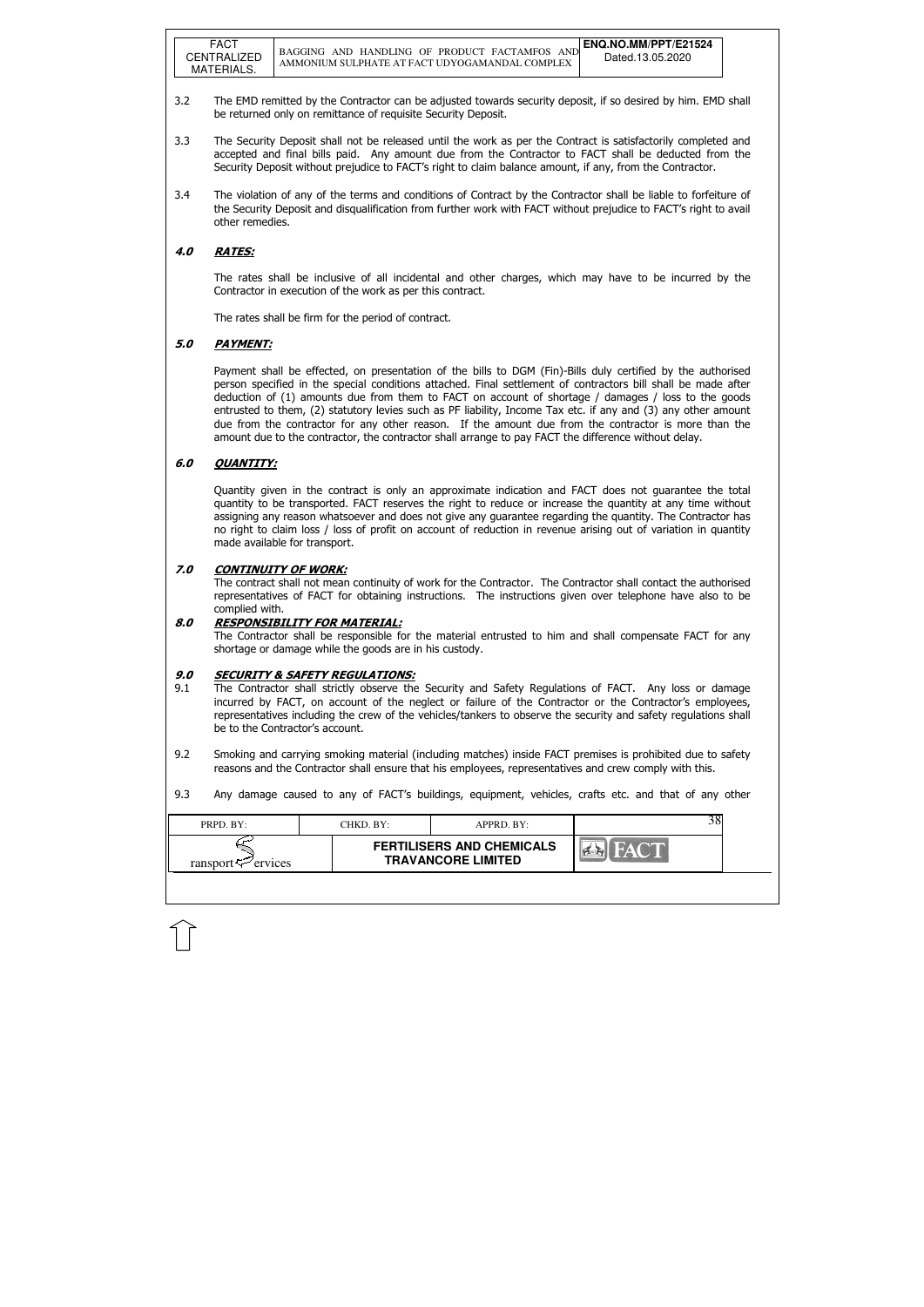3.2 The EMD remitted by the Contractor can be adjusted towards security deposit, if so desired by him. EMD shall be returned only on remittance of requisite Security Deposit.

3.3 The Security Deposit shall not be released until the work as per the Contract is satisfactorily completed and accepted and final bills paid. Any amount due from the Contractor to FACT shall be deducted from the Security Deposit without prejudice to FACT's right to claim balance amount, if any, from the Contractor.

3.4 The violation of any of the terms and conditions of Contract by the Contractor shall be liable to forfeiture of the Security Deposit and disqualification from further work with FACT without prejudice to FACT's right to avail other remedies.

## 4.0 *RATES:*

The rates shall be inclusive of all incidental and other charges, which may have to be incurred by the Contractor in execution of the work as per this contract.

The rates shall be firm for the period of contract.

## 5.0 *PAYMENT:*

Payment shall be effected, on presentation of the bills to DGM (Fin)-Bills duly certified by the authorised person specified in the special conditions attached. Final settlement of contractors bill shall be made after deduction of (1) amounts due from them to FACT on account of shortage / damages / loss to the goods entrusted to them, (2) statutory levies such as PF liability, Income Tax etc. if any and (3) any other amount due from the contractor for any other reason. If the amount due from the contractor is more than the amount due to the contractor, the contractor shall arrange to pay FACT the difference without delay.

## 6.0 *QUANTITY:*

Quantity given in the contract is only an approximate indication and FACT does not guarantee the total quantity to be transported. FACT reserves the right to reduce or increase the quantity at any time without assigning any reason whatsoever and does not give any guarantee regarding the quantity. The Contractor has no right to claim loss / loss of profit on account of reduction in revenue arising out of variation in quantity made available for transport.

## 7.0 *CONTINUITY OF WORK:*

The contract shall not mean continuity of work for the Contractor. The Contractor shall contact the authorised representatives of FACT for obtaining instructions. The instructions given over telephone have also to be complied with.

## 8.0 *RESPONSIBILITY FOR MATERIAL:*

The Contractor shall be responsible for the material entrusted to him and shall compensate FACT for any shortage or damage while the goods are in his custody.

## 9.0 *SECURITY & SAFETY REGULATIONS:*

9.1 The Contractor shall strictly observe the Security and Safety Regulations of FACT. Any loss or damage incurred by FACT, on account of the neglect or failure of the Contractor or the Contractor's employees, representatives including the crew of the vehicles/tankers to observe the security and safety regulations shall be to the Contractor's account.

9.2 Smoking and carrying smoking material (including matches) inside FACT premises is prohibited due to safety reasons and the Contractor shall ensure that his employees, representatives and crew comply with this.

9.3 Any damage caused to any of FACT's buildings, equipment, vehicles, crafts etc. and that of any other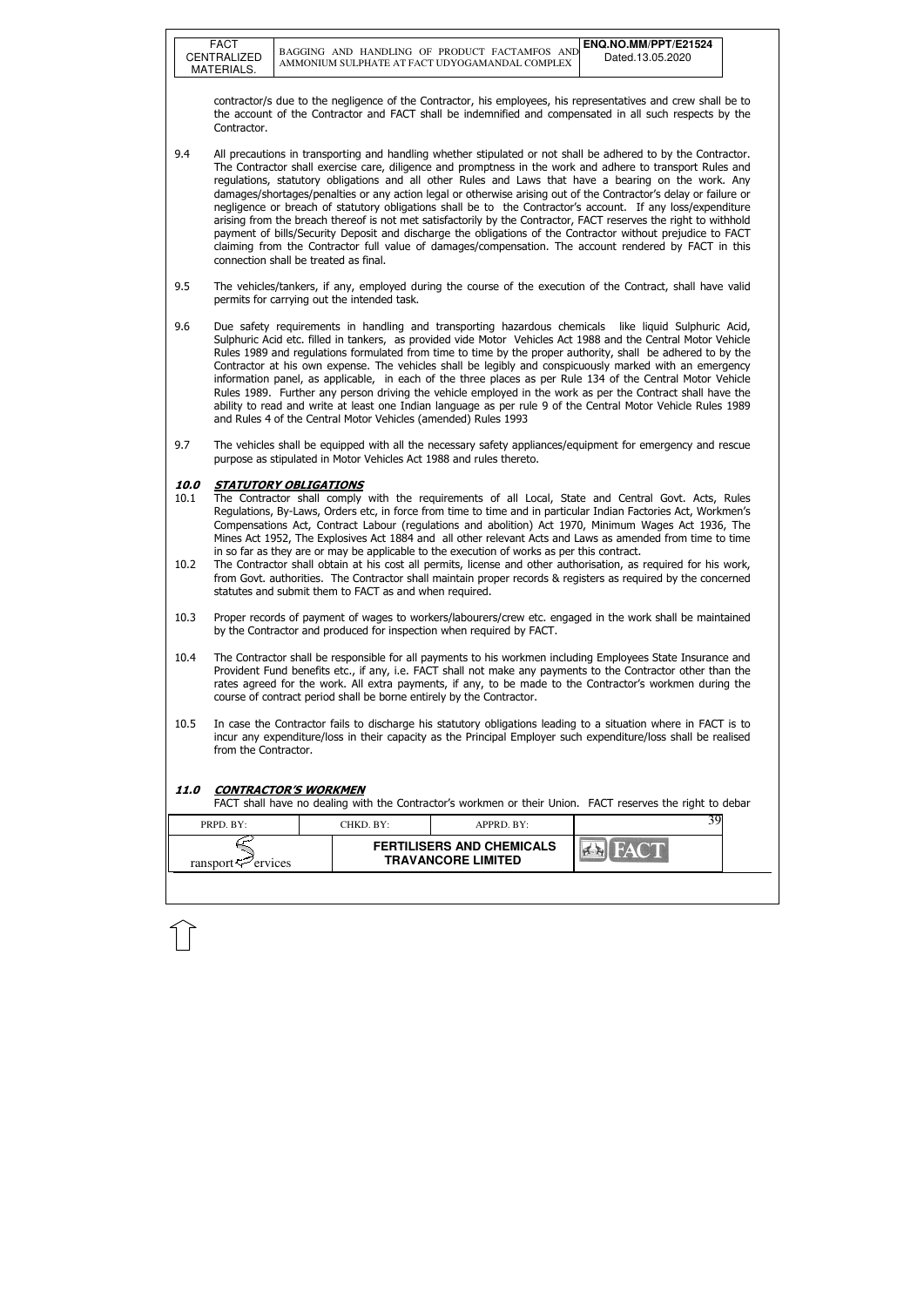contractor/s due to the negligence of the Contractor, his employees, his representatives and crew shall be to the account of the Contractor and FACT shall be indemnified and compensated in all such respects by the Contractor.

9.4 All precautions in transporting and handling whether stipulated or not shall be adhered to by the Contractor. The Contractor shall exercise care, diligence and promptness in the work and adhere to transport Rules and regulations, statutory obligations and all other Rules and Laws that have a bearing on the work. Any damages/shortages/penalties or any action legal or otherwise arising out of the Contractor's delay or failure or negligence or breach of statutory obligations shall be to the Contractor's account. If any loss/expenditure arising from the breach thereof is not met satisfactorily by the Contractor, FACT reserves the right to withhold payment of bills/Security Deposit and discharge the obligations of the Contractor without prejudice to FACT claiming from the Contractor full value of damages/compensation. The account rendered by FACT in this connection shall be treated as final.

9.5 The vehicles/tankers, if any, employed during the course of the execution of the Contract, shall have valid permits for carrying out the intended task.

9.6 Due safety requirements in handling and transporting hazardous chemicals like liquid Sulphuric Acid, Sulphuric Acid etc. filled in tankers, as provided vide Motor Vehicles Act 1988 and the Central Motor Vehicle Rules 1989 and regulations formulated from time to time by the proper authority, shall be adhered to by the Contractor at his own expense. The vehicles shall be legibly and conspicuously marked with an emergency information panel, as applicable, in each of the three places as per Rule 134 of the Central Motor Vehicle Rules 1989. Further any person driving the vehicle employed in the work as per the Contract shall have the ability to read and write at least one Indian language as per rule 9 of the Central Motor Vehicle Rules 1989 and Rules 4 of the Central Motor Vehicles (amended) Rules 1993

9.7 The vehicles shall be equipped with all the necessary safety appliances/equipment for emergency and rescue purpose as stipulated in Motor Vehicles Act 1988 and rules thereto.

## 10.0 *STATUTORY OBLIGATIONS*

10.1 The Contractor shall comply with the requirements of all Local, State and Central Govt. Acts, Rules Regulations, By-Laws, Orders etc, in force from time to time and in particular Indian Factories Act, Workmen's Compensations Act, Contract Labour (regulations and abolition) Act 1970, Minimum Wages Act 1936, The Mines Act 1952, The Explosives Act 1884 and all other relevant Acts and Laws as amended from time to time in so far as they are or may be applicable to the execution of works as per this contract.

10.2 The Contractor shall obtain at his cost all permits, license and other authorisation, as required for his work, from Govt. authorities. The Contractor shall maintain proper records & registers as required by the concerned statutes and submit them to FACT as and when required.

10.3 Proper records of payment of wages to workers/labourers/crew etc. engaged in the work shall be maintained by the Contractor and produced for inspection when required by FACT.

10.4 The Contractor shall be responsible for all payments to his workmen including Employees State Insurance and Provident Fund benefits etc., if any, i.e. FACT shall not make any payments to the Contractor other than the rates agreed for the work. All extra payments, if any, to be made to the Contractor's workmen during the course of contract period shall be borne entirely by the Contractor.

10.5 In case the Contractor fails to discharge his statutory obligations leading to a situation where in FACT is to incur any expenditure/loss in their capacity as the Principal Employer such expenditure/loss shall be realised from the Contractor.

## 11.0 *CONTRACTOR'S WORKMEN*

FACT shall have no dealing with the Contractor's workmen or their Union. FACT reserves the right to debar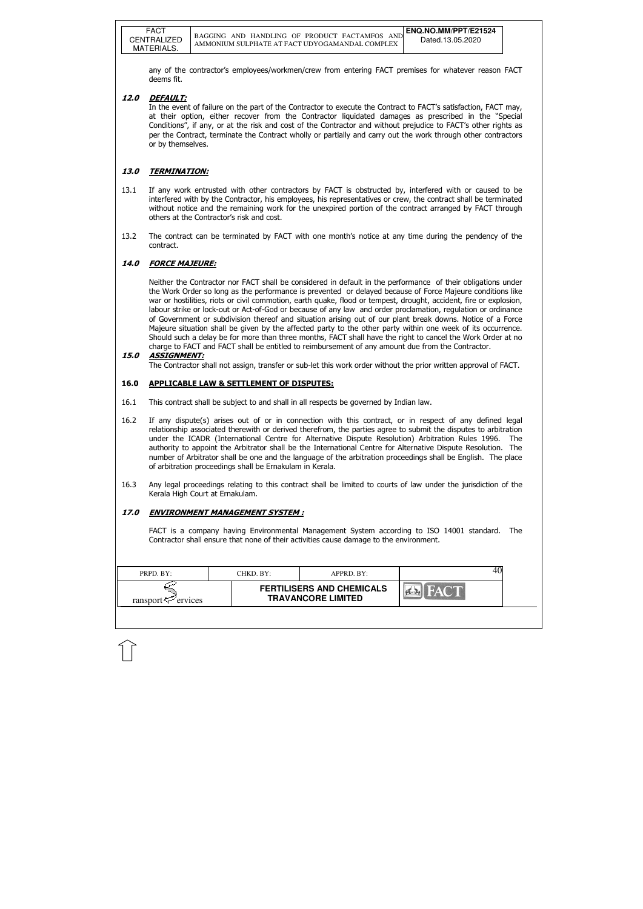any of the contractor's employees/workmen/crew from entering FACT premises for whatever reason FACT deems fit.

## 12.0 DEFAULT:

In the event of failure on the part of the Contractor to execute the Contract to FACT's satisfaction, FACT may, at their option, either recover from the Contractor liquidated damages as prescribed in the "Special Conditions", if any, or at the risk and cost of the Contractor and without prejudice to FACT's other rights as per the Contract, terminate the Contract wholly or partially and carry out the work through other contractors or by themselves.

## 13.0 TERMINATION:

13.1 If any work entrusted with other contractors by FACT is obstructed by, interfered with or caused to be interfered with by the Contractor, his employees, his representatives or crew, the contract shall be terminated without notice and the remaining work for the unexpired portion of the contract arranged by FACT through others at the Contractor's risk and cost.

13.2 The contract can be terminated by FACT with one month's notice at any time during the pendency of the contract.

## 14.0 FORCE MAJEURE:

Neither the Contractor nor FACT shall be considered in default in the performance of their obligations under the Work Order so long as the performance is prevented or delayed because of Force Majeure conditions like war or hostilities, riots or civil commotion, earth quake, flood or tempest, drought, accident, fire or explosion, labour strike or lock-out or Act-of-God or because of any law and order proclamation, regulation or ordinance of Government or subdivision thereof and situation arising out of our plant break downs. Notice of a Force Majeure situation shall be given by the affected party to the other party within one week of its occurrence. Should such a delay be for more than three months, FACT shall have the right to cancel the Work Order at no charge to FACT and FACT shall be entitled to reimbursement of any amount due from the Contractor.

## 15.0 ASSIGNMENT:

The Contractor shall not assign, transfer or sub-let this work order without the prior written approval of FACT.

## 16.0 APPLICABLE LAW & SETTLEMENT OF DISPUTES:

16.1 This contract shall be subject to and shall in all respects be governed by Indian law.

16.2 If any dispute(s) arises out of or in connection with this contract, or in respect of any defined legal relationship associated therewith or derived therefrom, the parties agree to submit the disputes to arbitration under the ICADR (International Centre for Alternative Dispute Resolution) Arbitration Rules 1996. The authority to appoint the Arbitrator shall be the International Centre for Alternative Dispute Resolution. The number of Arbitrator shall be one and the language of the arbitration proceedings shall be English. The place of arbitration proceedings shall be Ernakulam in Kerala.

16.3 Any legal proceedings relating to this contract shall be limited to courts of law under the jurisdiction of the Kerala High Court at Ernakulam.

## 17.0 ENVIRONMENT MANAGEMENT SYSTEM :

FACT is a company having Environmental Management System according to ISO 14001 standard. The Contractor shall ensure that none of their activities cause damage to the environment.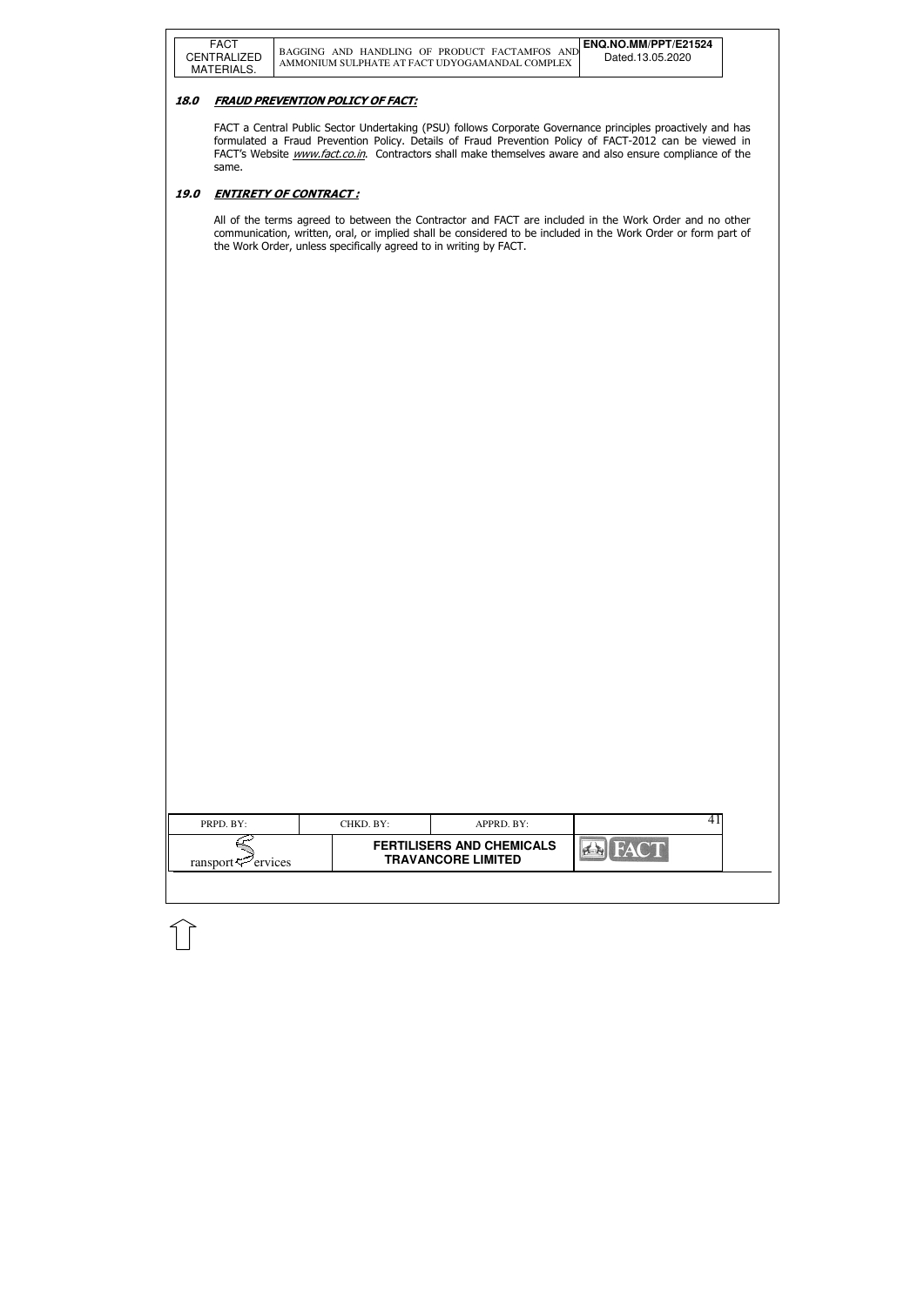## 18.0 FRAUD PREVENTION POLICY OF FACT:

FACT a Central Public Sector Undertaking (PSU) follows Corporate Governance principles proactively and has formulated a Fraud Prevention Policy. Details of Fraud Prevention Policy of FACT-2012 can be viewed in FACT's Website *www.fact.co.in*. Contractors shall make themselves aware and also ensure compliance of the same.

## 19.0 ENTIRETY OF CONTRACT :

All of the terms agreed to between the Contractor and FACT are included in the Work Order and no other communication, written, oral, or implied shall be considered to be included in the Work Order or form part of the Work Order, unless specifically agreed to in writing by FACT.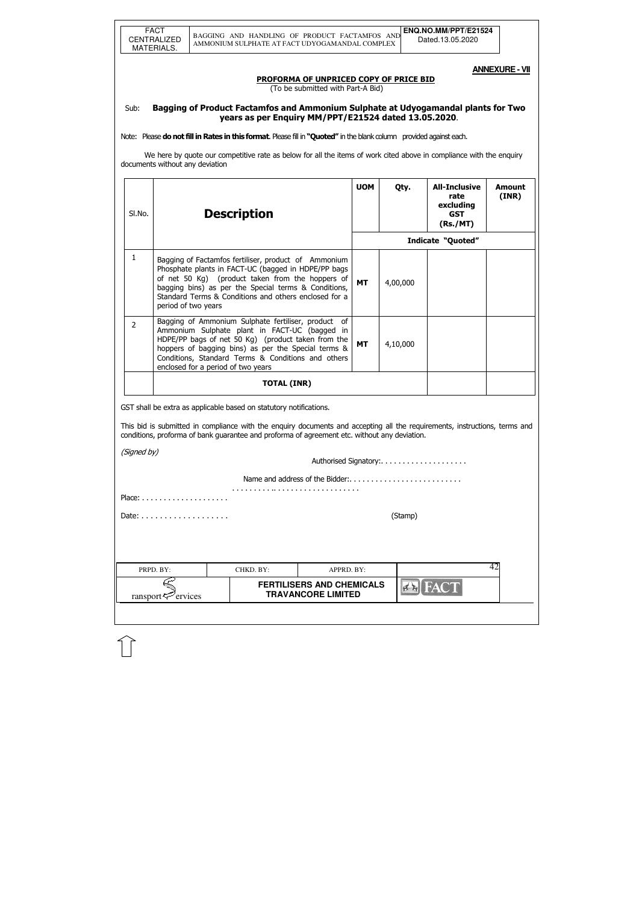**ANNEXURE - VII**

**PROFORMA OF UNPRICED COPY OF PRICE BID**

(To be submitted with Part-A Bid)

Sub: **Bagging of Product Factamfos and Ammonium Sulphate at Udyogamandal plants for Two years as per Enquiry MM/PPT/E21524 dated 13.05.2020**.

Note: Please **do not fill in Rates in this format**. Please fill in **"Quoted"** in the blank column provided against each.

We here by quote our competitive rate as below for all the items of work cited above in compliance with the enquiry documents without any deviation

| Sl.No. | Description | UOM | Qty. | All-Inclusive rate excluding GST (Rs./MT) | Amount (INR) |
|---|---|---|---|---|---|
| | | **Indicate "Quoted"** | | | |
| 1 | Bagging of Factamfos fertiliser, product of Ammonium Phosphate plants in FACT-UC (bagged in HDPE/PP bags of net 50 Kg) (product taken from the hoppers of bagging bins) as per the Special terms & Conditions, Standard Terms & Conditions and others enclosed for a period of two years | **MT** | 4,00,000 | | |
| 2 | Bagging of Ammonium Sulphate fertiliser, product of Ammonium Sulphate plant in FACT-UC (bagged in HDPE/PP bags of net 50 Kg) (product taken from the hoppers of bagging bins) as per the Special terms & Conditions, Standard Terms & Conditions and others enclosed for a period of two years | **MT** | 4,10,000 | | |
| | **TOTAL (INR)** | | | | |

GST shall be extra as applicable based on statutory notifications.

This bid is submitted in compliance with the enquiry documents and accepting all the requirements, instructions, terms and conditions, proforma of bank guarantee and proforma of agreement etc. without any deviation.

*(Signed by)*

Authorised Signatory:. . . . . . . . . . . . . . . . . . .

Name and address of the Bidder:. . . . . . . . . . . . . . . . . . . . . . . . . .

. . . . . . . . . . .. . . . . . . . . . . . . . . . . . . .

Place: . . . . . . . . . . . . . . . . . . . .

Date: . . . . . . . . . . . . . . . . . . . (Stamp)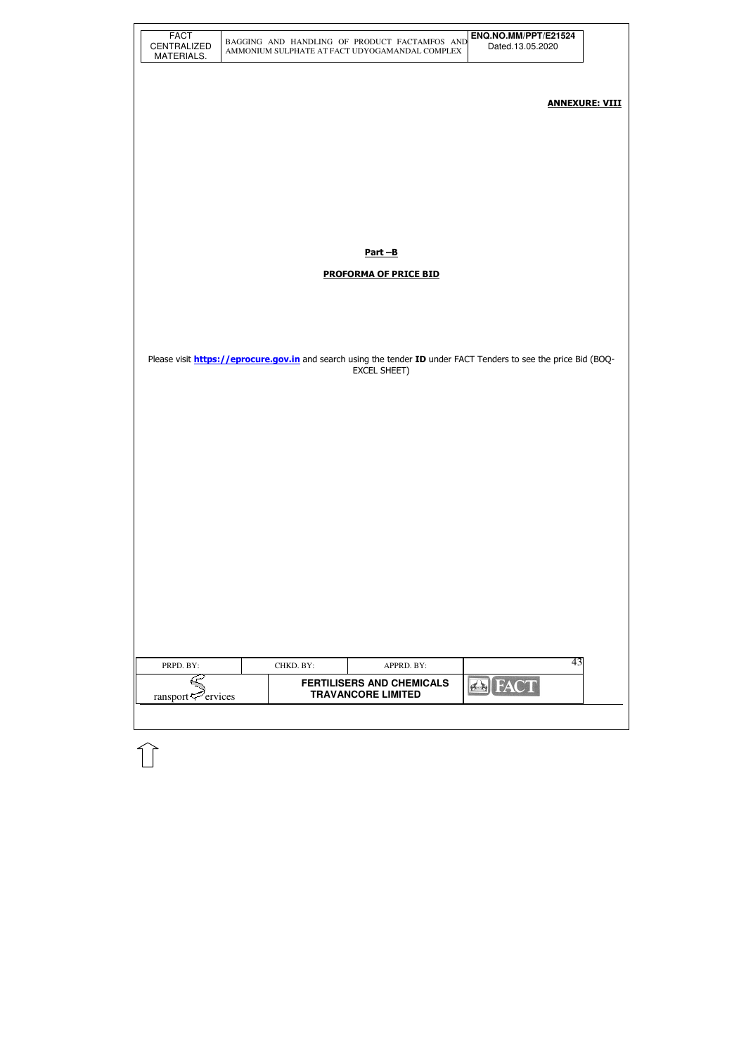**ANNEXURE: VIII**

**Part –B**

**PROFORMA OF PRICE BID**

Please visit **https://eprocure.gov.in** and search using the tender **ID** under FACT Tenders to see the price Bid (BOQ-EXCEL SHEET)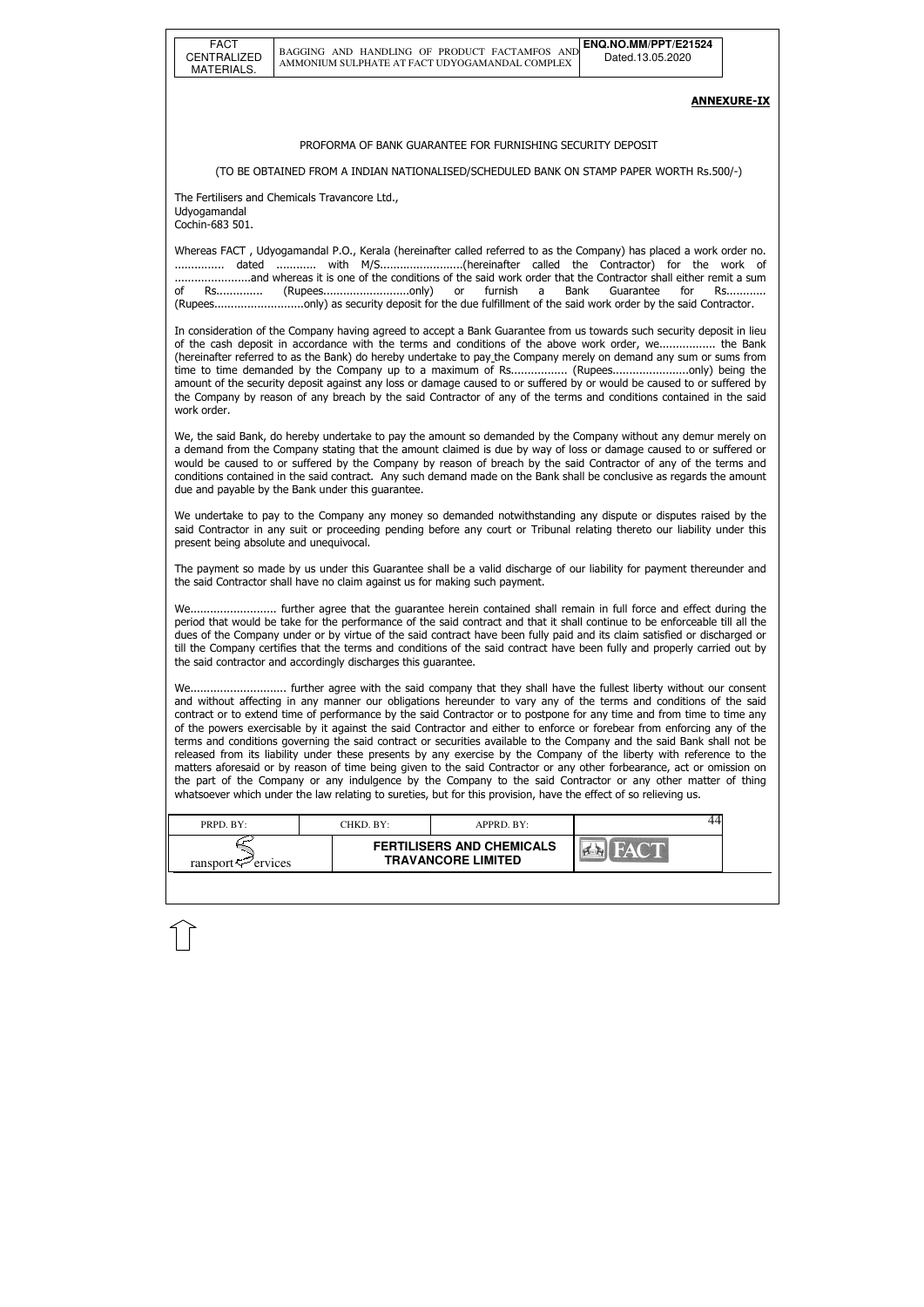**ANNEXURE-IX**

PROFORMA OF BANK GUARANTEE FOR FURNISHING SECURITY DEPOSIT

(TO BE OBTAINED FROM A INDIAN NATIONALISED/SCHEDULED BANK ON STAMP PAPER WORTH Rs.500/-)

The Fertilisers and Chemicals Travancore Ltd.,
Udyogamandal
Cochin-683 501.

Whereas FACT , Udyogamandal P.O., Kerala (hereinafter called referred to as the Company) has placed a work order no. ............... dated ............ with M/S.........................(hereinafter called the Contractor) for the work of .......................and whereas it is one of the conditions of the said work order that the Contractor shall either remit a sum of Rs.............. (Rupees..........................only) or furnish a Bank Guarantee for Rs............ (Rupees...........................only) as security deposit for the due fulfillment of the said work order by the said Contractor.

In consideration of the Company having agreed to accept a Bank Guarantee from us towards such security deposit in lieu of the cash deposit in accordance with the terms and conditions of the above work order, we................. the Bank (hereinafter referred to as the Bank) do hereby undertake to pay the Company merely on demand any sum or sums from time to time demanded by the Company up to a maximum of Rs................. (Rupees.......................only) being the amount of the security deposit against any loss or damage caused to or suffered by or would be caused to or suffered by the Company by reason of any breach by the said Contractor of any of the terms and conditions contained in the said work order.

We, the said Bank, do hereby undertake to pay the amount so demanded by the Company without any demur merely on a demand from the Company stating that the amount claimed is due by way of loss or damage caused to or suffered or would be caused to or suffered by the Company by reason of breach by the said Contractor of any of the terms and conditions contained in the said contract. Any such demand made on the Bank shall be conclusive as regards the amount due and payable by the Bank under this guarantee.

We undertake to pay to the Company any money so demanded notwithstanding any dispute or disputes raised by the said Contractor in any suit or proceeding pending before any court or Tribunal relating thereto our liability under this present being absolute and unequivocal.

The payment so made by us under this Guarantee shall be a valid discharge of our liability for payment thereunder and the said Contractor shall have no claim against us for making such payment.

We.......................... further agree that the guarantee herein contained shall remain in full force and effect during the period that would be take for the performance of the said contract and that it shall continue to be enforceable till all the dues of the Company under or by virtue of the said contract have been fully paid and its claim satisfied or discharged or till the Company certifies that the terms and conditions of the said contract have been fully and properly carried out by the said contractor and accordingly discharges this guarantee.

We............................. further agree with the said company that they shall have the fullest liberty without our consent and without affecting in any manner our obligations hereunder to vary any of the terms and conditions of the said contract or to extend time of performance by the said Contractor or to postpone for any time and from time to time any of the powers exercisable by it against the said Contractor and either to enforce or forebear from enforcing any of the terms and conditions governing the said contract or securities available to the Company and the said Bank shall not be released from its liability under these presents by any exercise by the Company of the liberty with reference to the matters aforesaid or by reason of time being given to the said Contractor or any other forbearance, act or omission on the part of the Company or any indulgence by the Company to the said Contractor or any other matter of thing whatsoever which under the law relating to sureties, but for this provision, have the effect of so relieving us.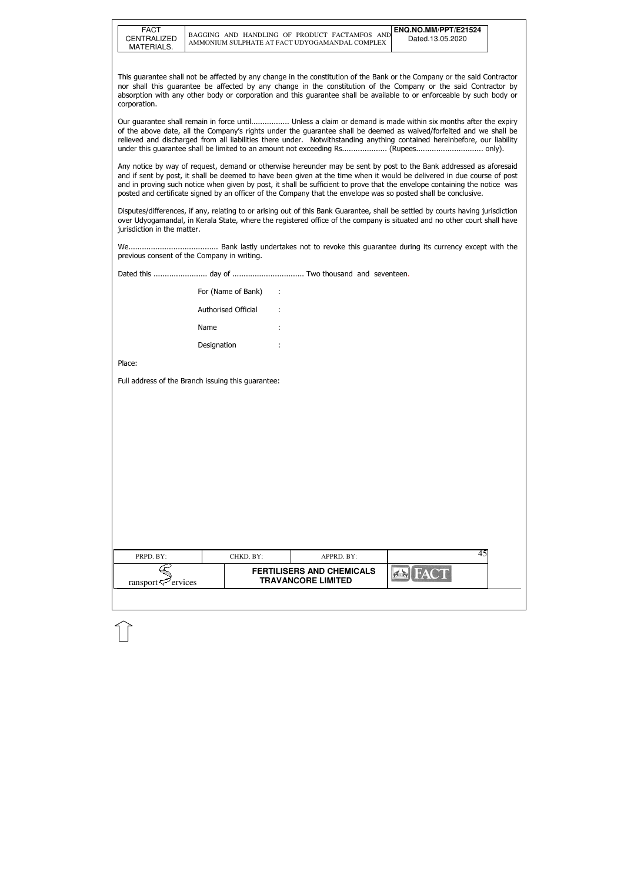This guarantee shall not be affected by any change in the constitution of the Bank or the Company or the said Contractor nor shall this guarantee be affected by any change in the constitution of the Company or the said Contractor by absorption with any other body or corporation and this guarantee shall be available to or enforceable by such body or corporation.

Our guarantee shall remain in force until................. Unless a claim or demand is made within six months after the expiry of the above date, all the Company's rights under the guarantee shall be deemed as waived/forfeited and we shall be relieved and discharged from all liabilities there under. Notwithstanding anything contained hereinbefore, our liability under this guarantee shall be limited to an amount not exceeding Rs.................... (Rupees.............................. only).

Any notice by way of request, demand or otherwise hereunder may be sent by post to the Bank addressed as aforesaid and if sent by post, it shall be deemed to have been given at the time when it would be delivered in due course of post and in proving such notice when given by post, it shall be sufficient to prove that the envelope containing the notice was posted and certificate signed by an officer of the Company that the envelope was so posted shall be conclusive.

Disputes/differences, if any, relating to or arising out of this Bank Guarantee, shall be settled by courts having jurisdiction over Udyogamandal, in Kerala State, where the registered office of the company is situated and no other court shall have jurisdiction in the matter.

We........................................ Bank lastly undertakes not to revoke this guarantee during its currency except with the previous consent of the Company in writing.

Dated this ........................ day of ................................ Two thousand and seventeen.

For (Name of Bank) :

Authorised Official :

Name :

Designation :

Place:

Full address of the Branch issuing this guarantee: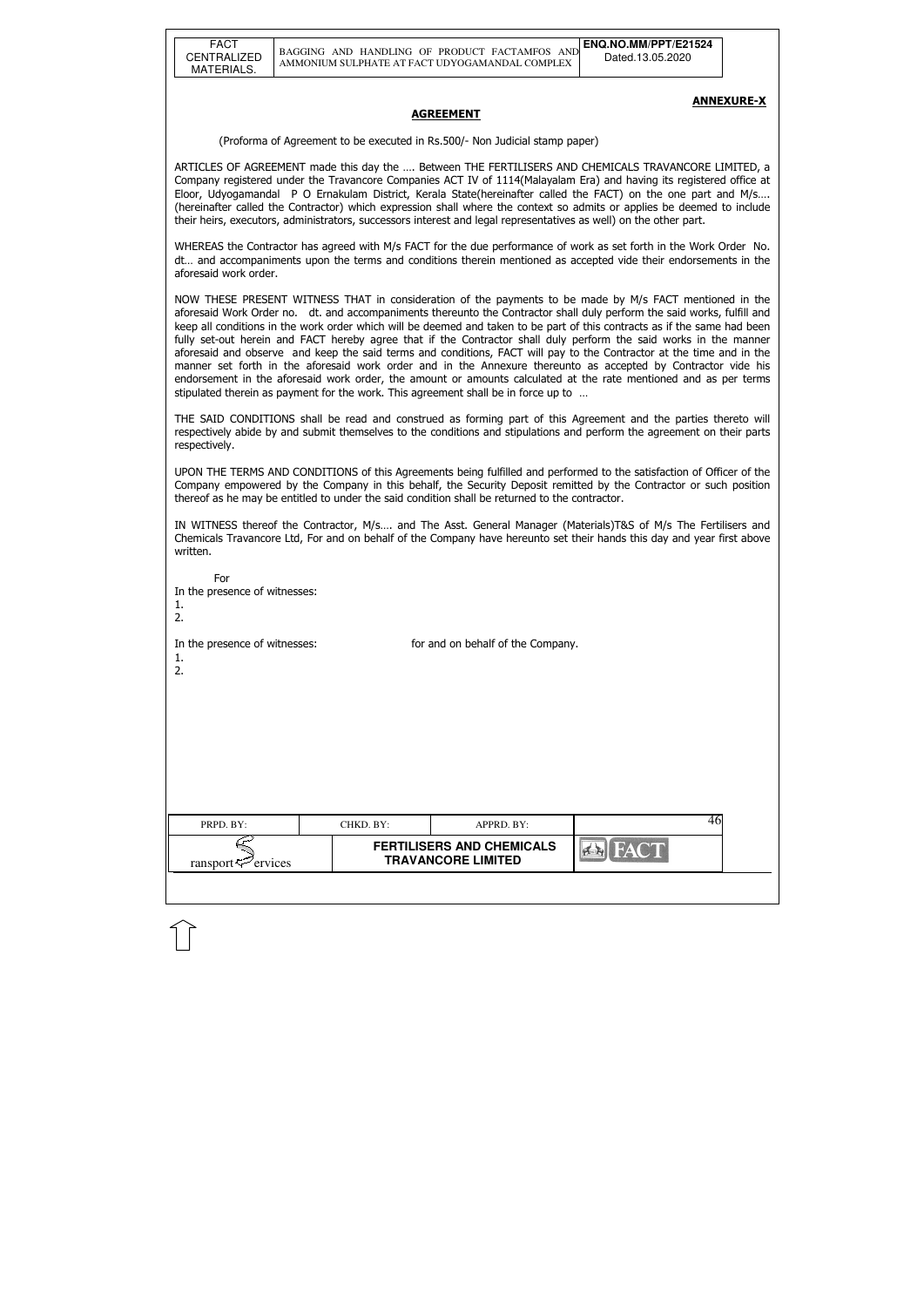**ANNEXURE-X**

## AGREEMENT

(Proforma of Agreement to be executed in Rs.500/- Non Judicial stamp paper)

ARTICLES OF AGREEMENT made this day the …. Between THE FERTILISERS AND CHEMICALS TRAVANCORE LIMITED, a Company registered under the Travancore Companies ACT IV of 1114(Malayalam Era) and having its registered office at Eloor, Udyogamandal P O Ernakulam District, Kerala State(hereinafter called the FACT) on the one part and M/s…. (hereinafter called the Contractor) which expression shall where the context so admits or applies be deemed to include their heirs, executors, administrators, successors interest and legal representatives as well) on the other part.

WHEREAS the Contractor has agreed with M/s FACT for the due performance of work as set forth in the Work Order No. dt… and accompaniments upon the terms and conditions therein mentioned as accepted vide their endorsements in the aforesaid work order.

NOW THESE PRESENT WITNESS THAT in consideration of the payments to be made by M/s FACT mentioned in the aforesaid Work Order no. dt. and accompaniments thereunto the Contractor shall duly perform the said works, fulfill and keep all conditions in the work order which will be deemed and taken to be part of this contracts as if the same had been fully set-out herein and FACT hereby agree that if the Contractor shall duly perform the said works in the manner aforesaid and observe and keep the said terms and conditions, FACT will pay to the Contractor at the time and in the manner set forth in the aforesaid work order and in the Annexure thereunto as accepted by Contractor vide his endorsement in the aforesaid work order, the amount or amounts calculated at the rate mentioned and as per terms stipulated therein as payment for the work. This agreement shall be in force up to …

THE SAID CONDITIONS shall be read and construed as forming part of this Agreement and the parties thereto will respectively abide by and submit themselves to the conditions and stipulations and perform the agreement on their parts respectively.

UPON THE TERMS AND CONDITIONS of this Agreements being fulfilled and performed to the satisfaction of Officer of the Company empowered by the Company in this behalf, the Security Deposit remitted by the Contractor or such position thereof as he may be entitled to under the said condition shall be returned to the contractor.

IN WITNESS thereof the Contractor, M/s…. and The Asst. General Manager (Materials)T&S of M/s The Fertilisers and Chemicals Travancore Ltd, For and on behalf of the Company have hereunto set their hands this day and year first above written.

For

In the presence of witnesses:

1.
2.

In the presence of witnesses: for and on behalf of the Company.

1.
2.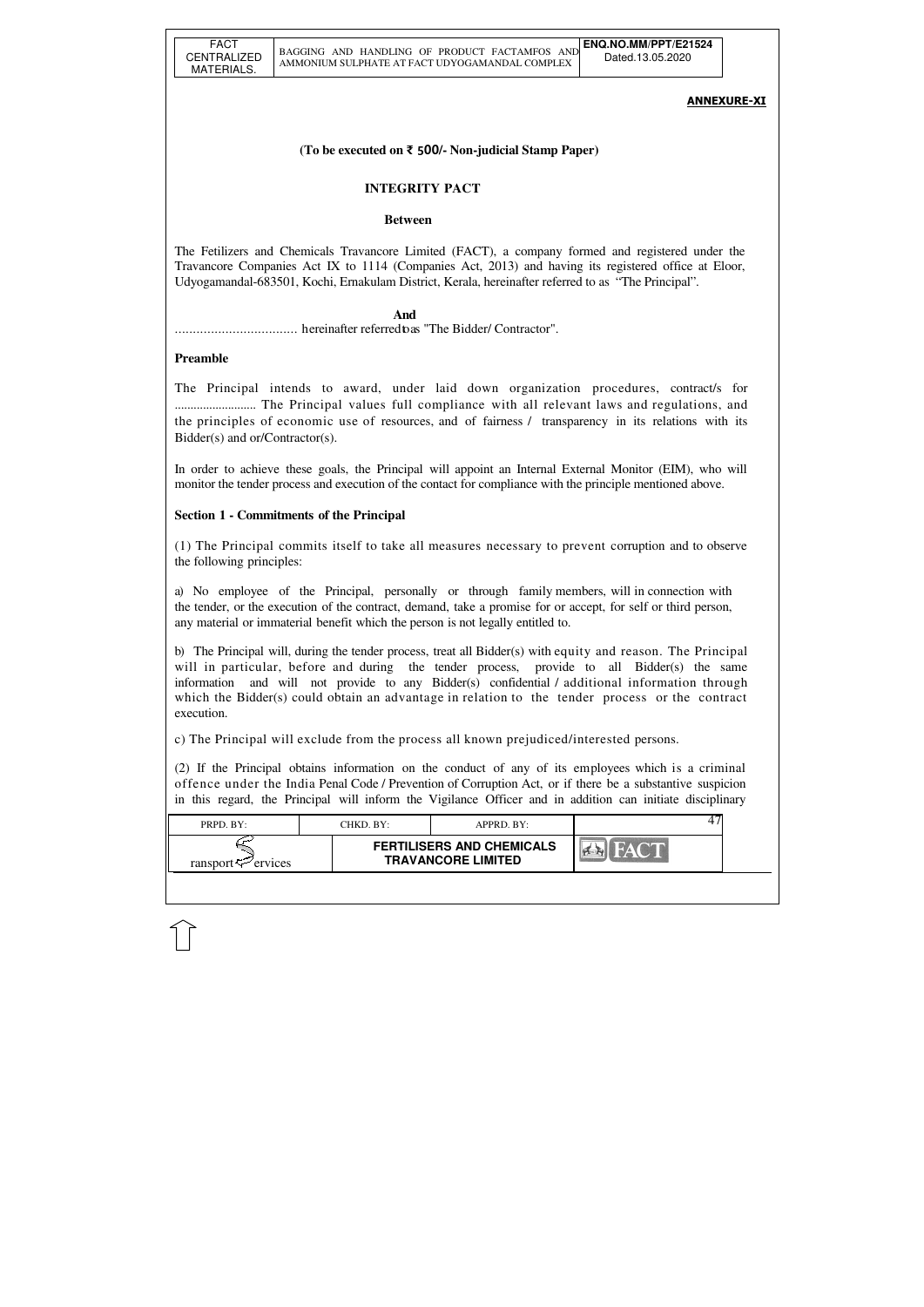**ANNEXURE-XI**

**(To be executed on ₹ 500/- Non-judicial Stamp Paper)**

**INTEGRITY PACT**

**Between**

The Fetilizers and Chemicals Travancore Limited (FACT), a company formed and registered under the Travancore Companies Act IX to 1114 (Companies Act, 2013) and having its registered office at Eloor, Udyogamandal-683501, Kochi, Ernakulam District, Kerala, hereinafter referred to as "The Principal".

**And**

.................................. hereinafter referred to as "The Bidder/ Contractor".

**Preamble**

The Principal intends to award, under laid down organization procedures, contract/s for .......................... The Principal values full compliance with all relevant laws and regulations, and the principles of economic use of resources, and of fairness / transparency in its relations with its Bidder(s) and or/Contractor(s).

In order to achieve these goals, the Principal will appoint an Internal External Monitor (EIM), who will monitor the tender process and execution of the contact for compliance with the principle mentioned above.

**Section 1 - Commitments of the Principal**

(1) The Principal commits itself to take all measures necessary to prevent corruption and to observe the following principles:

a) No employee of the Principal, personally or through family members, will in connection with the tender, or the execution of the contract, demand, take a promise for or accept, for self or third person, any material or immaterial benefit which the person is not legally entitled to.

b) The Principal will, during the tender process, treat all Bidder(s) with equity and reason. The Principal will in particular, before and during the tender process, provide to all Bidder(s) the same information and will not provide to any Bidder(s) confidential / additional information through which the Bidder(s) could obtain an advantage in relation to the tender process or the contract execution.

c) The Principal will exclude from the process all known prejudiced/interested persons.

(2) If the Principal obtains information on the conduct of any of its employees which is a criminal offence under the India Penal Code / Prevention of Corruption Act, or if there be a substantive suspicion in this regard, the Principal will inform the Vigilance Officer and in addition can initiate disciplinary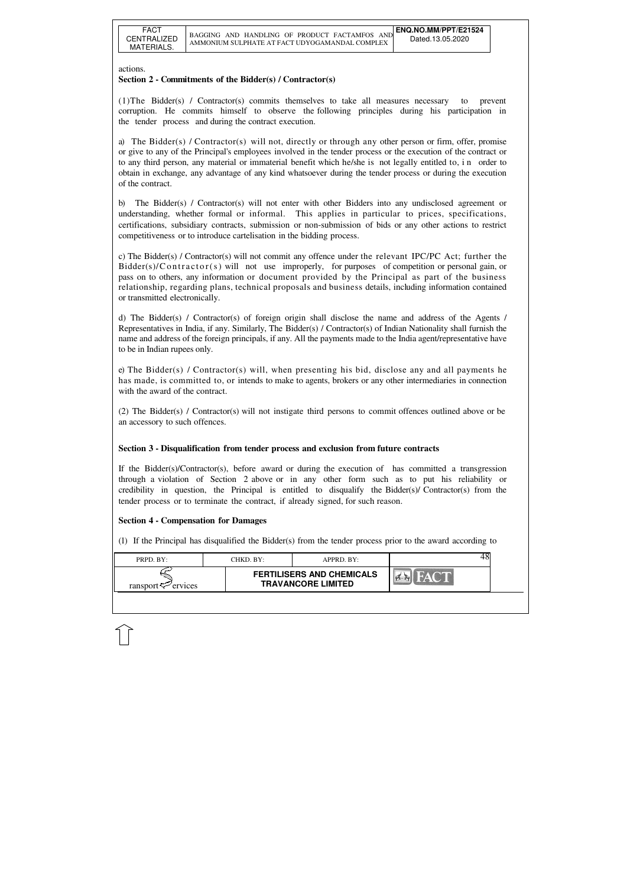actions.

**Section 2 - Commitments of the Bidder(s) / Contractor(s)**

(1)The Bidder(s) / Contractor(s) commits themselves to take all measures necessary to prevent corruption. He commits himself to observe the following principles during his participation in the tender process and during the contract execution.

a) The Bidder(s) / Contractor(s) will not, directly or through any other person or firm, offer, promise or give to any of the Principal's employees involved in the tender process or the execution of the contract or to any third person, any material or immaterial benefit which he/she is not legally entitled to, in order to obtain in exchange, any advantage of any kind whatsoever during the tender process or during the execution of the contract.

b) The Bidder(s) / Contractor(s) will not enter with other Bidders into any undisclosed agreement or understanding, whether formal or informal. This applies in particular to prices, specifications, certifications, subsidiary contracts, submission or non-submission of bids or any other actions to restrict competitiveness or to introduce cartelisation in the bidding process.

c) The Bidder(s) / Contractor(s) will not commit any offence under the relevant IPC/PC Act; further the Bidder(s)/Contractor(s) will not use improperly, for purposes of competition or personal gain, or pass on to others, any information or document provided by the Principal as part of the business relationship, regarding plans, technical proposals and business details, including information contained or transmitted electronically.

d) The Bidder(s) / Contractor(s) of foreign origin shall disclose the name and address of the Agents / Representatives in India, if any. Similarly, The Bidder(s) / Contractor(s) of Indian Nationality shall furnish the name and address of the foreign principals, if any. All the payments made to the India agent/representative have to be in Indian rupees only.

e) The Bidder(s) / Contractor(s) will, when presenting his bid, disclose any and all payments he has made, is committed to, or intends to make to agents, brokers or any other intermediaries in connection with the award of the contract.

(2) The Bidder(s) / Contractor(s) will not instigate third persons to commit offences outlined above or be an accessory to such offences.

**Section 3 - Disqualification from tender process and exclusion from future contracts**

If the Bidder(s)/Contractor(s), before award or during the execution of has committed a transgression through a violation of Section 2 above or in any other form such as to put his reliability or credibility in question, the Principal is entitled to disqualify the Bidder(s)/ Contractor(s) from the tender process or to terminate the contract, if already signed, for such reason.

**Section 4 - Compensation for Damages**

(1) If the Principal has disqualified the Bidder(s) from the tender process prior to the award according to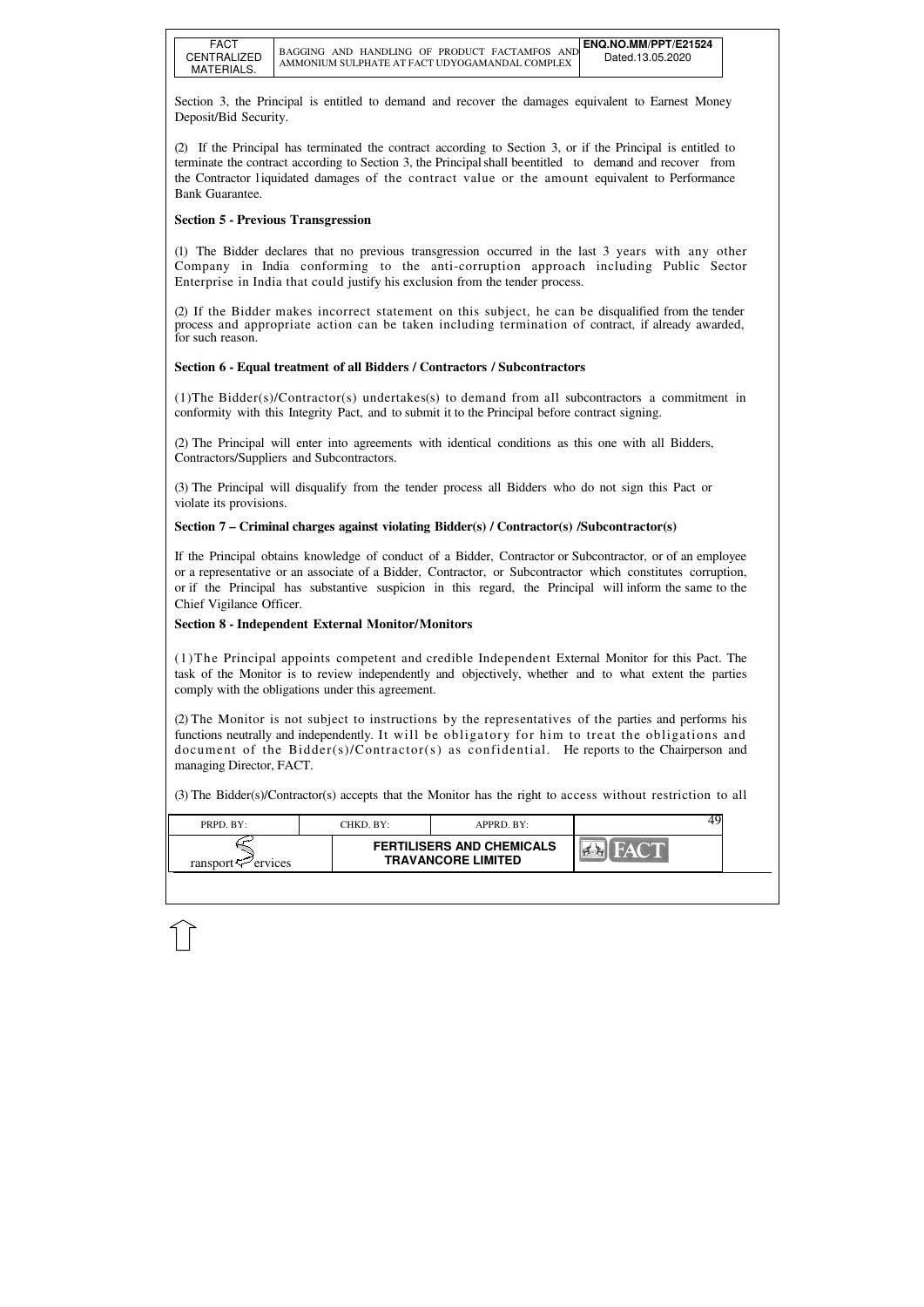Section 3, the Principal is entitled to demand and recover the damages equivalent to Earnest Money Deposit/Bid Security.

(2) If the Principal has terminated the contract according to Section 3, or if the Principal is entitled to terminate the contract according to Section 3, the Principal shall beentitled to demand and recover from the Contractor liquidated damages of the contract value or the amount equivalent to Performance Bank Guarantee.

**Section 5 - Previous Transgression**

(1) The Bidder declares that no previous transgression occurred in the last 3 years with any other Company in India conforming to the anti-corruption approach including Public Sector Enterprise in India that could justify his exclusion from the tender process.

(2) If the Bidder makes incorrect statement on this subject, he can be disqualified from the tender process and appropriate action can be taken including termination of contract, if already awarded, for such reason.

**Section 6 - Equal treatment of all Bidders / Contractors / Subcontractors**

(1)The Bidder(s)/Contractor(s) undertakes(s) to demand from all subcontractors a commitment in conformity with this Integrity Pact, and to submit it to the Principal before contract signing.

(2) The Principal will enter into agreements with identical conditions as this one with all Bidders, Contractors/Suppliers and Subcontractors.

(3) The Principal will disqualify from the tender process all Bidders who do not sign this Pact or violate its provisions.

**Section 7 – Criminal charges against violating Bidder(s) / Contractor(s) /Subcontractor(s)**

If the Principal obtains knowledge of conduct of a Bidder, Contractor or Subcontractor, or of an employee or a representative or an associate of a Bidder, Contractor, or Subcontractor which constitutes corruption, or if the Principal has substantive suspicion in this regard, the Principal will inform the same to the Chief Vigilance Officer.

**Section 8 - Independent External Monitor/Monitors**

(1)The Principal appoints competent and credible Independent External Monitor for this Pact. The task of the Monitor is to review independently and objectively, whether and to what extent the parties comply with the obligations under this agreement.

(2) The Monitor is not subject to instructions by the representatives of the parties and performs his functions neutrally and independently. It will be obligatory for him to treat the obligations and document of the Bidder(s)/Contractor(s) as confidential. He reports to the Chairperson and managing Director, FACT.

(3) The Bidder(s)/Contractor(s) accepts that the Monitor has the right to access without restriction to all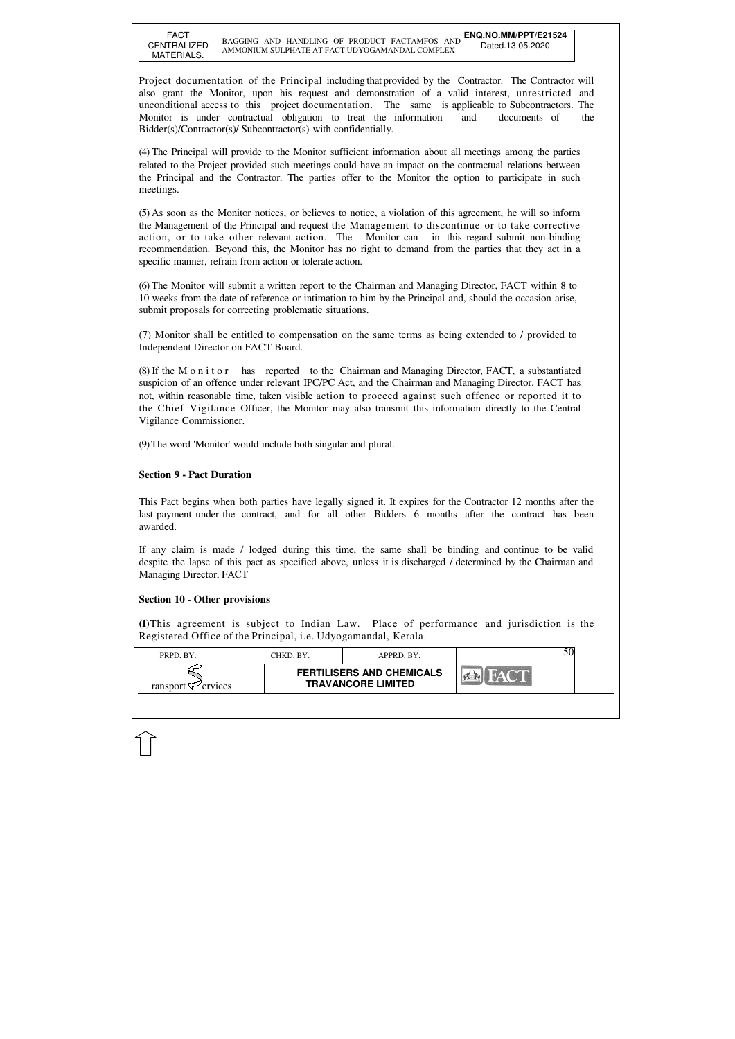Project documentation of the Principal including that provided by the Contractor. The Contractor will also grant the Monitor, upon his request and demonstration of a valid interest, unrestricted and unconditional access to this project documentation. The same is applicable to Subcontractors. The Monitor is under contractual obligation to treat the information and documents of the Bidder(s)/Contractor(s)/ Subcontractor(s) with confidentially.

(4) The Principal will provide to the Monitor sufficient information about all meetings among the parties related to the Project provided such meetings could have an impact on the contractual relations between the Principal and the Contractor. The parties offer to the Monitor the option to participate in such meetings.

(5) As soon as the Monitor notices, or believes to notice, a violation of this agreement, he will so inform the Management of the Principal and request the Management to discontinue or to take corrective action, or to take other relevant action. The Monitor can in this regard submit non-binding recommendation. Beyond this, the Monitor has no right to demand from the parties that they act in a specific manner, refrain from action or tolerate action.

(6) The Monitor will submit a written report to the Chairman and Managing Director, FACT within 8 to 10 weeks from the date of reference or intimation to him by the Principal and, should the occasion arise, submit proposals for correcting problematic situations.

(7) Monitor shall be entitled to compensation on the same terms as being extended to / provided to Independent Director on FACT Board.

(8) If the Monitor has reported to the Chairman and Managing Director, FACT, a substantiated suspicion of an offence under relevant IPC/PC Act, and the Chairman and Managing Director, FACT has not, within reasonable time, taken visible action to proceed against such offence or reported it to the Chief Vigilance Officer, the Monitor may also transmit this information directly to the Central Vigilance Commissioner.

(9) The word 'Monitor' would include both singular and plural.

**Section 9 - Pact Duration**

This Pact begins when both parties have legally signed it. It expires for the Contractor 12 months after the last payment under the contract, and for all other Bidders 6 months after the contract has been awarded.

If any claim is made / lodged during this time, the same shall be binding and continue to be valid despite the lapse of this pact as specified above, unless it is discharged / determined by the Chairman and Managing Director, FACT

**Section 10 - Other provisions**

**(1)** This agreement is subject to Indian Law. Place of performance and jurisdiction is the Registered Office of the Principal, i.e. Udyogamandal, Kerala.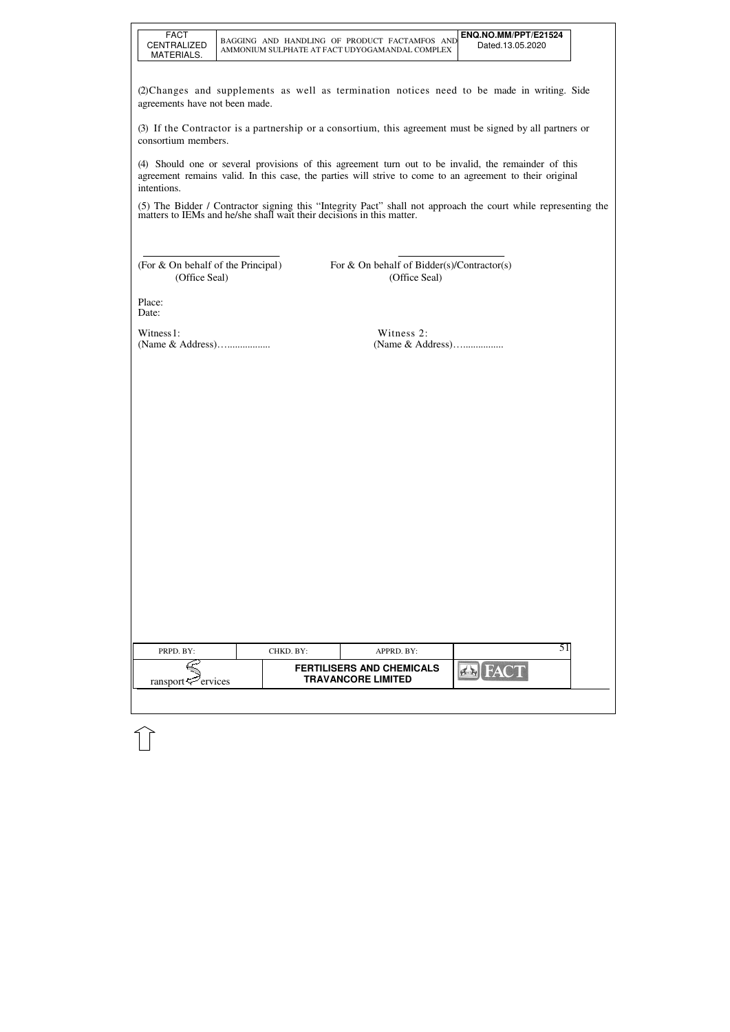(2)Changes and supplements as well as termination notices need to be made in writing. Side agreements have not been made.

(3) If the Contractor is a partnership or a consortium, this agreement must be signed by all partners or consortium members.

(4) Should one or several provisions of this agreement turn out to be invalid, the remainder of this agreement remains valid. In this case, the parties will strive to come to an agreement to their original intentions.

(5) The Bidder / Contractor signing this "Integrity Pact" shall not approach the court while representing the matters to IEMs and he/she shall wait their decisions in this matter.

| | |
|---|---|
| (For & On behalf of the Principal) | For & On behalf of Bidder(s)/Contractor(s) |
| (Office Seal) | (Office Seal) |

Place:
Date:

| | |
|---|---|
| Witness1: | Witness 2: |
| (Name & Address)….................. | (Name & Address)….................. |